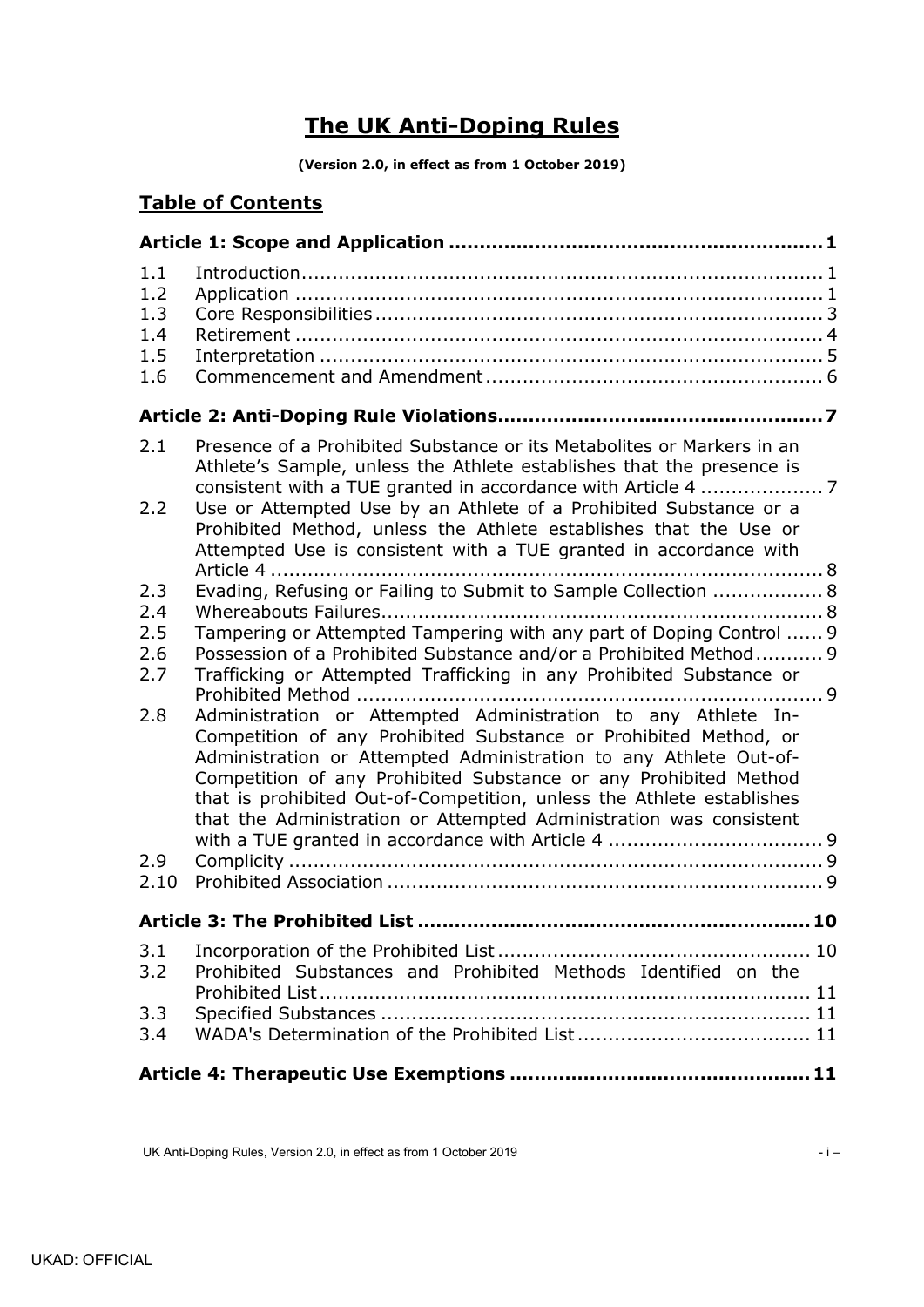# The UK Anti-Doping Rules

**(Version 2.0, in effect as from 1 October 2019)**

## Table of Contents

**Article 1: Scope and Application ........................................................ 1**

1.1 Introduction ........................................................................ 1
1.2 Application ......................................................................... 1
1.3 Core Responsibilities ............................................................ 3
1.4 Retirement ......................................................................... 4
1.5 Interpretation ..................................................................... 5
1.6 Commencement and Amendment ........................................... 6

**Article 2: Anti-Doping Rule Violations ................................................ 7**

2.1 Presence of a Prohibited Substance or its Metabolites or Markers in an Athlete's Sample, unless the Athlete establishes that the presence is consistent with a TUE granted in accordance with Article 4 .................... 7
2.2 Use or Attempted Use by an Athlete of a Prohibited Substance or a Prohibited Method, unless the Athlete establishes that the Use or Attempted Use is consistent with a TUE granted in accordance with Article 4 ........................................................................................ 8
2.3 Evading, Refusing or Failing to Submit to Sample Collection .................. 8
2.4 Whereabouts Failures ........................................................................ 8
2.5 Tampering or Attempted Tampering with any part of Doping Control ...... 9
2.6 Possession of a Prohibited Substance and/or a Prohibited Method ........... 9
2.7 Trafficking or Attempted Trafficking in any Prohibited Substance or Prohibited Method ............................................................................ 9
2.8 Administration or Attempted Administration to any Athlete In-Competition of any Prohibited Substance or Prohibited Method, or Administration or Attempted Administration to any Athlete Out-of-Competition of any Prohibited Substance or any Prohibited Method that is prohibited Out-of-Competition, unless the Athlete establishes that the Administration or Attempted Administration was consistent with a TUE granted in accordance with Article 4 ................................... 9
2.9 Complicity ....................................................................................... 9
2.10 Prohibited Association ...................................................................... 9

**Article 3: The Prohibited List ............................................................... 10**

3.1 Incorporation of the Prohibited List .................................................. 10
3.2 Prohibited Substances and Prohibited Methods Identified on the Prohibited List ................................................................................ 11
3.3 Specified Substances ..................................................................... 11
3.4 WADA's Determination of the Prohibited List ..................................... 11

**Article 4: Therapeutic Use Exemptions ................................................ 11**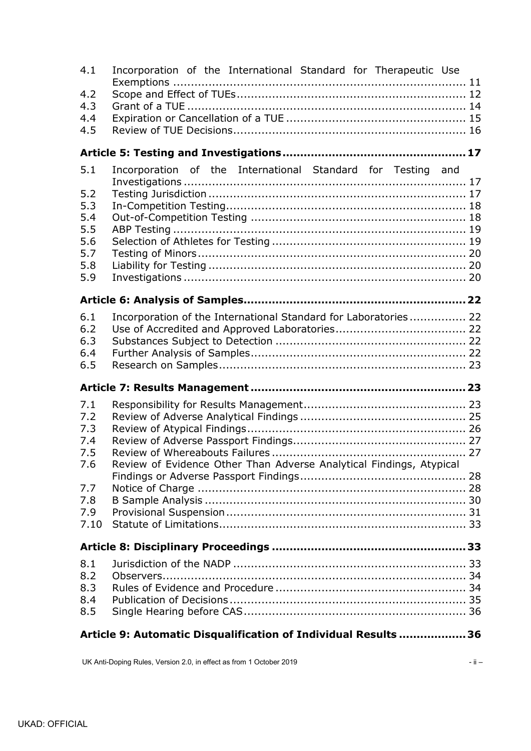4.1 Incorporation of the International Standard for Therapeutic Use Exemptions ... 11
4.2 Scope and Effect of TUEs ... 12
4.3 Grant of a TUE ... 14
4.4 Expiration or Cancellation of a TUE ... 15
4.5 Review of TUE Decisions ... 16

**Article 5: Testing and Investigations ... 17**

5.1 Incorporation of the International Standard for Testing and Investigations ... 17
5.2 Testing Jurisdiction ... 17
5.3 In-Competition Testing ... 18
5.4 Out-of-Competition Testing ... 18
5.5 ABP Testing ... 19
5.6 Selection of Athletes for Testing ... 19
5.7 Testing of Minors ... 20
5.8 Liability for Testing ... 20
5.9 Investigations ... 20

**Article 6: Analysis of Samples ... 22**

6.1 Incorporation of the International Standard for Laboratories ... 22
6.2 Use of Accredited and Approved Laboratories ... 22
6.3 Substances Subject to Detection ... 22
6.4 Further Analysis of Samples ... 22
6.5 Research on Samples ... 23

**Article 7: Results Management ... 23**

7.1 Responsibility for Results Management ... 23
7.2 Review of Adverse Analytical Findings ... 25
7.3 Review of Atypical Findings ... 26
7.4 Review of Adverse Passport Findings ... 27
7.5 Review of Whereabouts Failures ... 27
7.6 Review of Evidence Other Than Adverse Analytical Findings, Atypical Findings or Adverse Passport Findings ... 28
7.7 Notice of Charge ... 28
7.8 B Sample Analysis ... 30
7.9 Provisional Suspension ... 31
7.10 Statute of Limitations ... 33

**Article 8: Disciplinary Proceedings ... 33**

8.1 Jurisdiction of the NADP ... 33
8.2 Observers ... 34
8.3 Rules of Evidence and Procedure ... 34
8.4 Publication of Decisions ... 35
8.5 Single Hearing before CAS ... 36

**Article 9: Automatic Disqualification of Individual Results ... 36**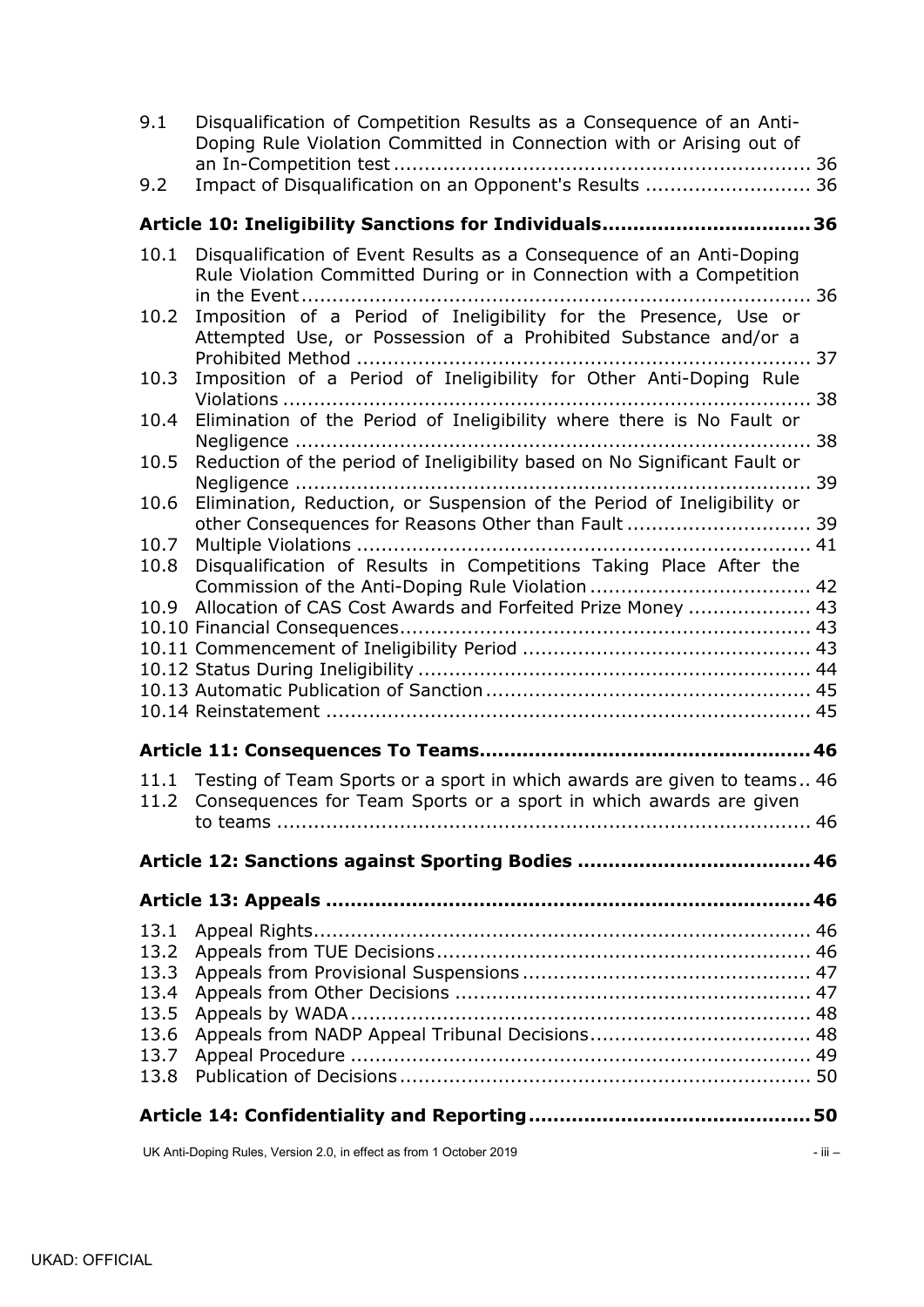9.1 Disqualification of Competition Results as a Consequence of an Anti-Doping Rule Violation Committed in Connection with or Arising out of an In-Competition test ..... 36
9.2 Impact of Disqualification on an Opponent's Results ..... 36

**Article 10: Ineligibility Sanctions for Individuals ..... 36**

10.1 Disqualification of Event Results as a Consequence of an Anti-Doping Rule Violation Committed During or in Connection with a Competition in the Event ..... 36
10.2 Imposition of a Period of Ineligibility for the Presence, Use or Attempted Use, or Possession of a Prohibited Substance and/or a Prohibited Method ..... 37
10.3 Imposition of a Period of Ineligibility for Other Anti-Doping Rule Violations ..... 38
10.4 Elimination of the Period of Ineligibility where there is No Fault or Negligence ..... 38
10.5 Reduction of the period of Ineligibility based on No Significant Fault or Negligence ..... 39
10.6 Elimination, Reduction, or Suspension of the Period of Ineligibility or other Consequences for Reasons Other than Fault ..... 39
10.7 Multiple Violations ..... 41
10.8 Disqualification of Results in Competitions Taking Place After the Commission of the Anti-Doping Rule Violation ..... 42
10.9 Allocation of CAS Cost Awards and Forfeited Prize Money ..... 43
10.10 Financial Consequences ..... 43
10.11 Commencement of Ineligibility Period ..... 43
10.12 Status During Ineligibility ..... 44
10.13 Automatic Publication of Sanction ..... 45
10.14 Reinstatement ..... 45

**Article 11: Consequences To Teams ..... 46**

11.1 Testing of Team Sports or a sport in which awards are given to teams .. 46
11.2 Consequences for Team Sports or a sport in which awards are given to teams ..... 46

**Article 12: Sanctions against Sporting Bodies ..... 46**

**Article 13: Appeals ..... 46**

13.1 Appeal Rights ..... 46
13.2 Appeals from TUE Decisions ..... 46
13.3 Appeals from Provisional Suspensions ..... 47
13.4 Appeals from Other Decisions ..... 47
13.5 Appeals by WADA ..... 48
13.6 Appeals from NADP Appeal Tribunal Decisions ..... 48
13.7 Appeal Procedure ..... 49
13.8 Publication of Decisions ..... 50

**Article 14: Confidentiality and Reporting ..... 50**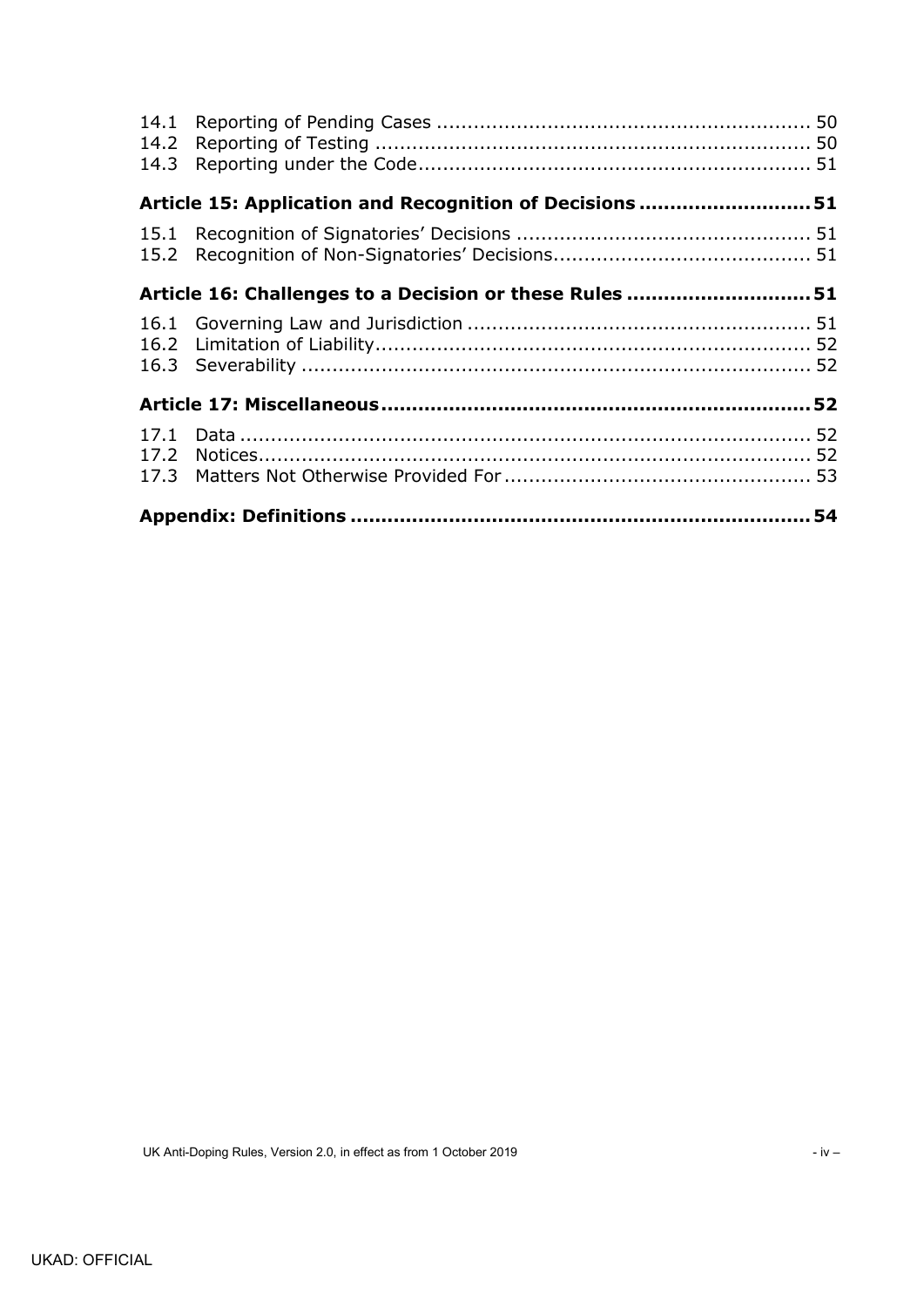| | | |
|---|---|---|
| 14.1 | Reporting of Pending Cases | 50 |
| 14.2 | Reporting of Testing | 50 |
| 14.3 | Reporting under the Code | 51 |
| **Article 15: Application and Recognition of Decisions** | | **51** |
| 15.1 | Recognition of Signatories' Decisions | 51 |
| 15.2 | Recognition of Non-Signatories' Decisions | 51 |
| **Article 16: Challenges to a Decision or these Rules** | | **51** |
| 16.1 | Governing Law and Jurisdiction | 51 |
| 16.2 | Limitation of Liability | 52 |
| 16.3 | Severability | 52 |
| **Article 17: Miscellaneous** | | **52** |
| 17.1 | Data | 52 |
| 17.2 | Notices | 52 |
| 17.3 | Matters Not Otherwise Provided For | 53 |
| **Appendix: Definitions** | | **54** |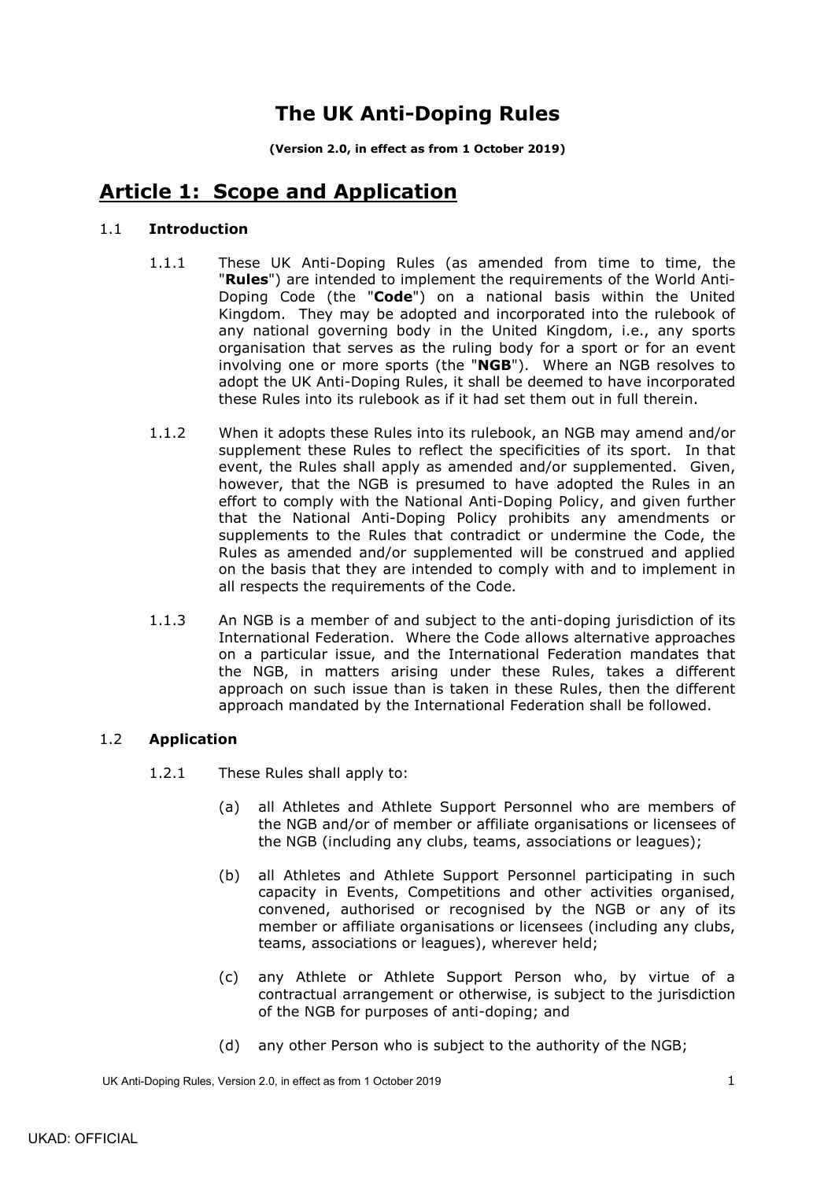# The UK Anti-Doping Rules

**(Version 2.0, in effect as from 1 October 2019)**

## Article 1: Scope and Application

### 1.1 Introduction

1.1.1 These UK Anti-Doping Rules (as amended from time to time, the "**Rules**") are intended to implement the requirements of the World Anti-Doping Code (the "**Code**") on a national basis within the United Kingdom. They may be adopted and incorporated into the rulebook of any national governing body in the United Kingdom, i.e., any sports organisation that serves as the ruling body for a sport or for an event involving one or more sports (the "**NGB**"). Where an NGB resolves to adopt the UK Anti-Doping Rules, it shall be deemed to have incorporated these Rules into its rulebook as if it had set them out in full therein.

1.1.2 When it adopts these Rules into its rulebook, an NGB may amend and/or supplement these Rules to reflect the specificities of its sport. In that event, the Rules shall apply as amended and/or supplemented. Given, however, that the NGB is presumed to have adopted the Rules in an effort to comply with the National Anti-Doping Policy, and given further that the National Anti-Doping Policy prohibits any amendments or supplements to the Rules that contradict or undermine the Code, the Rules as amended and/or supplemented will be construed and applied on the basis that they are intended to comply with and to implement in all respects the requirements of the Code.

1.1.3 An NGB is a member of and subject to the anti-doping jurisdiction of its International Federation. Where the Code allows alternative approaches on a particular issue, and the International Federation mandates that the NGB, in matters arising under these Rules, takes a different approach on such issue than is taken in these Rules, then the different approach mandated by the International Federation shall be followed.

### 1.2 Application

1.2.1 These Rules shall apply to:

(a) all Athletes and Athlete Support Personnel who are members of the NGB and/or of member or affiliate organisations or licensees of the NGB (including any clubs, teams, associations or leagues);

(b) all Athletes and Athlete Support Personnel participating in such capacity in Events, Competitions and other activities organised, convened, authorised or recognised by the NGB or any of its member or affiliate organisations or licensees (including any clubs, teams, associations or leagues), wherever held;

(c) any Athlete or Athlete Support Person who, by virtue of a contractual arrangement or otherwise, is subject to the jurisdiction of the NGB for purposes of anti-doping; and

(d) any other Person who is subject to the authority of the NGB;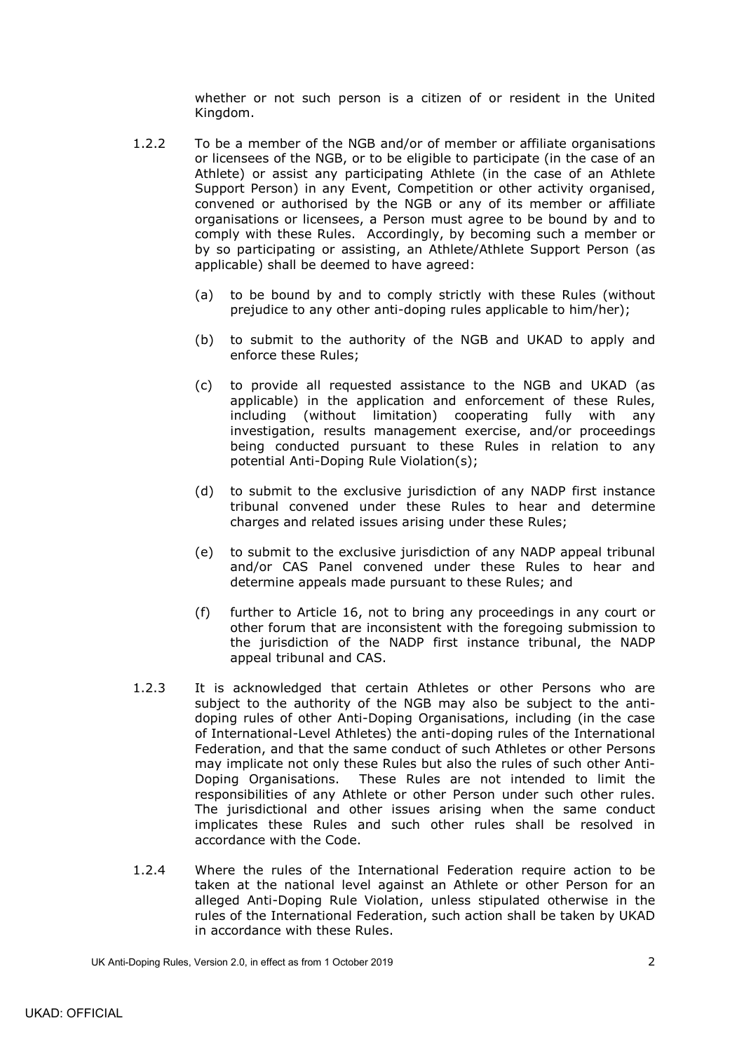whether or not such person is a citizen of or resident in the United Kingdom.

1.2.2 To be a member of the NGB and/or of member or affiliate organisations or licensees of the NGB, or to be eligible to participate (in the case of an Athlete) or assist any participating Athlete (in the case of an Athlete Support Person) in any Event, Competition or other activity organised, convened or authorised by the NGB or any of its member or affiliate organisations or licensees, a Person must agree to be bound by and to comply with these Rules. Accordingly, by becoming such a member or by so participating or assisting, an Athlete/Athlete Support Person (as applicable) shall be deemed to have agreed:

(a) to be bound by and to comply strictly with these Rules (without prejudice to any other anti-doping rules applicable to him/her);

(b) to submit to the authority of the NGB and UKAD to apply and enforce these Rules;

(c) to provide all requested assistance to the NGB and UKAD (as applicable) in the application and enforcement of these Rules, including (without limitation) cooperating fully with any investigation, results management exercise, and/or proceedings being conducted pursuant to these Rules in relation to any potential Anti-Doping Rule Violation(s);

(d) to submit to the exclusive jurisdiction of any NADP first instance tribunal convened under these Rules to hear and determine charges and related issues arising under these Rules;

(e) to submit to the exclusive jurisdiction of any NADP appeal tribunal and/or CAS Panel convened under these Rules to hear and determine appeals made pursuant to these Rules; and

(f) further to Article 16, not to bring any proceedings in any court or other forum that are inconsistent with the foregoing submission to the jurisdiction of the NADP first instance tribunal, the NADP appeal tribunal and CAS.

1.2.3 It is acknowledged that certain Athletes or other Persons who are subject to the authority of the NGB may also be subject to the anti-doping rules of other Anti-Doping Organisations, including (in the case of International-Level Athletes) the anti-doping rules of the International Federation, and that the same conduct of such Athletes or other Persons may implicate not only these Rules but also the rules of such other Anti-Doping Organisations. These Rules are not intended to limit the responsibilities of any Athlete or other Person under such other rules. The jurisdictional and other issues arising when the same conduct implicates these Rules and such other rules shall be resolved in accordance with the Code.

1.2.4 Where the rules of the International Federation require action to be taken at the national level against an Athlete or other Person for an alleged Anti-Doping Rule Violation, unless stipulated otherwise in the rules of the International Federation, such action shall be taken by UKAD in accordance with these Rules.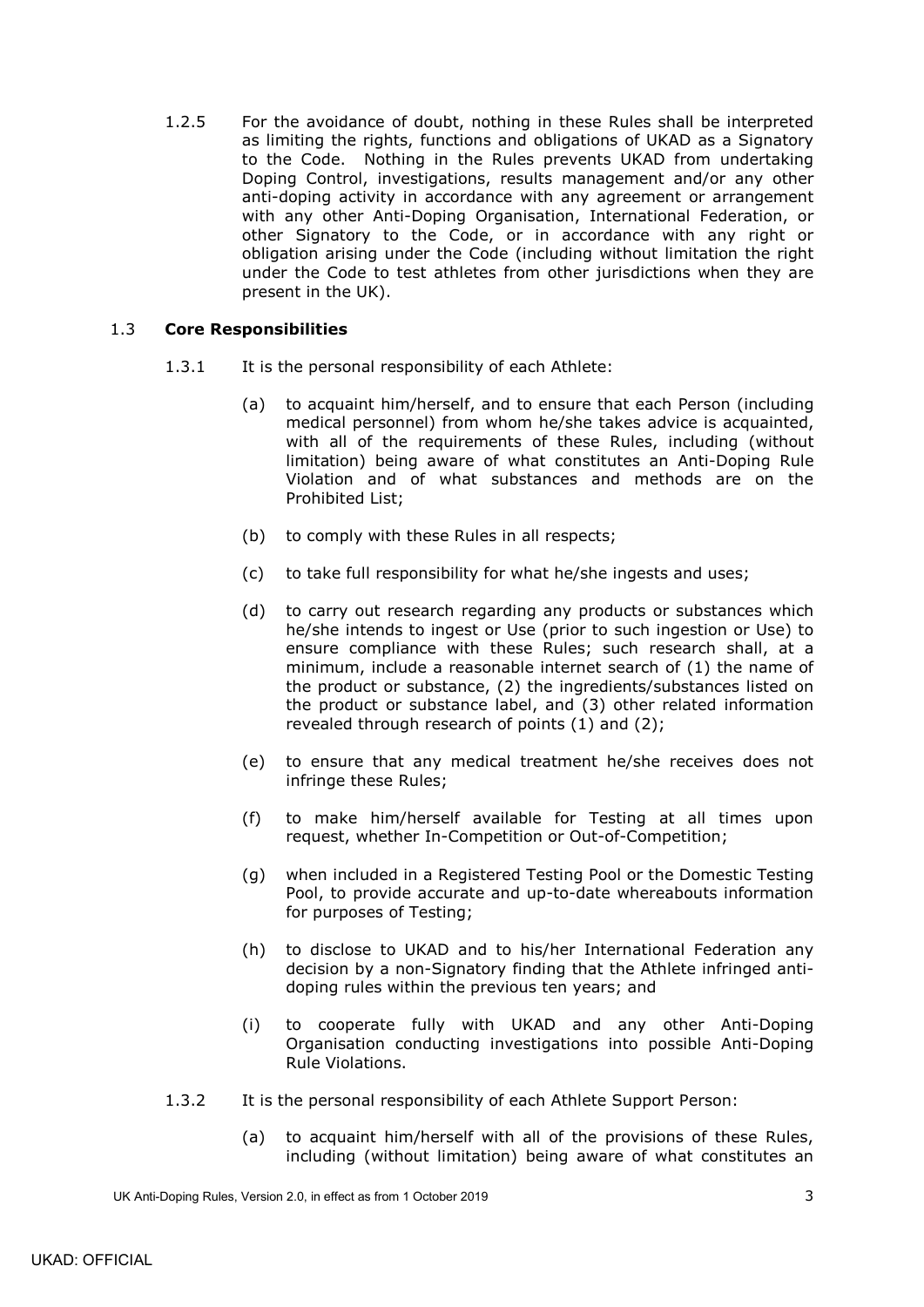1.2.5 For the avoidance of doubt, nothing in these Rules shall be interpreted as limiting the rights, functions and obligations of UKAD as a Signatory to the Code. Nothing in the Rules prevents UKAD from undertaking Doping Control, investigations, results management and/or any other anti-doping activity in accordance with any agreement or arrangement with any other Anti-Doping Organisation, International Federation, or other Signatory to the Code, or in accordance with any right or obligation arising under the Code (including without limitation the right under the Code to test athletes from other jurisdictions when they are present in the UK).

### 1.3 **Core Responsibilities**

1.3.1 It is the personal responsibility of each Athlete:

(a) to acquaint him/herself, and to ensure that each Person (including medical personnel) from whom he/she takes advice is acquainted, with all of the requirements of these Rules, including (without limitation) being aware of what constitutes an Anti-Doping Rule Violation and of what substances and methods are on the Prohibited List;

(b) to comply with these Rules in all respects;

(c) to take full responsibility for what he/she ingests and uses;

(d) to carry out research regarding any products or substances which he/she intends to ingest or Use (prior to such ingestion or Use) to ensure compliance with these Rules; such research shall, at a minimum, include a reasonable internet search of (1) the name of the product or substance, (2) the ingredients/substances listed on the product or substance label, and (3) other related information revealed through research of points (1) and (2);

(e) to ensure that any medical treatment he/she receives does not infringe these Rules;

(f) to make him/herself available for Testing at all times upon request, whether In-Competition or Out-of-Competition;

(g) when included in a Registered Testing Pool or the Domestic Testing Pool, to provide accurate and up-to-date whereabouts information for purposes of Testing;

(h) to disclose to UKAD and to his/her International Federation any decision by a non-Signatory finding that the Athlete infringed anti-doping rules within the previous ten years; and

(i) to cooperate fully with UKAD and any other Anti-Doping Organisation conducting investigations into possible Anti-Doping Rule Violations.

1.3.2 It is the personal responsibility of each Athlete Support Person:

(a) to acquaint him/herself with all of the provisions of these Rules, including (without limitation) being aware of what constitutes an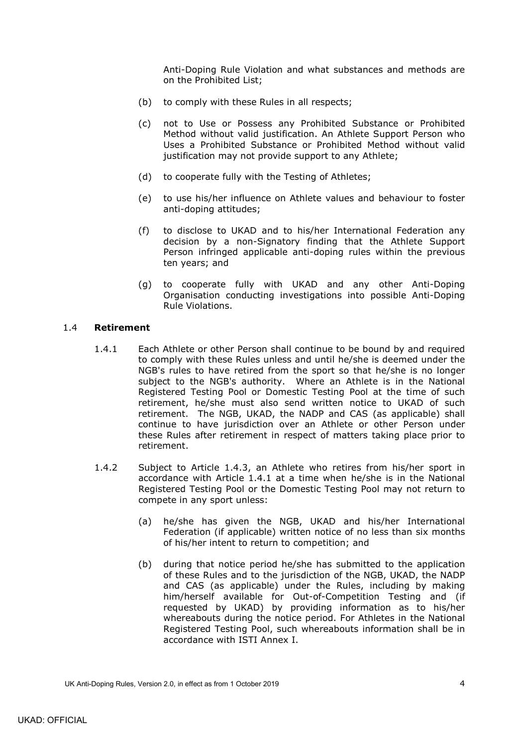Anti-Doping Rule Violation and what substances and methods are on the Prohibited List;

(b) to comply with these Rules in all respects;

(c) not to Use or Possess any Prohibited Substance or Prohibited Method without valid justification. An Athlete Support Person who Uses a Prohibited Substance or Prohibited Method without valid justification may not provide support to any Athlete;

(d) to cooperate fully with the Testing of Athletes;

(e) to use his/her influence on Athlete values and behaviour to foster anti-doping attitudes;

(f) to disclose to UKAD and to his/her International Federation any decision by a non-Signatory finding that the Athlete Support Person infringed applicable anti-doping rules within the previous ten years; and

(g) to cooperate fully with UKAD and any other Anti-Doping Organisation conducting investigations into possible Anti-Doping Rule Violations.

### 1.4 **Retirement**

1.4.1 Each Athlete or other Person shall continue to be bound by and required to comply with these Rules unless and until he/she is deemed under the NGB's rules to have retired from the sport so that he/she is no longer subject to the NGB's authority. Where an Athlete is in the National Registered Testing Pool or Domestic Testing Pool at the time of such retirement, he/she must also send written notice to UKAD of such retirement. The NGB, UKAD, the NADP and CAS (as applicable) shall continue to have jurisdiction over an Athlete or other Person under these Rules after retirement in respect of matters taking place prior to retirement.

1.4.2 Subject to Article 1.4.3, an Athlete who retires from his/her sport in accordance with Article 1.4.1 at a time when he/she is in the National Registered Testing Pool or the Domestic Testing Pool may not return to compete in any sport unless:

(a) he/she has given the NGB, UKAD and his/her International Federation (if applicable) written notice of no less than six months of his/her intent to return to competition; and

(b) during that notice period he/she has submitted to the application of these Rules and to the jurisdiction of the NGB, UKAD, the NADP and CAS (as applicable) under the Rules, including by making him/herself available for Out-of-Competition Testing and (if requested by UKAD) by providing information as to his/her whereabouts during the notice period. For Athletes in the National Registered Testing Pool, such whereabouts information shall be in accordance with ISTI Annex I.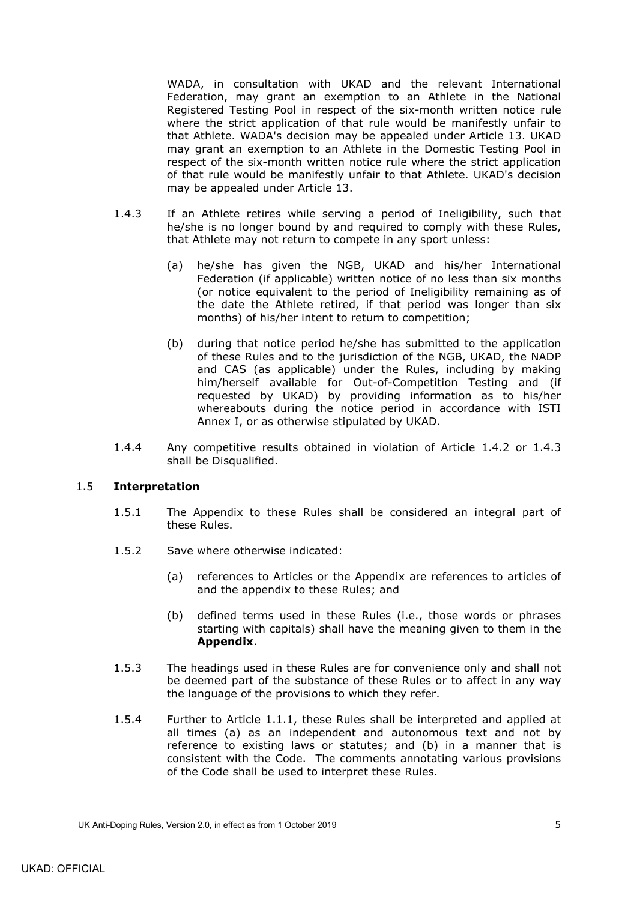WADA, in consultation with UKAD and the relevant International Federation, may grant an exemption to an Athlete in the National Registered Testing Pool in respect of the six-month written notice rule where the strict application of that rule would be manifestly unfair to that Athlete. WADA's decision may be appealed under Article 13. UKAD may grant an exemption to an Athlete in the Domestic Testing Pool in respect of the six-month written notice rule where the strict application of that rule would be manifestly unfair to that Athlete. UKAD's decision may be appealed under Article 13.

1.4.3 If an Athlete retires while serving a period of Ineligibility, such that he/she is no longer bound by and required to comply with these Rules, that Athlete may not return to compete in any sport unless:

(a) he/she has given the NGB, UKAD and his/her International Federation (if applicable) written notice of no less than six months (or notice equivalent to the period of Ineligibility remaining as of the date the Athlete retired, if that period was longer than six months) of his/her intent to return to competition;

(b) during that notice period he/she has submitted to the application of these Rules and to the jurisdiction of the NGB, UKAD, the NADP and CAS (as applicable) under the Rules, including by making him/herself available for Out-of-Competition Testing and (if requested by UKAD) by providing information as to his/her whereabouts during the notice period in accordance with ISTI Annex I, or as otherwise stipulated by UKAD.

1.4.4 Any competitive results obtained in violation of Article 1.4.2 or 1.4.3 shall be Disqualified.

## 1.5 Interpretation

1.5.1 The Appendix to these Rules shall be considered an integral part of these Rules.

1.5.2 Save where otherwise indicated:

(a) references to Articles or the Appendix are references to articles of and the appendix to these Rules; and

(b) defined terms used in these Rules (i.e., those words or phrases starting with capitals) shall have the meaning given to them in the **Appendix**.

1.5.3 The headings used in these Rules are for convenience only and shall not be deemed part of the substance of these Rules or to affect in any way the language of the provisions to which they refer.

1.5.4 Further to Article 1.1.1, these Rules shall be interpreted and applied at all times (a) as an independent and autonomous text and not by reference to existing laws or statutes; and (b) in a manner that is consistent with the Code. The comments annotating various provisions of the Code shall be used to interpret these Rules.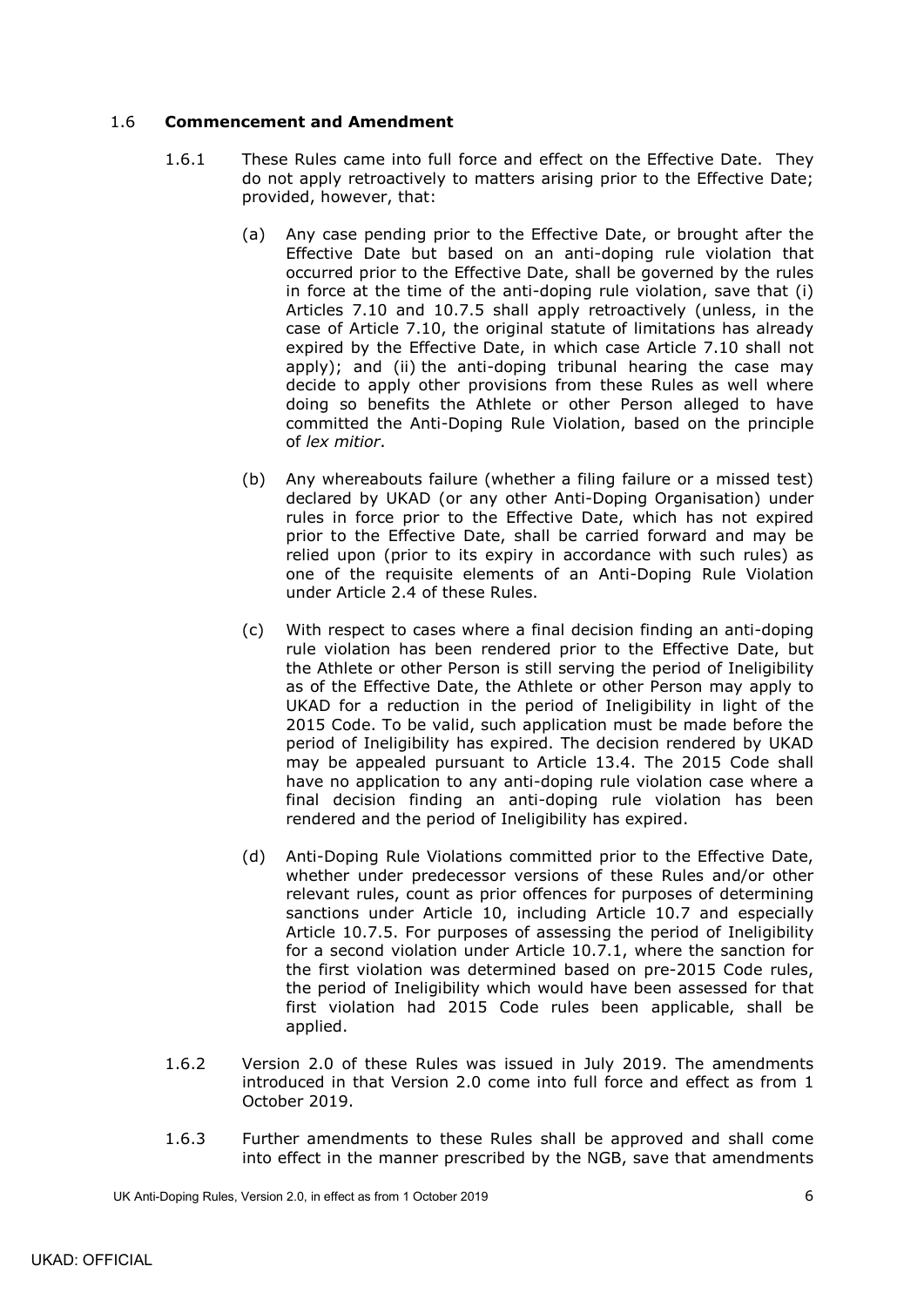### 1.6 **Commencement and Amendment**

1.6.1 These Rules came into full force and effect on the Effective Date. They do not apply retroactively to matters arising prior to the Effective Date; provided, however, that:

(a) Any case pending prior to the Effective Date, or brought after the Effective Date but based on an anti-doping rule violation that occurred prior to the Effective Date, shall be governed by the rules in force at the time of the anti-doping rule violation, save that (i) Articles 7.10 and 10.7.5 shall apply retroactively (unless, in the case of Article 7.10, the original statute of limitations has already expired by the Effective Date, in which case Article 7.10 shall not apply); and (ii) the anti-doping tribunal hearing the case may decide to apply other provisions from these Rules as well where doing so benefits the Athlete or other Person alleged to have committed the Anti-Doping Rule Violation, based on the principle of *lex mitior*.

(b) Any whereabouts failure (whether a filing failure or a missed test) declared by UKAD (or any other Anti-Doping Organisation) under rules in force prior to the Effective Date, which has not expired prior to the Effective Date, shall be carried forward and may be relied upon (prior to its expiry in accordance with such rules) as one of the requisite elements of an Anti-Doping Rule Violation under Article 2.4 of these Rules.

(c) With respect to cases where a final decision finding an anti-doping rule violation has been rendered prior to the Effective Date, but the Athlete or other Person is still serving the period of Ineligibility as of the Effective Date, the Athlete or other Person may apply to UKAD for a reduction in the period of Ineligibility in light of the 2015 Code. To be valid, such application must be made before the period of Ineligibility has expired. The decision rendered by UKAD may be appealed pursuant to Article 13.4. The 2015 Code shall have no application to any anti-doping rule violation case where a final decision finding an anti-doping rule violation has been rendered and the period of Ineligibility has expired.

(d) Anti-Doping Rule Violations committed prior to the Effective Date, whether under predecessor versions of these Rules and/or other relevant rules, count as prior offences for purposes of determining sanctions under Article 10, including Article 10.7 and especially Article 10.7.5. For purposes of assessing the period of Ineligibility for a second violation under Article 10.7.1, where the sanction for the first violation was determined based on pre-2015 Code rules, the period of Ineligibility which would have been assessed for that first violation had 2015 Code rules been applicable, shall be applied.

1.6.2 Version 2.0 of these Rules was issued in July 2019. The amendments introduced in that Version 2.0 come into full force and effect as from 1 October 2019.

1.6.3 Further amendments to these Rules shall be approved and shall come into effect in the manner prescribed by the NGB, save that amendments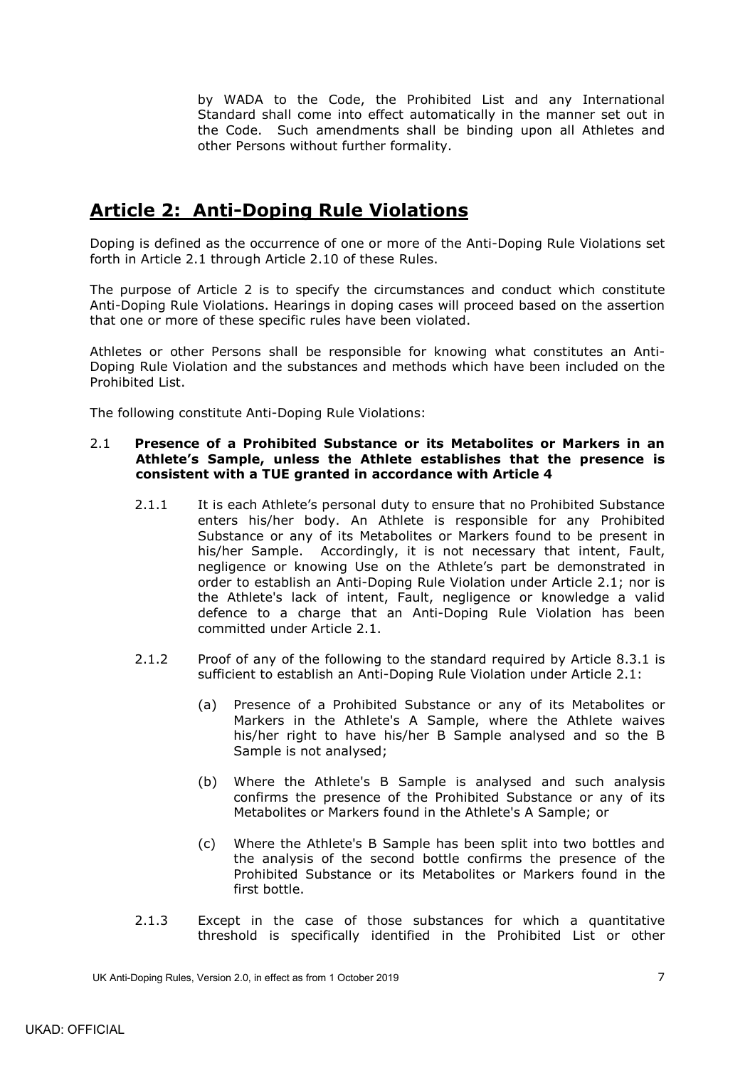by WADA to the Code, the Prohibited List and any International Standard shall come into effect automatically in the manner set out in the Code. Such amendments shall be binding upon all Athletes and other Persons without further formality.

## Article 2: Anti-Doping Rule Violations

Doping is defined as the occurrence of one or more of the Anti-Doping Rule Violations set forth in Article 2.1 through Article 2.10 of these Rules.

The purpose of Article 2 is to specify the circumstances and conduct which constitute Anti-Doping Rule Violations. Hearings in doping cases will proceed based on the assertion that one or more of these specific rules have been violated.

Athletes or other Persons shall be responsible for knowing what constitutes an Anti-Doping Rule Violation and the substances and methods which have been included on the Prohibited List.

The following constitute Anti-Doping Rule Violations:

2.1 **Presence of a Prohibited Substance or its Metabolites or Markers in an Athlete's Sample, unless the Athlete establishes that the presence is consistent with a TUE granted in accordance with Article 4**

2.1.1 It is each Athlete's personal duty to ensure that no Prohibited Substance enters his/her body. An Athlete is responsible for any Prohibited Substance or any of its Metabolites or Markers found to be present in his/her Sample. Accordingly, it is not necessary that intent, Fault, negligence or knowing Use on the Athlete's part be demonstrated in order to establish an Anti-Doping Rule Violation under Article 2.1; nor is the Athlete's lack of intent, Fault, negligence or knowledge a valid defence to a charge that an Anti-Doping Rule Violation has been committed under Article 2.1.

2.1.2 Proof of any of the following to the standard required by Article 8.3.1 is sufficient to establish an Anti-Doping Rule Violation under Article 2.1:

(a) Presence of a Prohibited Substance or any of its Metabolites or Markers in the Athlete's A Sample, where the Athlete waives his/her right to have his/her B Sample analysed and so the B Sample is not analysed;

(b) Where the Athlete's B Sample is analysed and such analysis confirms the presence of the Prohibited Substance or any of its Metabolites or Markers found in the Athlete's A Sample; or

(c) Where the Athlete's B Sample has been split into two bottles and the analysis of the second bottle confirms the presence of the Prohibited Substance or its Metabolites or Markers found in the first bottle.

2.1.3 Except in the case of those substances for which a quantitative threshold is specifically identified in the Prohibited List or other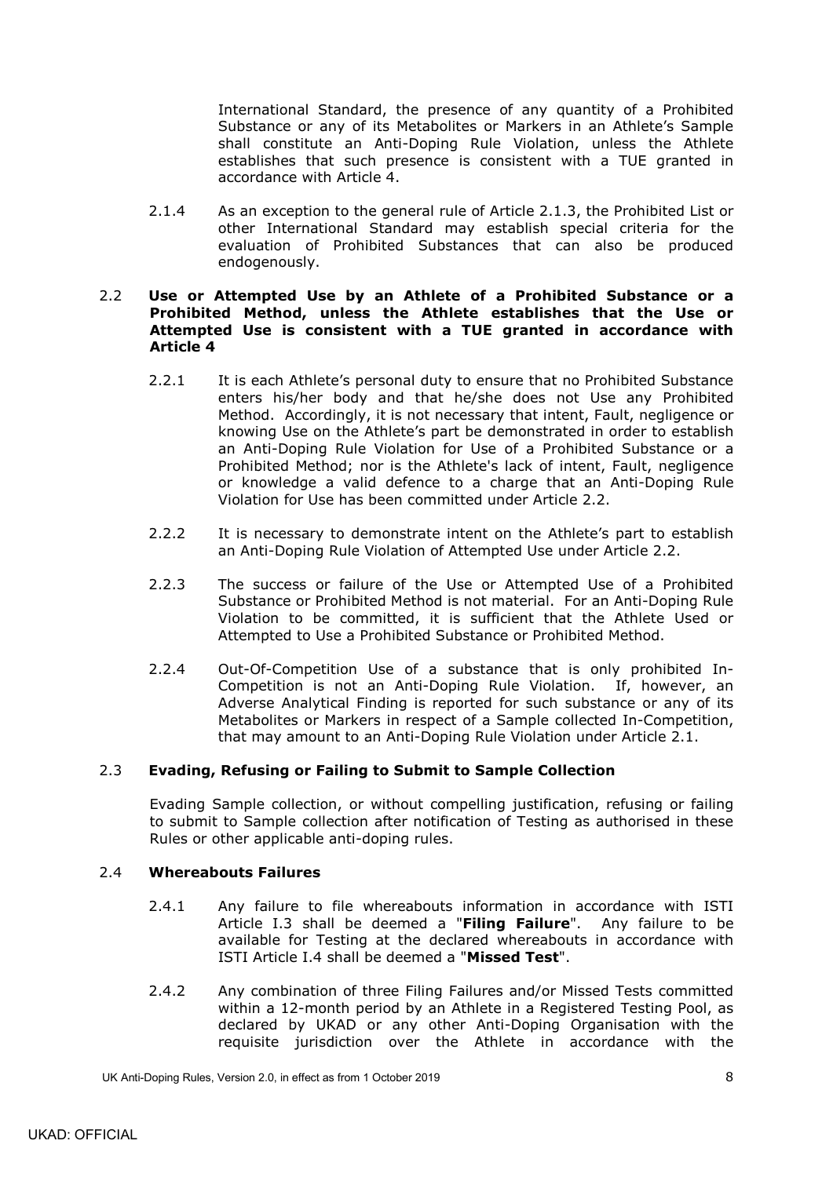International Standard, the presence of any quantity of a Prohibited Substance or any of its Metabolites or Markers in an Athlete's Sample shall constitute an Anti-Doping Rule Violation, unless the Athlete establishes that such presence is consistent with a TUE granted in accordance with Article 4.

2.1.4 As an exception to the general rule of Article 2.1.3, the Prohibited List or other International Standard may establish special criteria for the evaluation of Prohibited Substances that can also be produced endogenously.

### 2.2 Use or Attempted Use by an Athlete of a Prohibited Substance or a Prohibited Method, unless the Athlete establishes that the Use or Attempted Use is consistent with a TUE granted in accordance with Article 4

2.2.1 It is each Athlete's personal duty to ensure that no Prohibited Substance enters his/her body and that he/she does not Use any Prohibited Method. Accordingly, it is not necessary that intent, Fault, negligence or knowing Use on the Athlete's part be demonstrated in order to establish an Anti-Doping Rule Violation for Use of a Prohibited Substance or a Prohibited Method; nor is the Athlete's lack of intent, Fault, negligence or knowledge a valid defence to a charge that an Anti-Doping Rule Violation for Use has been committed under Article 2.2.

2.2.2 It is necessary to demonstrate intent on the Athlete's part to establish an Anti-Doping Rule Violation of Attempted Use under Article 2.2.

2.2.3 The success or failure of the Use or Attempted Use of a Prohibited Substance or Prohibited Method is not material. For an Anti-Doping Rule Violation to be committed, it is sufficient that the Athlete Used or Attempted to Use a Prohibited Substance or Prohibited Method.

2.2.4 Out-Of-Competition Use of a substance that is only prohibited In-Competition is not an Anti-Doping Rule Violation. If, however, an Adverse Analytical Finding is reported for such substance or any of its Metabolites or Markers in respect of a Sample collected In-Competition, that may amount to an Anti-Doping Rule Violation under Article 2.1.

### 2.3 Evading, Refusing or Failing to Submit to Sample Collection

Evading Sample collection, or without compelling justification, refusing or failing to submit to Sample collection after notification of Testing as authorised in these Rules or other applicable anti-doping rules.

### 2.4 Whereabouts Failures

2.4.1 Any failure to file whereabouts information in accordance with ISTI Article I.3 shall be deemed a "**Filing Failure**". Any failure to be available for Testing at the declared whereabouts in accordance with ISTI Article I.4 shall be deemed a "**Missed Test**".

2.4.2 Any combination of three Filing Failures and/or Missed Tests committed within a 12-month period by an Athlete in a Registered Testing Pool, as declared by UKAD or any other Anti-Doping Organisation with the requisite jurisdiction over the Athlete in accordance with the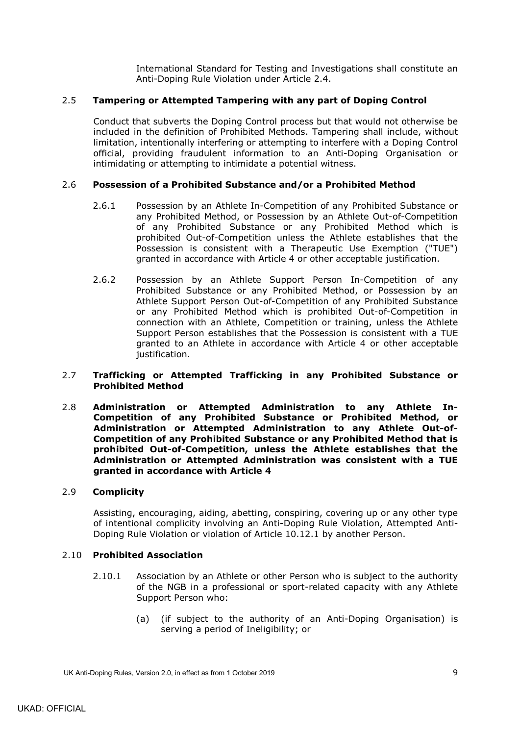International Standard for Testing and Investigations shall constitute an Anti-Doping Rule Violation under Article 2.4.

### 2.5 Tampering or Attempted Tampering with any part of Doping Control

Conduct that subverts the Doping Control process but that would not otherwise be included in the definition of Prohibited Methods. Tampering shall include, without limitation, intentionally interfering or attempting to interfere with a Doping Control official, providing fraudulent information to an Anti-Doping Organisation or intimidating or attempting to intimidate a potential witness.

### 2.6 Possession of a Prohibited Substance and/or a Prohibited Method

2.6.1 Possession by an Athlete In-Competition of any Prohibited Substance or any Prohibited Method, or Possession by an Athlete Out-of-Competition of any Prohibited Substance or any Prohibited Method which is prohibited Out-of-Competition unless the Athlete establishes that the Possession is consistent with a Therapeutic Use Exemption ("TUE") granted in accordance with Article 4 or other acceptable justification.

2.6.2 Possession by an Athlete Support Person In-Competition of any Prohibited Substance or any Prohibited Method, or Possession by an Athlete Support Person Out-of-Competition of any Prohibited Substance or any Prohibited Method which is prohibited Out-of-Competition in connection with an Athlete, Competition or training, unless the Athlete Support Person establishes that the Possession is consistent with a TUE granted to an Athlete in accordance with Article 4 or other acceptable justification.

### 2.7 Trafficking or Attempted Trafficking in any Prohibited Substance or Prohibited Method

### 2.8 Administration or Attempted Administration to any Athlete In-Competition of any Prohibited Substance or Prohibited Method, or Administration or Attempted Administration to any Athlete Out-of-Competition of any Prohibited Substance or any Prohibited Method that is prohibited Out-of-Competition, unless the Athlete establishes that the Administration or Attempted Administration was consistent with a TUE granted in accordance with Article 4

### 2.9 Complicity

Assisting, encouraging, aiding, abetting, conspiring, covering up or any other type of intentional complicity involving an Anti-Doping Rule Violation, Attempted Anti-Doping Rule Violation or violation of Article 10.12.1 by another Person.

### 2.10 Prohibited Association

2.10.1 Association by an Athlete or other Person who is subject to the authority of the NGB in a professional or sport-related capacity with any Athlete Support Person who:

(a) (if subject to the authority of an Anti-Doping Organisation) is serving a period of Ineligibility; or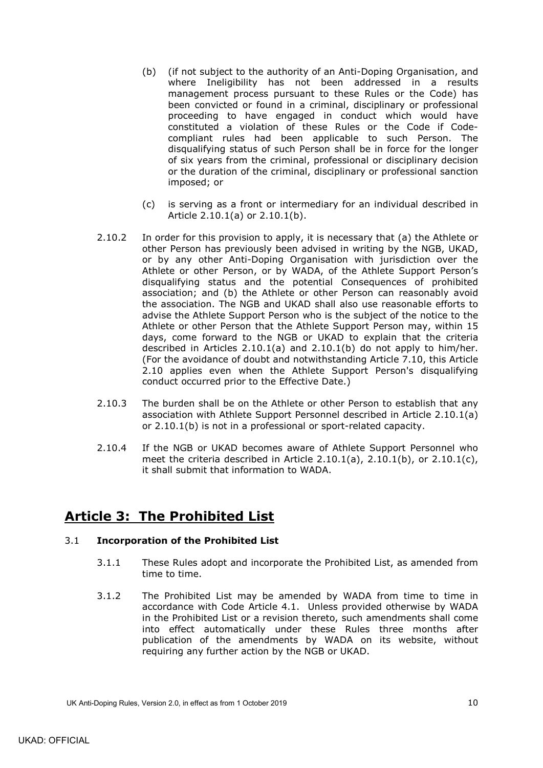(b) (if not subject to the authority of an Anti-Doping Organisation, and where Ineligibility has not been addressed in a results management process pursuant to these Rules or the Code) has been convicted or found in a criminal, disciplinary or professional proceeding to have engaged in conduct which would have constituted a violation of these Rules or the Code if Code-compliant rules had been applicable to such Person. The disqualifying status of such Person shall be in force for the longer of six years from the criminal, professional or disciplinary decision or the duration of the criminal, disciplinary or professional sanction imposed; or

(c) is serving as a front or intermediary for an individual described in Article 2.10.1(a) or 2.10.1(b).

2.10.2 In order for this provision to apply, it is necessary that (a) the Athlete or other Person has previously been advised in writing by the NGB, UKAD, or by any other Anti-Doping Organisation with jurisdiction over the Athlete or other Person, or by WADA, of the Athlete Support Person's disqualifying status and the potential Consequences of prohibited association; and (b) the Athlete or other Person can reasonably avoid the association. The NGB and UKAD shall also use reasonable efforts to advise the Athlete Support Person who is the subject of the notice to the Athlete or other Person that the Athlete Support Person may, within 15 days, come forward to the NGB or UKAD to explain that the criteria described in Articles 2.10.1(a) and 2.10.1(b) do not apply to him/her. (For the avoidance of doubt and notwithstanding Article 7.10, this Article 2.10 applies even when the Athlete Support Person's disqualifying conduct occurred prior to the Effective Date.)

2.10.3 The burden shall be on the Athlete or other Person to establish that any association with Athlete Support Personnel described in Article 2.10.1(a) or 2.10.1(b) is not in a professional or sport-related capacity.

2.10.4 If the NGB or UKAD becomes aware of Athlete Support Personnel who meet the criteria described in Article 2.10.1(a), 2.10.1(b), or 2.10.1(c), it shall submit that information to WADA.

# Article 3: The Prohibited List

3.1 **Incorporation of the Prohibited List**

3.1.1 These Rules adopt and incorporate the Prohibited List, as amended from time to time.

3.1.2 The Prohibited List may be amended by WADA from time to time in accordance with Code Article 4.1. Unless provided otherwise by WADA in the Prohibited List or a revision thereto, such amendments shall come into effect automatically under these Rules three months after publication of the amendments by WADA on its website, without requiring any further action by the NGB or UKAD.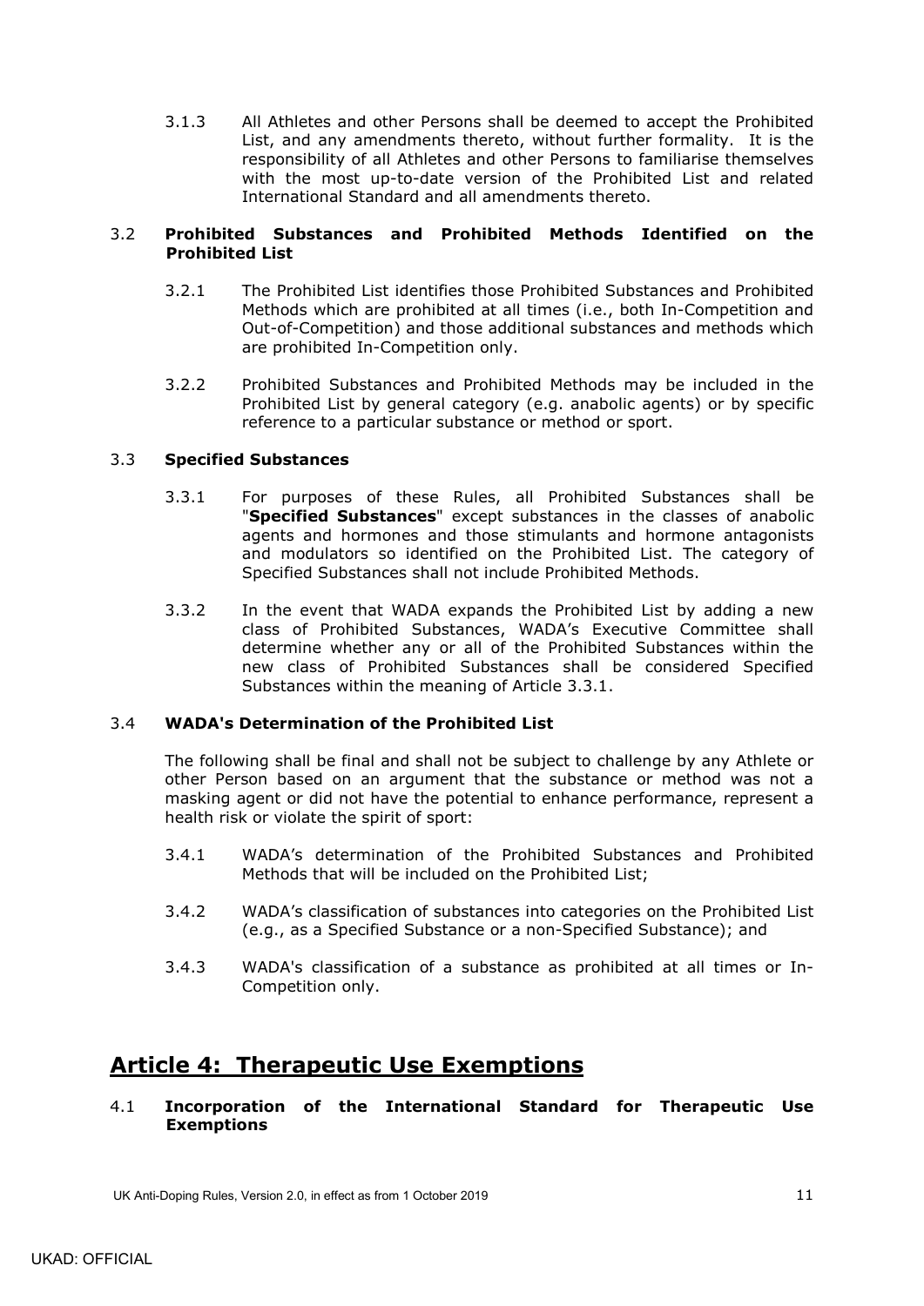3.1.3 All Athletes and other Persons shall be deemed to accept the Prohibited List, and any amendments thereto, without further formality. It is the responsibility of all Athletes and other Persons to familiarise themselves with the most up-to-date version of the Prohibited List and related International Standard and all amendments thereto.

### 3.2 Prohibited Substances and Prohibited Methods Identified on the Prohibited List

3.2.1 The Prohibited List identifies those Prohibited Substances and Prohibited Methods which are prohibited at all times (i.e., both In-Competition and Out-of-Competition) and those additional substances and methods which are prohibited In-Competition only.

3.2.2 Prohibited Substances and Prohibited Methods may be included in the Prohibited List by general category (e.g. anabolic agents) or by specific reference to a particular substance or method or sport.

### 3.3 Specified Substances

3.3.1 For purposes of these Rules, all Prohibited Substances shall be "**Specified Substances**" except substances in the classes of anabolic agents and hormones and those stimulants and hormone antagonists and modulators so identified on the Prohibited List. The category of Specified Substances shall not include Prohibited Methods.

3.3.2 In the event that WADA expands the Prohibited List by adding a new class of Prohibited Substances, WADA's Executive Committee shall determine whether any or all of the Prohibited Substances within the new class of Prohibited Substances shall be considered Specified Substances within the meaning of Article 3.3.1.

### 3.4 WADA's Determination of the Prohibited List

The following shall be final and shall not be subject to challenge by any Athlete or other Person based on an argument that the substance or method was not a masking agent or did not have the potential to enhance performance, represent a health risk or violate the spirit of sport:

3.4.1 WADA's determination of the Prohibited Substances and Prohibited Methods that will be included on the Prohibited List;

3.4.2 WADA's classification of substances into categories on the Prohibited List (e.g., as a Specified Substance or a non-Specified Substance); and

3.4.3 WADA's classification of a substance as prohibited at all times or In-Competition only.

## Article 4: Therapeutic Use Exemptions

### 4.1 Incorporation of the International Standard for Therapeutic Use Exemptions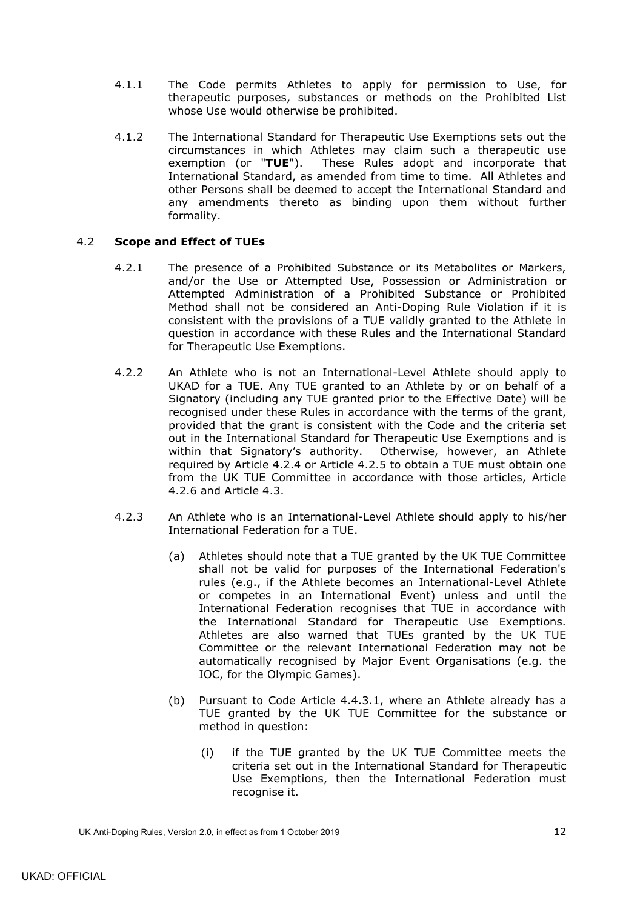4.1.1 The Code permits Athletes to apply for permission to Use, for therapeutic purposes, substances or methods on the Prohibited List whose Use would otherwise be prohibited.

4.1.2 The International Standard for Therapeutic Use Exemptions sets out the circumstances in which Athletes may claim such a therapeutic use exemption (or "**TUE**"). These Rules adopt and incorporate that International Standard, as amended from time to time. All Athletes and other Persons shall be deemed to accept the International Standard and any amendments thereto as binding upon them without further formality.

### 4.2 Scope and Effect of TUEs

4.2.1 The presence of a Prohibited Substance or its Metabolites or Markers, and/or the Use or Attempted Use, Possession or Administration or Attempted Administration of a Prohibited Substance or Prohibited Method shall not be considered an Anti-Doping Rule Violation if it is consistent with the provisions of a TUE validly granted to the Athlete in question in accordance with these Rules and the International Standard for Therapeutic Use Exemptions.

4.2.2 An Athlete who is not an International-Level Athlete should apply to UKAD for a TUE. Any TUE granted to an Athlete by or on behalf of a Signatory (including any TUE granted prior to the Effective Date) will be recognised under these Rules in accordance with the terms of the grant, provided that the grant is consistent with the Code and the criteria set out in the International Standard for Therapeutic Use Exemptions and is within that Signatory's authority. Otherwise, however, an Athlete required by Article 4.2.4 or Article 4.2.5 to obtain a TUE must obtain one from the UK TUE Committee in accordance with those articles, Article 4.2.6 and Article 4.3.

4.2.3 An Athlete who is an International-Level Athlete should apply to his/her International Federation for a TUE.

(a) Athletes should note that a TUE granted by the UK TUE Committee shall not be valid for purposes of the International Federation's rules (e.g., if the Athlete becomes an International-Level Athlete or competes in an International Event) unless and until the International Federation recognises that TUE in accordance with the International Standard for Therapeutic Use Exemptions. Athletes are also warned that TUEs granted by the UK TUE Committee or the relevant International Federation may not be automatically recognised by Major Event Organisations (e.g. the IOC, for the Olympic Games).

(b) Pursuant to Code Article 4.4.3.1, where an Athlete already has a TUE granted by the UK TUE Committee for the substance or method in question:

(i) if the TUE granted by the UK TUE Committee meets the criteria set out in the International Standard for Therapeutic Use Exemptions, then the International Federation must recognise it.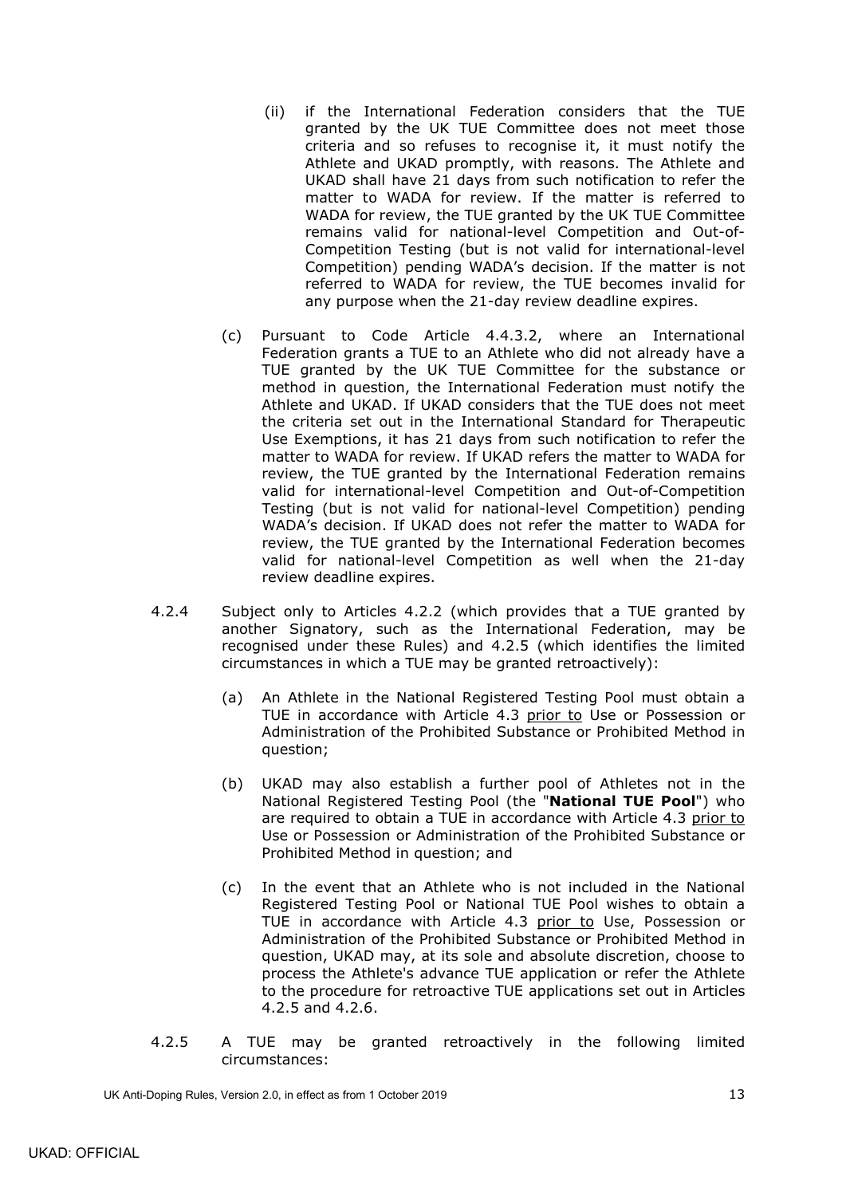(ii) if the International Federation considers that the TUE granted by the UK TUE Committee does not meet those criteria and so refuses to recognise it, it must notify the Athlete and UKAD promptly, with reasons. The Athlete and UKAD shall have 21 days from such notification to refer the matter to WADA for review. If the matter is referred to WADA for review, the TUE granted by the UK TUE Committee remains valid for national-level Competition and Out-of-Competition Testing (but is not valid for international-level Competition) pending WADA's decision. If the matter is not referred to WADA for review, the TUE becomes invalid for any purpose when the 21-day review deadline expires.

(c) Pursuant to Code Article 4.4.3.2, where an International Federation grants a TUE to an Athlete who did not already have a TUE granted by the UK TUE Committee for the substance or method in question, the International Federation must notify the Athlete and UKAD. If UKAD considers that the TUE does not meet the criteria set out in the International Standard for Therapeutic Use Exemptions, it has 21 days from such notification to refer the matter to WADA for review. If UKAD refers the matter to WADA for review, the TUE granted by the International Federation remains valid for international-level Competition and Out-of-Competition Testing (but is not valid for national-level Competition) pending WADA's decision. If UKAD does not refer the matter to WADA for review, the TUE granted by the International Federation becomes valid for national-level Competition as well when the 21-day review deadline expires.

4.2.4 Subject only to Articles 4.2.2 (which provides that a TUE granted by another Signatory, such as the International Federation, may be recognised under these Rules) and 4.2.5 (which identifies the limited circumstances in which a TUE may be granted retroactively):

(a) An Athlete in the National Registered Testing Pool must obtain a TUE in accordance with Article 4.3 <u>prior to</u> Use or Possession or Administration of the Prohibited Substance or Prohibited Method in question;

(b) UKAD may also establish a further pool of Athletes not in the National Registered Testing Pool (the "**National TUE Pool**") who are required to obtain a TUE in accordance with Article 4.3 <u>prior to</u> Use or Possession or Administration of the Prohibited Substance or Prohibited Method in question; and

(c) In the event that an Athlete who is not included in the National Registered Testing Pool or National TUE Pool wishes to obtain a TUE in accordance with Article 4.3 <u>prior to</u> Use, Possession or Administration of the Prohibited Substance or Prohibited Method in question, UKAD may, at its sole and absolute discretion, choose to process the Athlete's advance TUE application or refer the Athlete to the procedure for retroactive TUE applications set out in Articles 4.2.5 and 4.2.6.

4.2.5 A TUE may be granted retroactively in the following limited circumstances: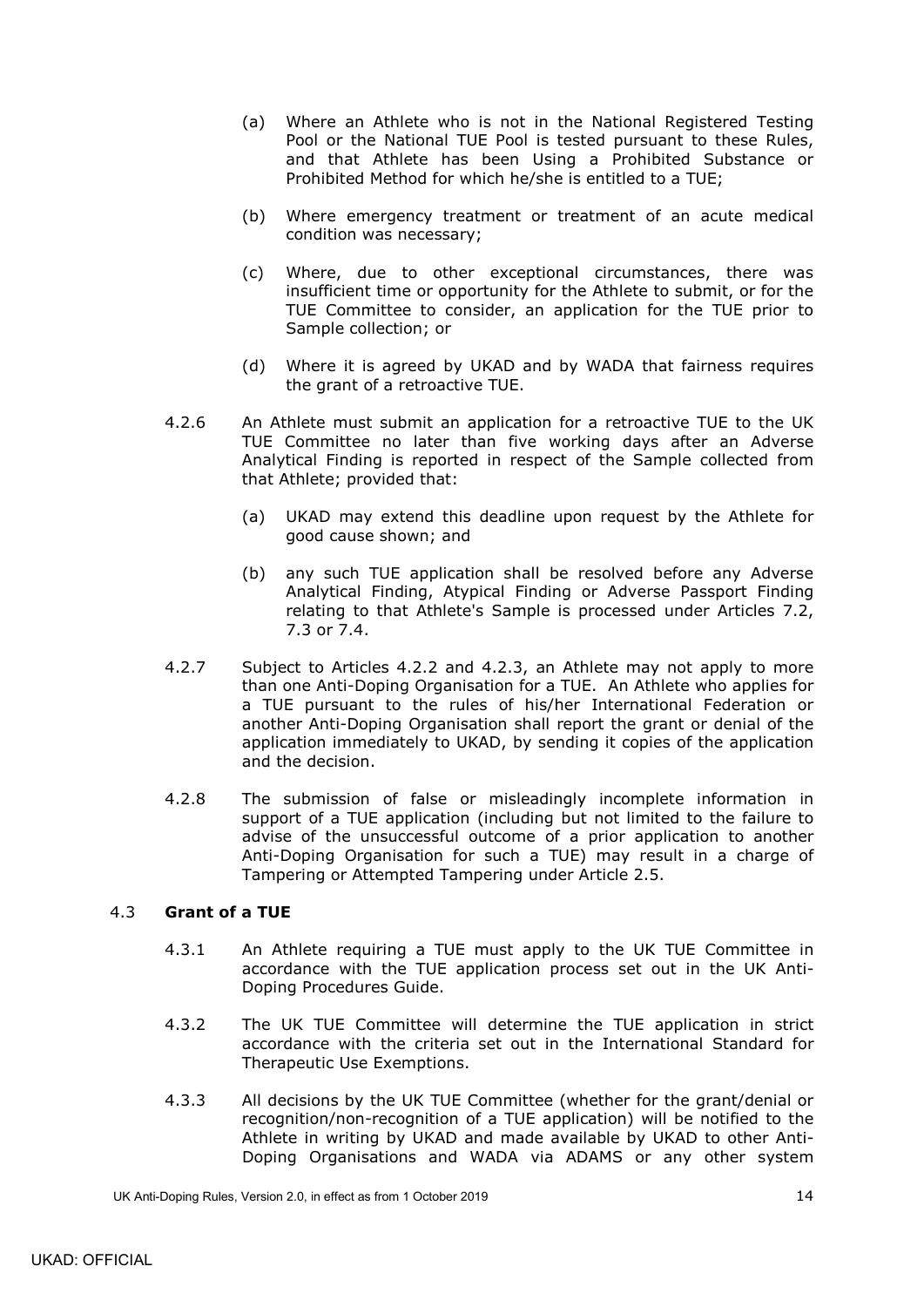(a) Where an Athlete who is not in the National Registered Testing Pool or the National TUE Pool is tested pursuant to these Rules, and that Athlete has been Using a Prohibited Substance or Prohibited Method for which he/she is entitled to a TUE;

(b) Where emergency treatment or treatment of an acute medical condition was necessary;

(c) Where, due to other exceptional circumstances, there was insufficient time or opportunity for the Athlete to submit, or for the TUE Committee to consider, an application for the TUE prior to Sample collection; or

(d) Where it is agreed by UKAD and by WADA that fairness requires the grant of a retroactive TUE.

4.2.6 An Athlete must submit an application for a retroactive TUE to the UK TUE Committee no later than five working days after an Adverse Analytical Finding is reported in respect of the Sample collected from that Athlete; provided that:

(a) UKAD may extend this deadline upon request by the Athlete for good cause shown; and

(b) any such TUE application shall be resolved before any Adverse Analytical Finding, Atypical Finding or Adverse Passport Finding relating to that Athlete's Sample is processed under Articles 7.2, 7.3 or 7.4.

4.2.7 Subject to Articles 4.2.2 and 4.2.3, an Athlete may not apply to more than one Anti-Doping Organisation for a TUE. An Athlete who applies for a TUE pursuant to the rules of his/her International Federation or another Anti-Doping Organisation shall report the grant or denial of the application immediately to UKAD, by sending it copies of the application and the decision.

4.2.8 The submission of false or misleadingly incomplete information in support of a TUE application (including but not limited to the failure to advise of the unsuccessful outcome of a prior application to another Anti-Doping Organisation for such a TUE) may result in a charge of Tampering or Attempted Tampering under Article 2.5.

## 4.3 Grant of a TUE

4.3.1 An Athlete requiring a TUE must apply to the UK TUE Committee in accordance with the TUE application process set out in the UK Anti-Doping Procedures Guide.

4.3.2 The UK TUE Committee will determine the TUE application in strict accordance with the criteria set out in the International Standard for Therapeutic Use Exemptions.

4.3.3 All decisions by the UK TUE Committee (whether for the grant/denial or recognition/non-recognition of a TUE application) will be notified to the Athlete in writing by UKAD and made available by UKAD to other Anti-Doping Organisations and WADA via ADAMS or any other system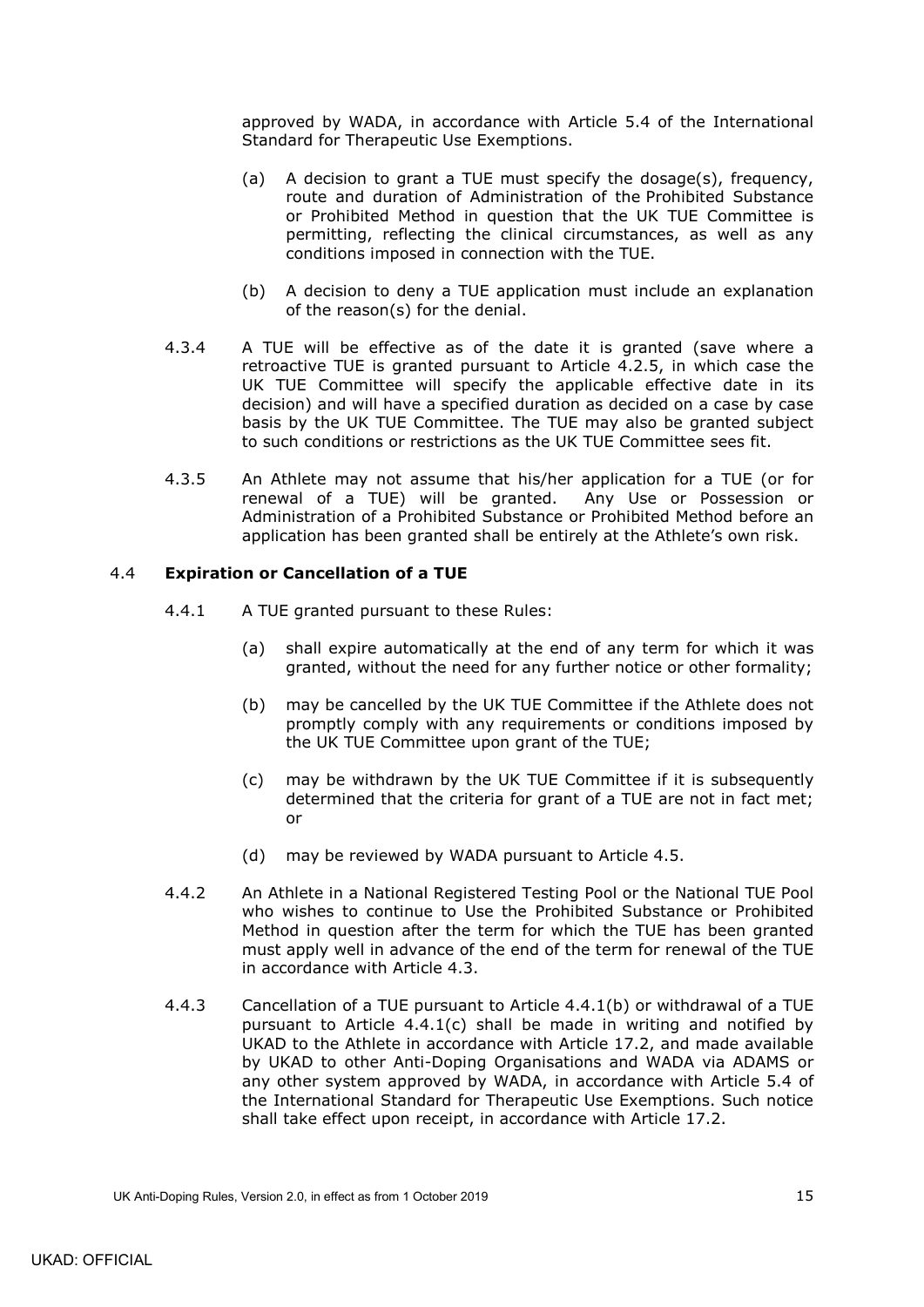approved by WADA, in accordance with Article 5.4 of the International Standard for Therapeutic Use Exemptions.

(a) A decision to grant a TUE must specify the dosage(s), frequency, route and duration of Administration of the Prohibited Substance or Prohibited Method in question that the UK TUE Committee is permitting, reflecting the clinical circumstances, as well as any conditions imposed in connection with the TUE.

(b) A decision to deny a TUE application must include an explanation of the reason(s) for the denial.

4.3.4 A TUE will be effective as of the date it is granted (save where a retroactive TUE is granted pursuant to Article 4.2.5, in which case the UK TUE Committee will specify the applicable effective date in its decision) and will have a specified duration as decided on a case by case basis by the UK TUE Committee. The TUE may also be granted subject to such conditions or restrictions as the UK TUE Committee sees fit.

4.3.5 An Athlete may not assume that his/her application for a TUE (or for renewal of a TUE) will be granted. Any Use or Possession or Administration of a Prohibited Substance or Prohibited Method before an application has been granted shall be entirely at the Athlete's own risk.

### 4.4 Expiration or Cancellation of a TUE

4.4.1 A TUE granted pursuant to these Rules:

(a) shall expire automatically at the end of any term for which it was granted, without the need for any further notice or other formality;

(b) may be cancelled by the UK TUE Committee if the Athlete does not promptly comply with any requirements or conditions imposed by the UK TUE Committee upon grant of the TUE;

(c) may be withdrawn by the UK TUE Committee if it is subsequently determined that the criteria for grant of a TUE are not in fact met; or

(d) may be reviewed by WADA pursuant to Article 4.5.

4.4.2 An Athlete in a National Registered Testing Pool or the National TUE Pool who wishes to continue to Use the Prohibited Substance or Prohibited Method in question after the term for which the TUE has been granted must apply well in advance of the end of the term for renewal of the TUE in accordance with Article 4.3.

4.4.3 Cancellation of a TUE pursuant to Article 4.4.1(b) or withdrawal of a TUE pursuant to Article 4.4.1(c) shall be made in writing and notified by UKAD to the Athlete in accordance with Article 17.2, and made available by UKAD to other Anti-Doping Organisations and WADA via ADAMS or any other system approved by WADA, in accordance with Article 5.4 of the International Standard for Therapeutic Use Exemptions. Such notice shall take effect upon receipt, in accordance with Article 17.2.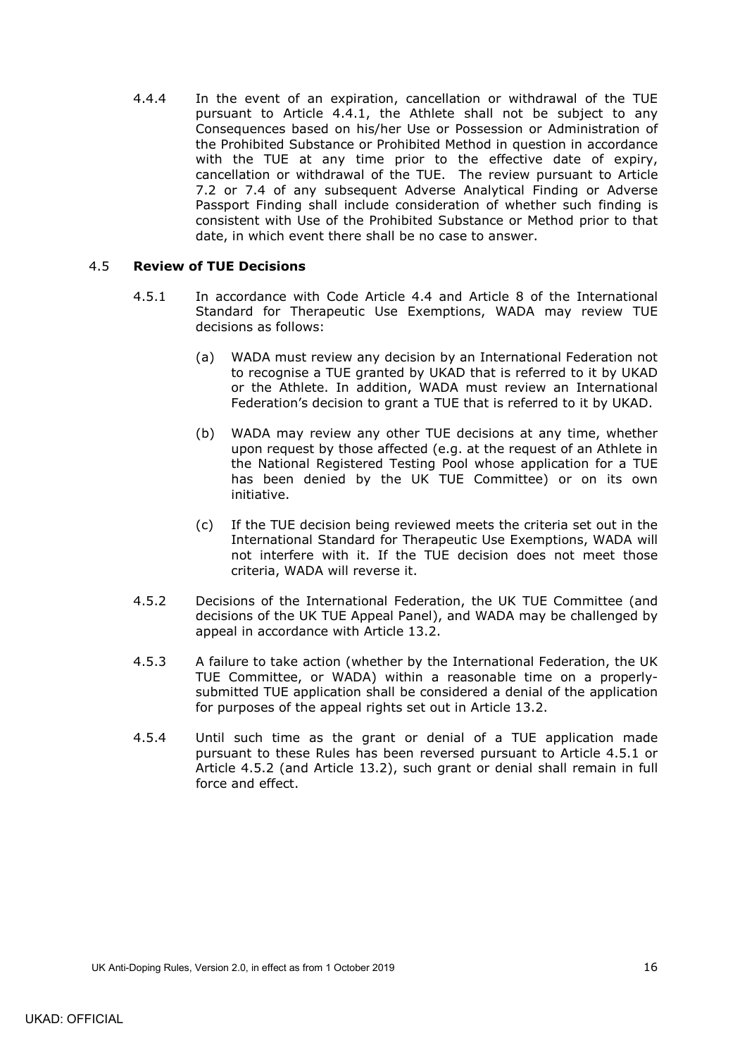4.4.4 In the event of an expiration, cancellation or withdrawal of the TUE pursuant to Article 4.4.1, the Athlete shall not be subject to any Consequences based on his/her Use or Possession or Administration of the Prohibited Substance or Prohibited Method in question in accordance with the TUE at any time prior to the effective date of expiry, cancellation or withdrawal of the TUE. The review pursuant to Article 7.2 or 7.4 of any subsequent Adverse Analytical Finding or Adverse Passport Finding shall include consideration of whether such finding is consistent with Use of the Prohibited Substance or Method prior to that date, in which event there shall be no case to answer.

### 4.5 **Review of TUE Decisions**

4.5.1 In accordance with Code Article 4.4 and Article 8 of the International Standard for Therapeutic Use Exemptions, WADA may review TUE decisions as follows:

(a) WADA must review any decision by an International Federation not to recognise a TUE granted by UKAD that is referred to it by UKAD or the Athlete. In addition, WADA must review an International Federation's decision to grant a TUE that is referred to it by UKAD.

(b) WADA may review any other TUE decisions at any time, whether upon request by those affected (e.g. at the request of an Athlete in the National Registered Testing Pool whose application for a TUE has been denied by the UK TUE Committee) or on its own initiative.

(c) If the TUE decision being reviewed meets the criteria set out in the International Standard for Therapeutic Use Exemptions, WADA will not interfere with it. If the TUE decision does not meet those criteria, WADA will reverse it.

4.5.2 Decisions of the International Federation, the UK TUE Committee (and decisions of the UK TUE Appeal Panel), and WADA may be challenged by appeal in accordance with Article 13.2.

4.5.3 A failure to take action (whether by the International Federation, the UK TUE Committee, or WADA) within a reasonable time on a properly-submitted TUE application shall be considered a denial of the application for purposes of the appeal rights set out in Article 13.2.

4.5.4 Until such time as the grant or denial of a TUE application made pursuant to these Rules has been reversed pursuant to Article 4.5.1 or Article 4.5.2 (and Article 13.2), such grant or denial shall remain in full force and effect.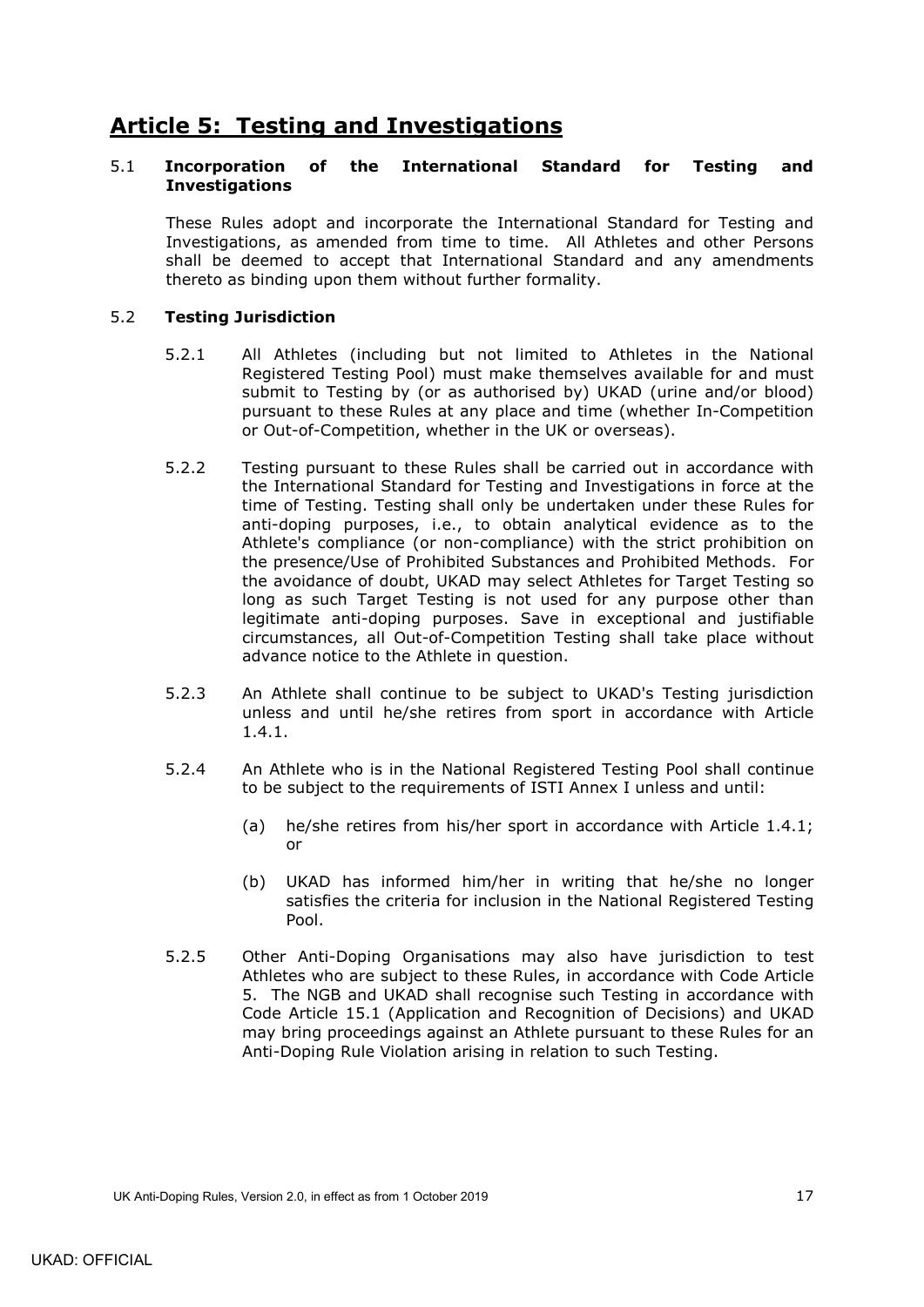# Article 5: Testing and Investigations

### 5.1 Incorporation of the International Standard for Testing and Investigations

These Rules adopt and incorporate the International Standard for Testing and Investigations, as amended from time to time. All Athletes and other Persons shall be deemed to accept that International Standard and any amendments thereto as binding upon them without further formality.

### 5.2 Testing Jurisdiction

5.2.1 All Athletes (including but not limited to Athletes in the National Registered Testing Pool) must make themselves available for and must submit to Testing by (or as authorised by) UKAD (urine and/or blood) pursuant to these Rules at any place and time (whether In-Competition or Out-of-Competition, whether in the UK or overseas).

5.2.2 Testing pursuant to these Rules shall be carried out in accordance with the International Standard for Testing and Investigations in force at the time of Testing. Testing shall only be undertaken under these Rules for anti-doping purposes, i.e., to obtain analytical evidence as to the Athlete's compliance (or non-compliance) with the strict prohibition on the presence/Use of Prohibited Substances and Prohibited Methods. For the avoidance of doubt, UKAD may select Athletes for Target Testing so long as such Target Testing is not used for any purpose other than legitimate anti-doping purposes. Save in exceptional and justifiable circumstances, all Out-of-Competition Testing shall take place without advance notice to the Athlete in question.

5.2.3 An Athlete shall continue to be subject to UKAD's Testing jurisdiction unless and until he/she retires from sport in accordance with Article 1.4.1.

5.2.4 An Athlete who is in the National Registered Testing Pool shall continue to be subject to the requirements of ISTI Annex I unless and until:

(a) he/she retires from his/her sport in accordance with Article 1.4.1; or

(b) UKAD has informed him/her in writing that he/she no longer satisfies the criteria for inclusion in the National Registered Testing Pool.

5.2.5 Other Anti-Doping Organisations may also have jurisdiction to test Athletes who are subject to these Rules, in accordance with Code Article 5. The NGB and UKAD shall recognise such Testing in accordance with Code Article 15.1 (Application and Recognition of Decisions) and UKAD may bring proceedings against an Athlete pursuant to these Rules for an Anti-Doping Rule Violation arising in relation to such Testing.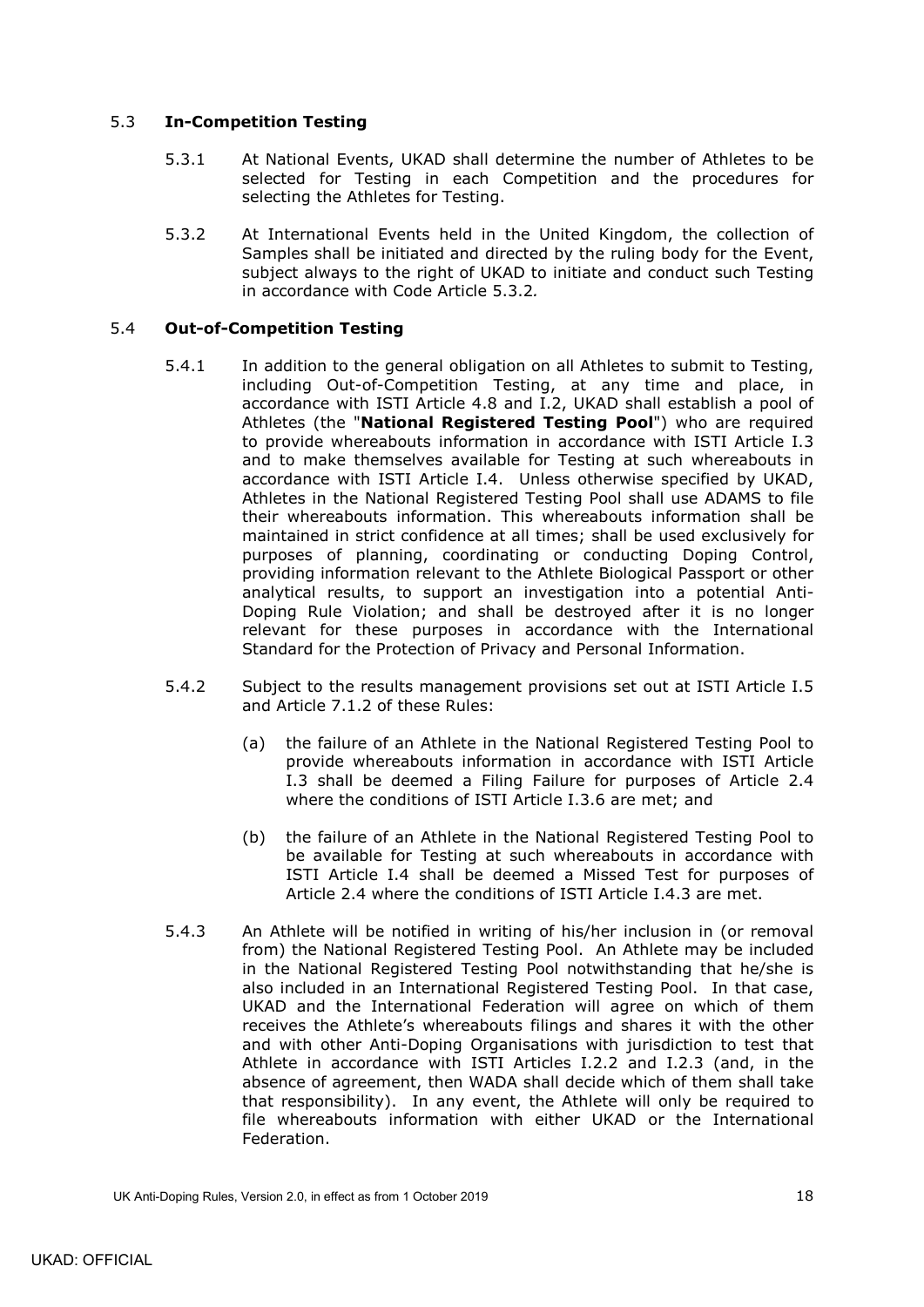### 5.3 **In-Competition Testing**

5.3.1 At National Events, UKAD shall determine the number of Athletes to be selected for Testing in each Competition and the procedures for selecting the Athletes for Testing.

5.3.2 At International Events held in the United Kingdom, the collection of Samples shall be initiated and directed by the ruling body for the Event, subject always to the right of UKAD to initiate and conduct such Testing in accordance with Code Article 5.3.2.

### 5.4 **Out-of-Competition Testing**

5.4.1 In addition to the general obligation on all Athletes to submit to Testing, including Out-of-Competition Testing, at any time and place, in accordance with ISTI Article 4.8 and I.2, UKAD shall establish a pool of Athletes (the "**National Registered Testing Pool**") who are required to provide whereabouts information in accordance with ISTI Article I.3 and to make themselves available for Testing at such whereabouts in accordance with ISTI Article I.4. Unless otherwise specified by UKAD, Athletes in the National Registered Testing Pool shall use ADAMS to file their whereabouts information. This whereabouts information shall be maintained in strict confidence at all times; shall be used exclusively for purposes of planning, coordinating or conducting Doping Control, providing information relevant to the Athlete Biological Passport or other analytical results, to support an investigation into a potential Anti-Doping Rule Violation; and shall be destroyed after it is no longer relevant for these purposes in accordance with the International Standard for the Protection of Privacy and Personal Information.

5.4.2 Subject to the results management provisions set out at ISTI Article I.5 and Article 7.1.2 of these Rules:

(a) the failure of an Athlete in the National Registered Testing Pool to provide whereabouts information in accordance with ISTI Article I.3 shall be deemed a Filing Failure for purposes of Article 2.4 where the conditions of ISTI Article I.3.6 are met; and

(b) the failure of an Athlete in the National Registered Testing Pool to be available for Testing at such whereabouts in accordance with ISTI Article I.4 shall be deemed a Missed Test for purposes of Article 2.4 where the conditions of ISTI Article I.4.3 are met.

5.4.3 An Athlete will be notified in writing of his/her inclusion in (or removal from) the National Registered Testing Pool. An Athlete may be included in the National Registered Testing Pool notwithstanding that he/she is also included in an International Registered Testing Pool. In that case, UKAD and the International Federation will agree on which of them receives the Athlete's whereabouts filings and shares it with the other and with other Anti-Doping Organisations with jurisdiction to test that Athlete in accordance with ISTI Articles I.2.2 and I.2.3 (and, in the absence of agreement, then WADA shall decide which of them shall take that responsibility). In any event, the Athlete will only be required to file whereabouts information with either UKAD or the International Federation.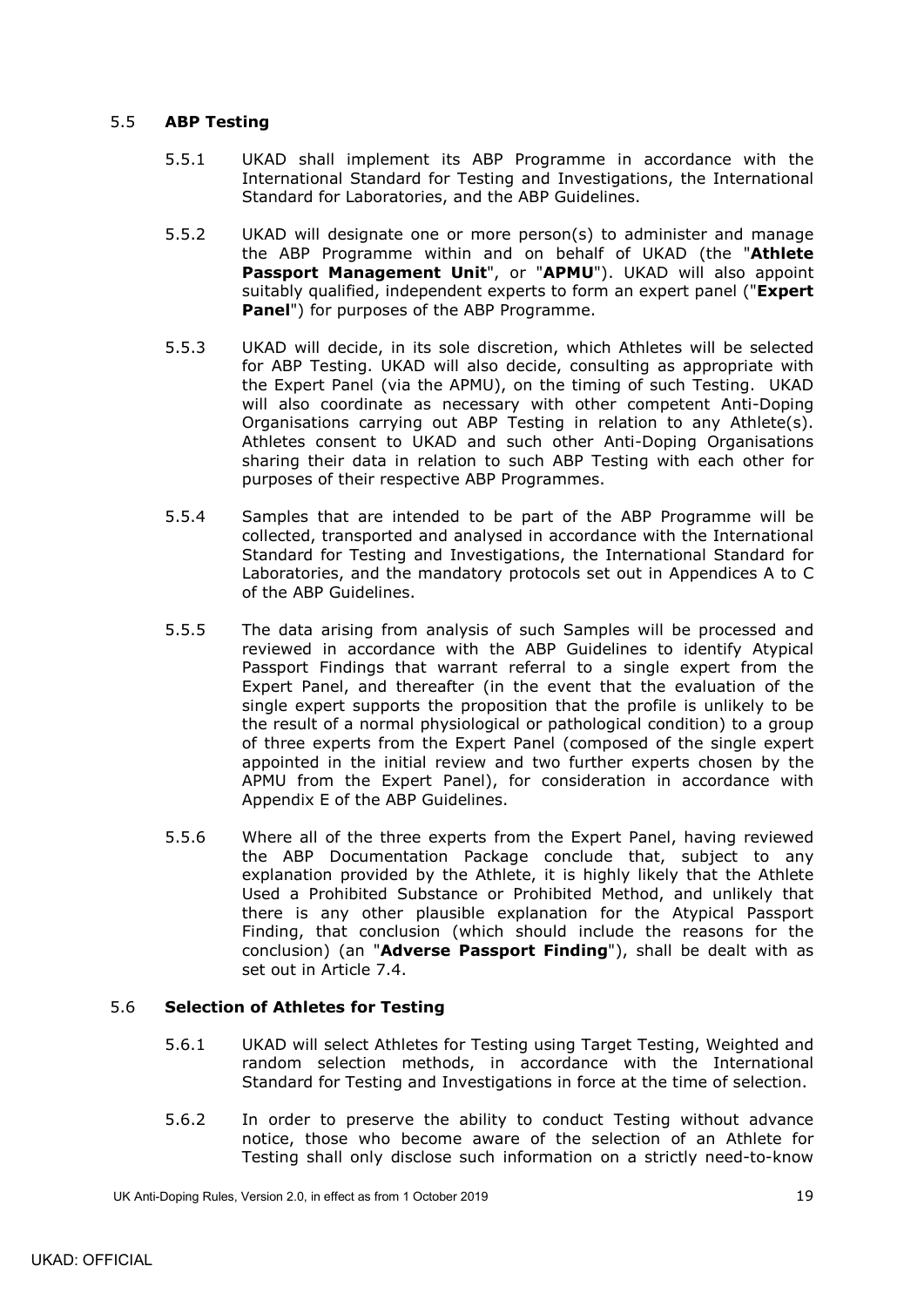### 5.5 **ABP Testing**

5.5.1 UKAD shall implement its ABP Programme in accordance with the International Standard for Testing and Investigations, the International Standard for Laboratories, and the ABP Guidelines.

5.5.2 UKAD will designate one or more person(s) to administer and manage the ABP Programme within and on behalf of UKAD (the "**Athlete Passport Management Unit**", or "**APMU**"). UKAD will also appoint suitably qualified, independent experts to form an expert panel ("**Expert Panel**") for purposes of the ABP Programme.

5.5.3 UKAD will decide, in its sole discretion, which Athletes will be selected for ABP Testing. UKAD will also decide, consulting as appropriate with the Expert Panel (via the APMU), on the timing of such Testing. UKAD will also coordinate as necessary with other competent Anti-Doping Organisations carrying out ABP Testing in relation to any Athlete(s). Athletes consent to UKAD and such other Anti-Doping Organisations sharing their data in relation to such ABP Testing with each other for purposes of their respective ABP Programmes.

5.5.4 Samples that are intended to be part of the ABP Programme will be collected, transported and analysed in accordance with the International Standard for Testing and Investigations, the International Standard for Laboratories, and the mandatory protocols set out in Appendices A to C of the ABP Guidelines.

5.5.5 The data arising from analysis of such Samples will be processed and reviewed in accordance with the ABP Guidelines to identify Atypical Passport Findings that warrant referral to a single expert from the Expert Panel, and thereafter (in the event that the evaluation of the single expert supports the proposition that the profile is unlikely to be the result of a normal physiological or pathological condition) to a group of three experts from the Expert Panel (composed of the single expert appointed in the initial review and two further experts chosen by the APMU from the Expert Panel), for consideration in accordance with Appendix E of the ABP Guidelines.

5.5.6 Where all of the three experts from the Expert Panel, having reviewed the ABP Documentation Package conclude that, subject to any explanation provided by the Athlete, it is highly likely that the Athlete Used a Prohibited Substance or Prohibited Method, and unlikely that there is any other plausible explanation for the Atypical Passport Finding, that conclusion (which should include the reasons for the conclusion) (an "**Adverse Passport Finding**"), shall be dealt with as set out in Article 7.4.

### 5.6 **Selection of Athletes for Testing**

5.6.1 UKAD will select Athletes for Testing using Target Testing, Weighted and random selection methods, in accordance with the International Standard for Testing and Investigations in force at the time of selection.

5.6.2 In order to preserve the ability to conduct Testing without advance notice, those who become aware of the selection of an Athlete for Testing shall only disclose such information on a strictly need-to-know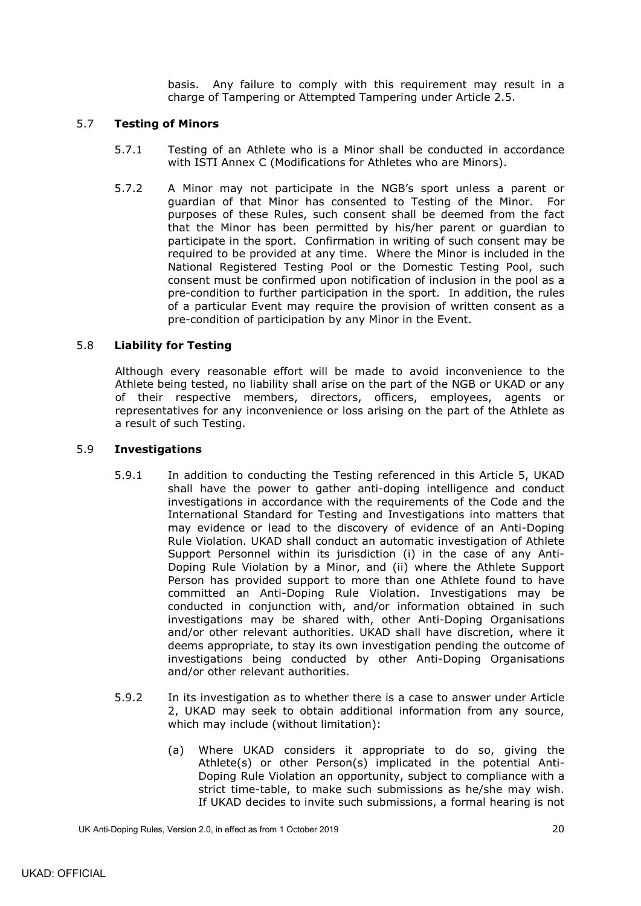basis. Any failure to comply with this requirement may result in a charge of Tampering or Attempted Tampering under Article 2.5.

### 5.7 **Testing of Minors**

5.7.1 Testing of an Athlete who is a Minor shall be conducted in accordance with ISTI Annex C (Modifications for Athletes who are Minors).

5.7.2 A Minor may not participate in the NGB's sport unless a parent or guardian of that Minor has consented to Testing of the Minor. For purposes of these Rules, such consent shall be deemed from the fact that the Minor has been permitted by his/her parent or guardian to participate in the sport. Confirmation in writing of such consent may be required to be provided at any time. Where the Minor is included in the National Registered Testing Pool or the Domestic Testing Pool, such consent must be confirmed upon notification of inclusion in the pool as a pre-condition to further participation in the sport. In addition, the rules of a particular Event may require the provision of written consent as a pre-condition of participation by any Minor in the Event.

### 5.8 **Liability for Testing**

Although every reasonable effort will be made to avoid inconvenience to the Athlete being tested, no liability shall arise on the part of the NGB or UKAD or any of their respective members, directors, officers, employees, agents or representatives for any inconvenience or loss arising on the part of the Athlete as a result of such Testing.

### 5.9 **Investigations**

5.9.1 In addition to conducting the Testing referenced in this Article 5, UKAD shall have the power to gather anti-doping intelligence and conduct investigations in accordance with the requirements of the Code and the International Standard for Testing and Investigations into matters that may evidence or lead to the discovery of evidence of an Anti-Doping Rule Violation. UKAD shall conduct an automatic investigation of Athlete Support Personnel within its jurisdiction (i) in the case of any Anti-Doping Rule Violation by a Minor, and (ii) where the Athlete Support Person has provided support to more than one Athlete found to have committed an Anti-Doping Rule Violation. Investigations may be conducted in conjunction with, and/or information obtained in such investigations may be shared with, other Anti-Doping Organisations and/or other relevant authorities. UKAD shall have discretion, where it deems appropriate, to stay its own investigation pending the outcome of investigations being conducted by other Anti-Doping Organisations and/or other relevant authorities.

5.9.2 In its investigation as to whether there is a case to answer under Article 2, UKAD may seek to obtain additional information from any source, which may include (without limitation):

(a) Where UKAD considers it appropriate to do so, giving the Athlete(s) or other Person(s) implicated in the potential Anti-Doping Rule Violation an opportunity, subject to compliance with a strict time-table, to make such submissions as he/she may wish. If UKAD decides to invite such submissions, a formal hearing is not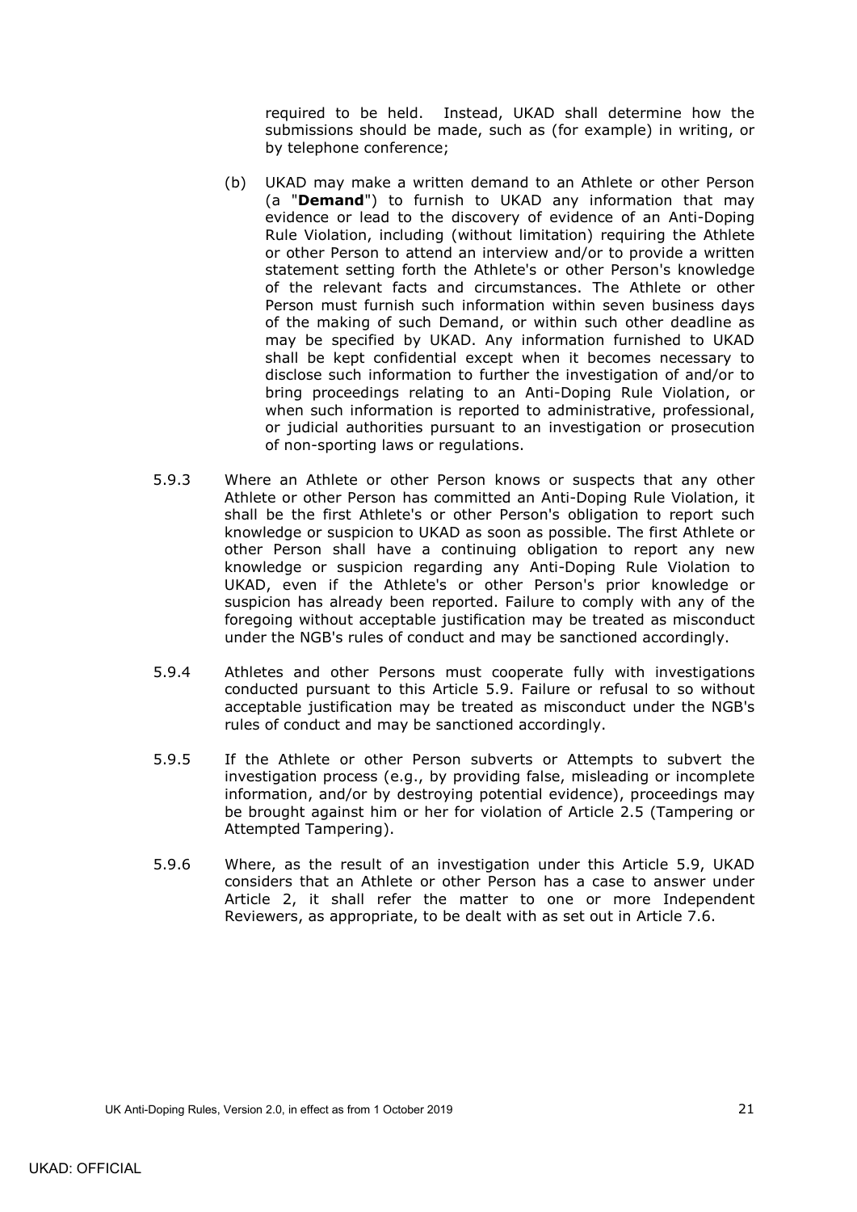required to be held. Instead, UKAD shall determine how the submissions should be made, such as (for example) in writing, or by telephone conference;

(b) UKAD may make a written demand to an Athlete or other Person (a "**Demand**") to furnish to UKAD any information that may evidence or lead to the discovery of evidence of an Anti-Doping Rule Violation, including (without limitation) requiring the Athlete or other Person to attend an interview and/or to provide a written statement setting forth the Athlete's or other Person's knowledge of the relevant facts and circumstances. The Athlete or other Person must furnish such information within seven business days of the making of such Demand, or within such other deadline as may be specified by UKAD. Any information furnished to UKAD shall be kept confidential except when it becomes necessary to disclose such information to further the investigation of and/or to bring proceedings relating to an Anti-Doping Rule Violation, or when such information is reported to administrative, professional, or judicial authorities pursuant to an investigation or prosecution of non-sporting laws or regulations.

5.9.3 Where an Athlete or other Person knows or suspects that any other Athlete or other Person has committed an Anti-Doping Rule Violation, it shall be the first Athlete's or other Person's obligation to report such knowledge or suspicion to UKAD as soon as possible. The first Athlete or other Person shall have a continuing obligation to report any new knowledge or suspicion regarding any Anti-Doping Rule Violation to UKAD, even if the Athlete's or other Person's prior knowledge or suspicion has already been reported. Failure to comply with any of the foregoing without acceptable justification may be treated as misconduct under the NGB's rules of conduct and may be sanctioned accordingly.

5.9.4 Athletes and other Persons must cooperate fully with investigations conducted pursuant to this Article 5.9. Failure or refusal to so without acceptable justification may be treated as misconduct under the NGB's rules of conduct and may be sanctioned accordingly.

5.9.5 If the Athlete or other Person subverts or Attempts to subvert the investigation process (e.g., by providing false, misleading or incomplete information, and/or by destroying potential evidence), proceedings may be brought against him or her for violation of Article 2.5 (Tampering or Attempted Tampering).

5.9.6 Where, as the result of an investigation under this Article 5.9, UKAD considers that an Athlete or other Person has a case to answer under Article 2, it shall refer the matter to one or more Independent Reviewers, as appropriate, to be dealt with as set out in Article 7.6.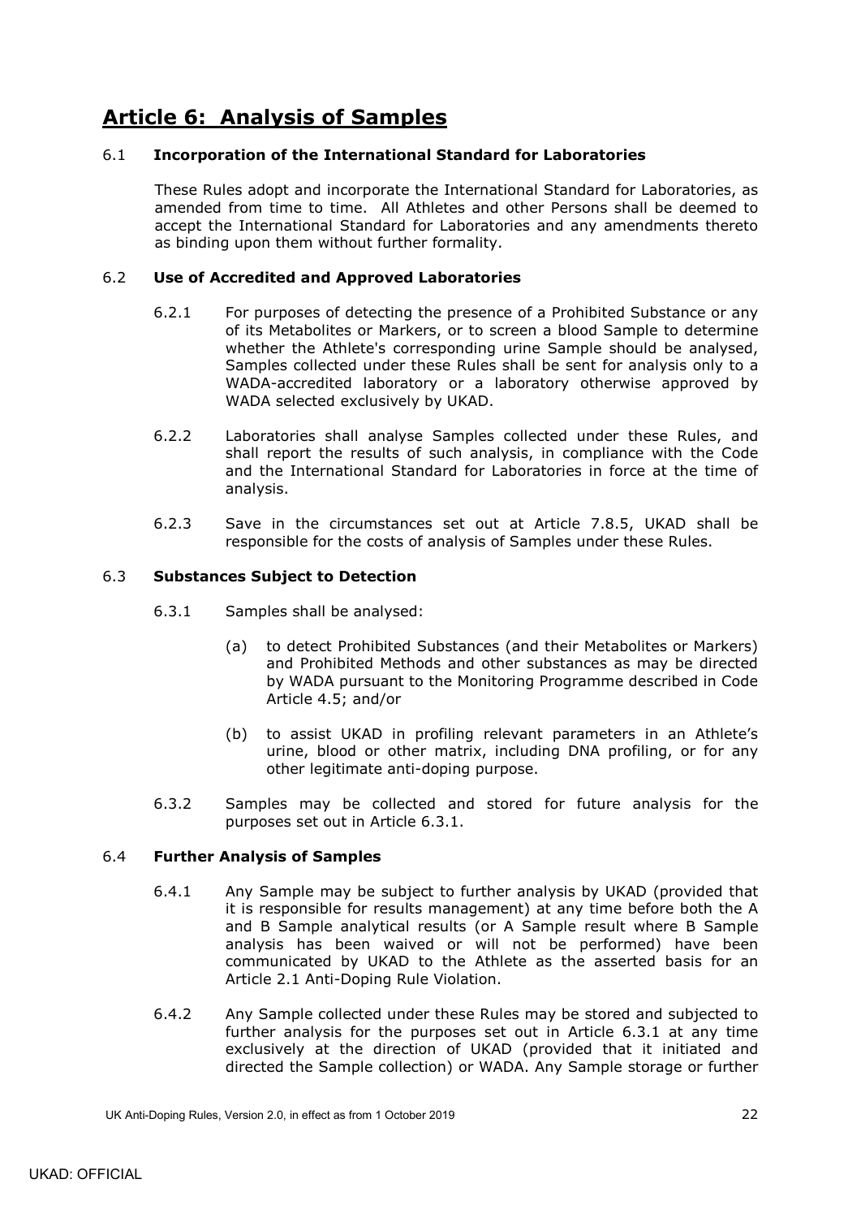# Article 6: Analysis of Samples

6.1 **Incorporation of the International Standard for Laboratories**

These Rules adopt and incorporate the International Standard for Laboratories, as amended from time to time. All Athletes and other Persons shall be deemed to accept the International Standard for Laboratories and any amendments thereto as binding upon them without further formality.

6.2 **Use of Accredited and Approved Laboratories**

6.2.1 For purposes of detecting the presence of a Prohibited Substance or any of its Metabolites or Markers, or to screen a blood Sample to determine whether the Athlete's corresponding urine Sample should be analysed, Samples collected under these Rules shall be sent for analysis only to a WADA-accredited laboratory or a laboratory otherwise approved by WADA selected exclusively by UKAD.

6.2.2 Laboratories shall analyse Samples collected under these Rules, and shall report the results of such analysis, in compliance with the Code and the International Standard for Laboratories in force at the time of analysis.

6.2.3 Save in the circumstances set out at Article 7.8.5, UKAD shall be responsible for the costs of analysis of Samples under these Rules.

6.3 **Substances Subject to Detection**

6.3.1 Samples shall be analysed:

(a) to detect Prohibited Substances (and their Metabolites or Markers) and Prohibited Methods and other substances as may be directed by WADA pursuant to the Monitoring Programme described in Code Article 4.5; and/or

(b) to assist UKAD in profiling relevant parameters in an Athlete's urine, blood or other matrix, including DNA profiling, or for any other legitimate anti-doping purpose.

6.3.2 Samples may be collected and stored for future analysis for the purposes set out in Article 6.3.1.

6.4 **Further Analysis of Samples**

6.4.1 Any Sample may be subject to further analysis by UKAD (provided that it is responsible for results management) at any time before both the A and B Sample analytical results (or A Sample result where B Sample analysis has been waived or will not be performed) have been communicated by UKAD to the Athlete as the asserted basis for an Article 2.1 Anti-Doping Rule Violation.

6.4.2 Any Sample collected under these Rules may be stored and subjected to further analysis for the purposes set out in Article 6.3.1 at any time exclusively at the direction of UKAD (provided that it initiated and directed the Sample collection) or WADA. Any Sample storage or further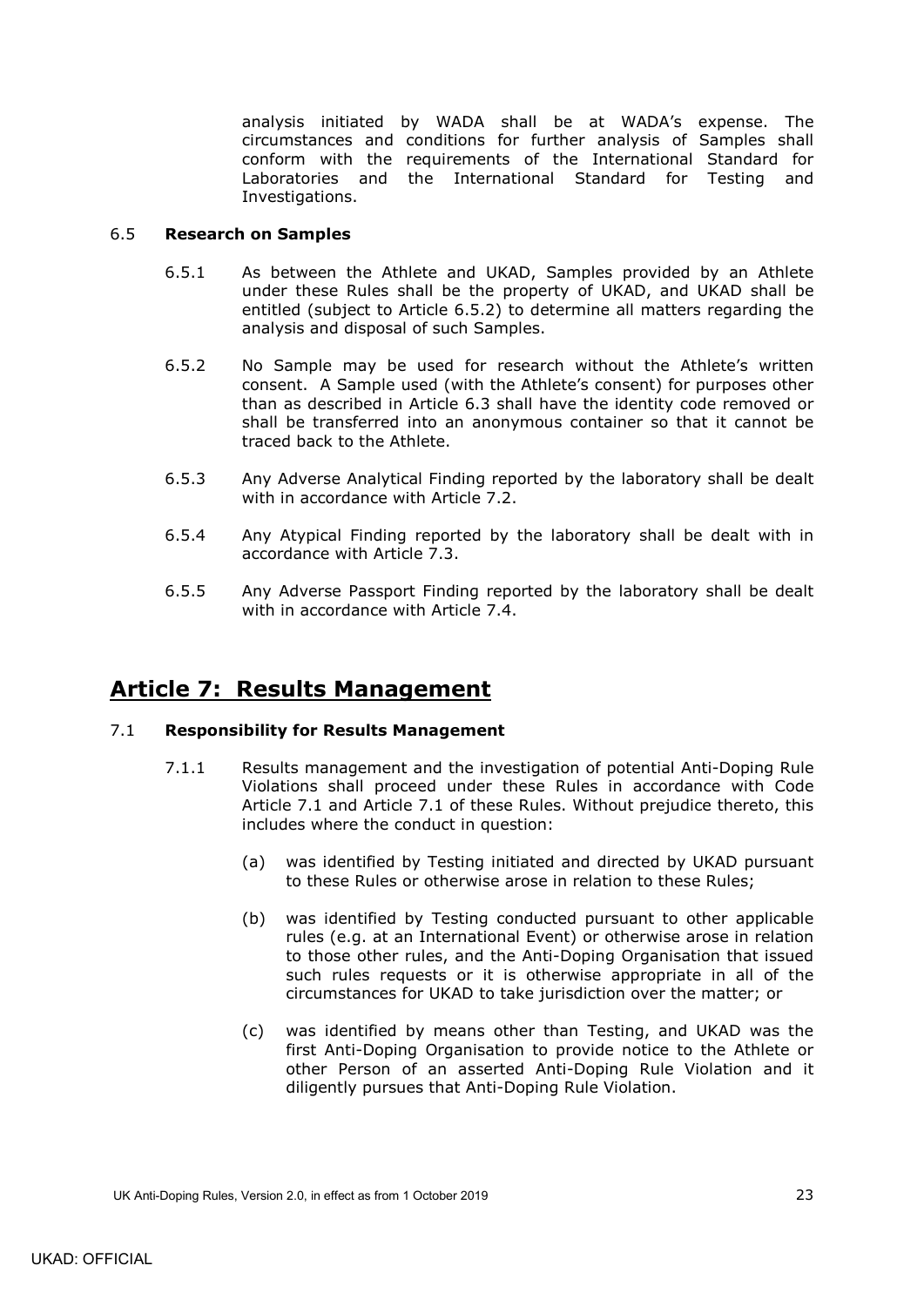analysis initiated by WADA shall be at WADA's expense. The circumstances and conditions for further analysis of Samples shall conform with the requirements of the International Standard for Laboratories and the International Standard for Testing and Investigations.

### 6.5 Research on Samples

6.5.1 As between the Athlete and UKAD, Samples provided by an Athlete under these Rules shall be the property of UKAD, and UKAD shall be entitled (subject to Article 6.5.2) to determine all matters regarding the analysis and disposal of such Samples.

6.5.2 No Sample may be used for research without the Athlete's written consent. A Sample used (with the Athlete's consent) for purposes other than as described in Article 6.3 shall have the identity code removed or shall be transferred into an anonymous container so that it cannot be traced back to the Athlete.

6.5.3 Any Adverse Analytical Finding reported by the laboratory shall be dealt with in accordance with Article 7.2.

6.5.4 Any Atypical Finding reported by the laboratory shall be dealt with in accordance with Article 7.3.

6.5.5 Any Adverse Passport Finding reported by the laboratory shall be dealt with in accordance with Article 7.4.

## Article 7: Results Management

### 7.1 Responsibility for Results Management

7.1.1 Results management and the investigation of potential Anti-Doping Rule Violations shall proceed under these Rules in accordance with Code Article 7.1 and Article 7.1 of these Rules. Without prejudice thereto, this includes where the conduct in question:

(a) was identified by Testing initiated and directed by UKAD pursuant to these Rules or otherwise arose in relation to these Rules;

(b) was identified by Testing conducted pursuant to other applicable rules (e.g. at an International Event) or otherwise arose in relation to those other rules, and the Anti-Doping Organisation that issued such rules requests or it is otherwise appropriate in all of the circumstances for UKAD to take jurisdiction over the matter; or

(c) was identified by means other than Testing, and UKAD was the first Anti-Doping Organisation to provide notice to the Athlete or other Person of an asserted Anti-Doping Rule Violation and it diligently pursues that Anti-Doping Rule Violation.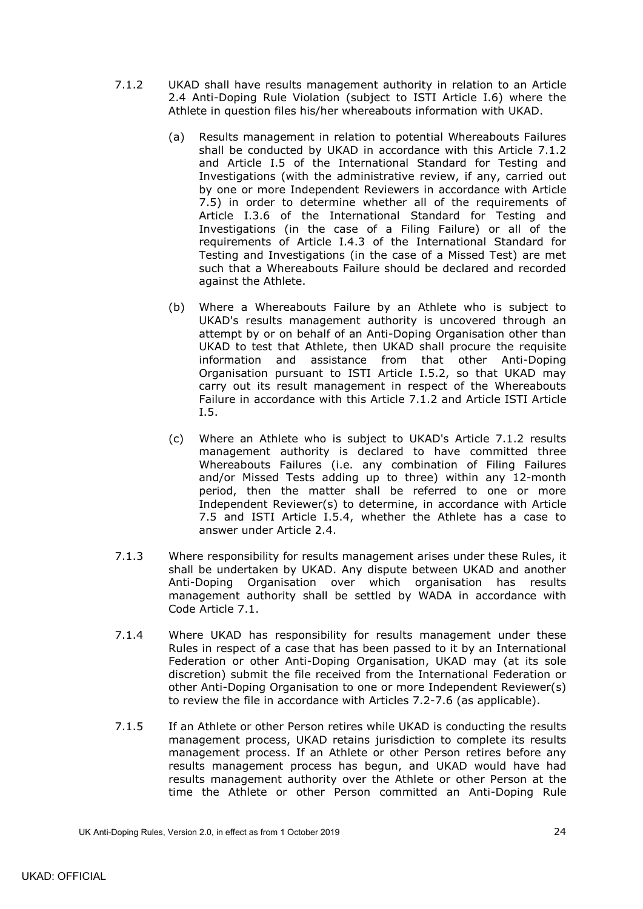7.1.2 UKAD shall have results management authority in relation to an Article 2.4 Anti-Doping Rule Violation (subject to ISTI Article I.6) where the Athlete in question files his/her whereabouts information with UKAD.

(a) Results management in relation to potential Whereabouts Failures shall be conducted by UKAD in accordance with this Article 7.1.2 and Article I.5 of the International Standard for Testing and Investigations (with the administrative review, if any, carried out by one or more Independent Reviewers in accordance with Article 7.5) in order to determine whether all of the requirements of Article I.3.6 of the International Standard for Testing and Investigations (in the case of a Filing Failure) or all of the requirements of Article I.4.3 of the International Standard for Testing and Investigations (in the case of a Missed Test) are met such that a Whereabouts Failure should be declared and recorded against the Athlete.

(b) Where a Whereabouts Failure by an Athlete who is subject to UKAD's results management authority is uncovered through an attempt by or on behalf of an Anti-Doping Organisation other than UKAD to test that Athlete, then UKAD shall procure the requisite information and assistance from that other Anti-Doping Organisation pursuant to ISTI Article I.5.2, so that UKAD may carry out its result management in respect of the Whereabouts Failure in accordance with this Article 7.1.2 and Article ISTI Article I.5.

(c) Where an Athlete who is subject to UKAD's Article 7.1.2 results management authority is declared to have committed three Whereabouts Failures (i.e. any combination of Filing Failures and/or Missed Tests adding up to three) within any 12-month period, then the matter shall be referred to one or more Independent Reviewer(s) to determine, in accordance with Article 7.5 and ISTI Article I.5.4, whether the Athlete has a case to answer under Article 2.4.

7.1.3 Where responsibility for results management arises under these Rules, it shall be undertaken by UKAD. Any dispute between UKAD and another Anti-Doping Organisation over which organisation has results management authority shall be settled by WADA in accordance with Code Article 7.1.

7.1.4 Where UKAD has responsibility for results management under these Rules in respect of a case that has been passed to it by an International Federation or other Anti-Doping Organisation, UKAD may (at its sole discretion) submit the file received from the International Federation or other Anti-Doping Organisation to one or more Independent Reviewer(s) to review the file in accordance with Articles 7.2-7.6 (as applicable).

7.1.5 If an Athlete or other Person retires while UKAD is conducting the results management process, UKAD retains jurisdiction to complete its results management process. If an Athlete or other Person retires before any results management process has begun, and UKAD would have had results management authority over the Athlete or other Person at the time the Athlete or other Person committed an Anti-Doping Rule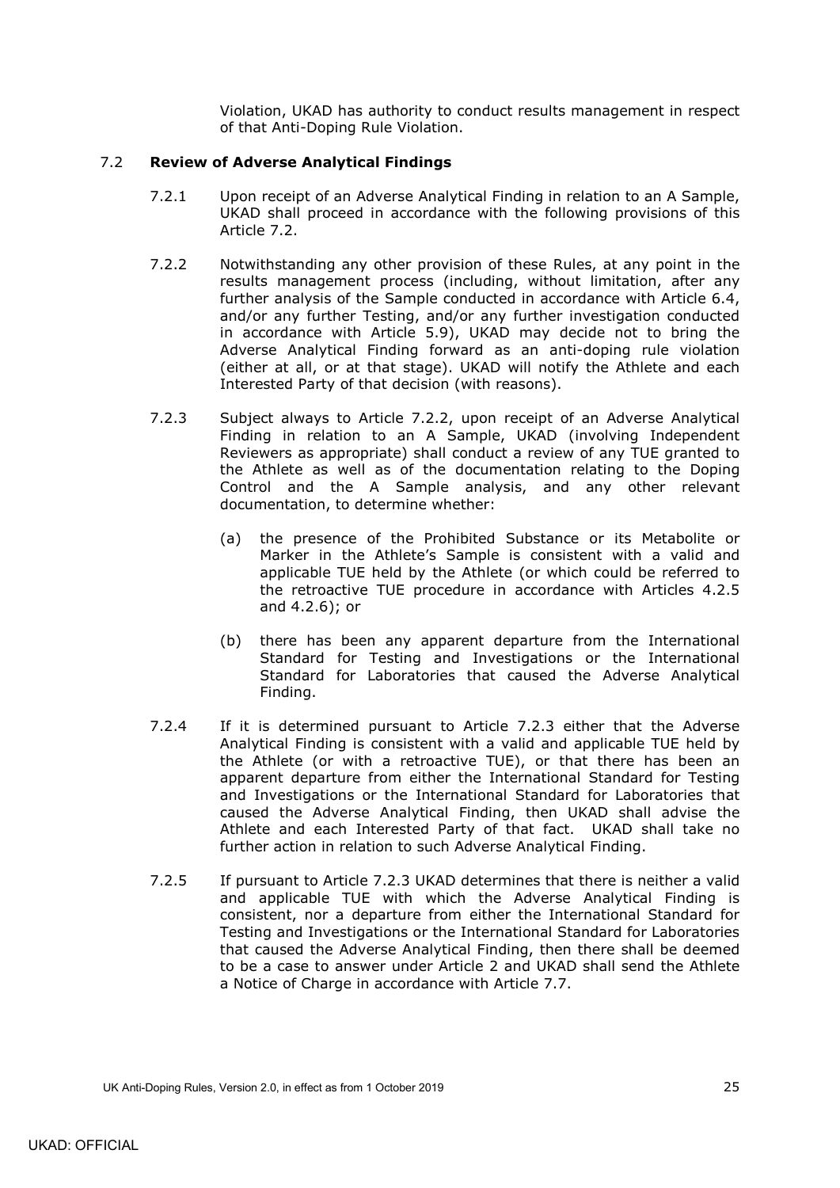Violation, UKAD has authority to conduct results management in respect of that Anti-Doping Rule Violation.

### 7.2 **Review of Adverse Analytical Findings**

7.2.1 Upon receipt of an Adverse Analytical Finding in relation to an A Sample, UKAD shall proceed in accordance with the following provisions of this Article 7.2.

7.2.2 Notwithstanding any other provision of these Rules, at any point in the results management process (including, without limitation, after any further analysis of the Sample conducted in accordance with Article 6.4, and/or any further Testing, and/or any further investigation conducted in accordance with Article 5.9), UKAD may decide not to bring the Adverse Analytical Finding forward as an anti-doping rule violation (either at all, or at that stage). UKAD will notify the Athlete and each Interested Party of that decision (with reasons).

7.2.3 Subject always to Article 7.2.2, upon receipt of an Adverse Analytical Finding in relation to an A Sample, UKAD (involving Independent Reviewers as appropriate) shall conduct a review of any TUE granted to the Athlete as well as of the documentation relating to the Doping Control and the A Sample analysis, and any other relevant documentation, to determine whether:

(a) the presence of the Prohibited Substance or its Metabolite or Marker in the Athlete's Sample is consistent with a valid and applicable TUE held by the Athlete (or which could be referred to the retroactive TUE procedure in accordance with Articles 4.2.5 and 4.2.6); or

(b) there has been any apparent departure from the International Standard for Testing and Investigations or the International Standard for Laboratories that caused the Adverse Analytical Finding.

7.2.4 If it is determined pursuant to Article 7.2.3 either that the Adverse Analytical Finding is consistent with a valid and applicable TUE held by the Athlete (or with a retroactive TUE), or that there has been an apparent departure from either the International Standard for Testing and Investigations or the International Standard for Laboratories that caused the Adverse Analytical Finding, then UKAD shall advise the Athlete and each Interested Party of that fact. UKAD shall take no further action in relation to such Adverse Analytical Finding.

7.2.5 If pursuant to Article 7.2.3 UKAD determines that there is neither a valid and applicable TUE with which the Adverse Analytical Finding is consistent, nor a departure from either the International Standard for Testing and Investigations or the International Standard for Laboratories that caused the Adverse Analytical Finding, then there shall be deemed to be a case to answer under Article 2 and UKAD shall send the Athlete a Notice of Charge in accordance with Article 7.7.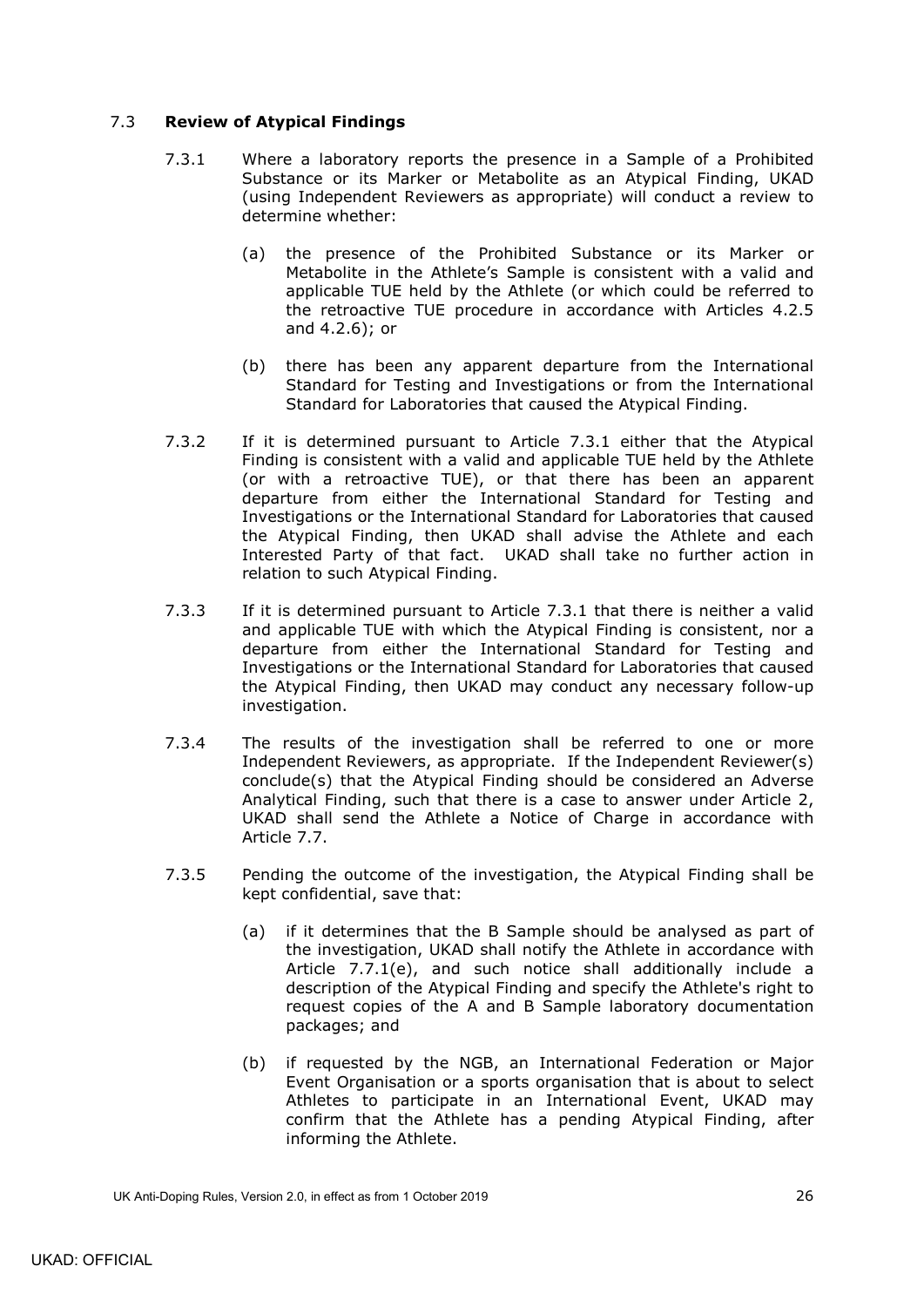### 7.3 **Review of Atypical Findings**

7.3.1 Where a laboratory reports the presence in a Sample of a Prohibited Substance or its Marker or Metabolite as an Atypical Finding, UKAD (using Independent Reviewers as appropriate) will conduct a review to determine whether:

(a) the presence of the Prohibited Substance or its Marker or Metabolite in the Athlete's Sample is consistent with a valid and applicable TUE held by the Athlete (or which could be referred to the retroactive TUE procedure in accordance with Articles 4.2.5 and 4.2.6); or

(b) there has been any apparent departure from the International Standard for Testing and Investigations or from the International Standard for Laboratories that caused the Atypical Finding.

7.3.2 If it is determined pursuant to Article 7.3.1 either that the Atypical Finding is consistent with a valid and applicable TUE held by the Athlete (or with a retroactive TUE), or that there has been an apparent departure from either the International Standard for Testing and Investigations or the International Standard for Laboratories that caused the Atypical Finding, then UKAD shall advise the Athlete and each Interested Party of that fact. UKAD shall take no further action in relation to such Atypical Finding.

7.3.3 If it is determined pursuant to Article 7.3.1 that there is neither a valid and applicable TUE with which the Atypical Finding is consistent, nor a departure from either the International Standard for Testing and Investigations or the International Standard for Laboratories that caused the Atypical Finding, then UKAD may conduct any necessary follow-up investigation.

7.3.4 The results of the investigation shall be referred to one or more Independent Reviewers, as appropriate. If the Independent Reviewer(s) conclude(s) that the Atypical Finding should be considered an Adverse Analytical Finding, such that there is a case to answer under Article 2, UKAD shall send the Athlete a Notice of Charge in accordance with Article 7.7.

7.3.5 Pending the outcome of the investigation, the Atypical Finding shall be kept confidential, save that:

(a) if it determines that the B Sample should be analysed as part of the investigation, UKAD shall notify the Athlete in accordance with Article 7.7.1(e), and such notice shall additionally include a description of the Atypical Finding and specify the Athlete's right to request copies of the A and B Sample laboratory documentation packages; and

(b) if requested by the NGB, an International Federation or Major Event Organisation or a sports organisation that is about to select Athletes to participate in an International Event, UKAD may confirm that the Athlete has a pending Atypical Finding, after informing the Athlete.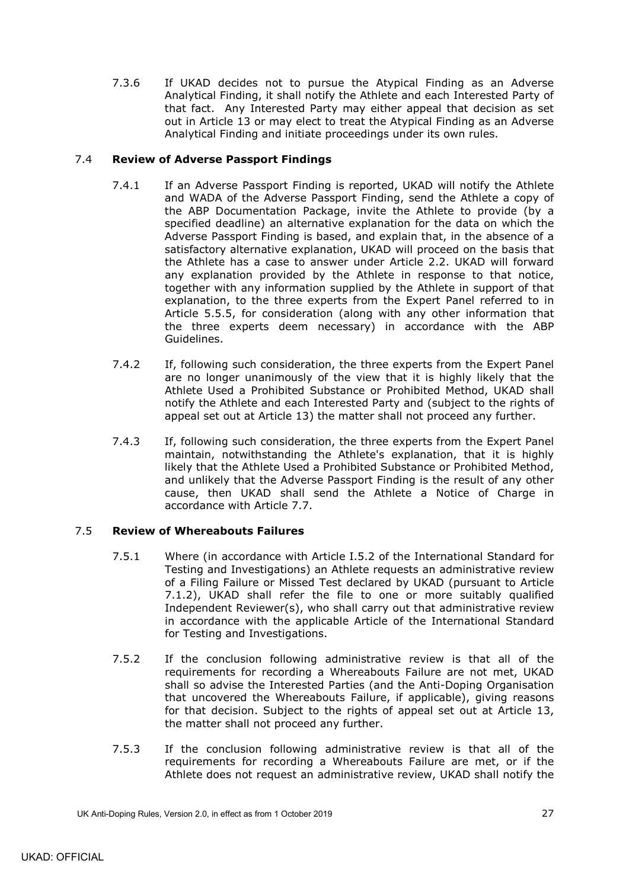7.3.6 If UKAD decides not to pursue the Atypical Finding as an Adverse Analytical Finding, it shall notify the Athlete and each Interested Party of that fact. Any Interested Party may either appeal that decision as set out in Article 13 or may elect to treat the Atypical Finding as an Adverse Analytical Finding and initiate proceedings under its own rules.

### 7.4 **Review of Adverse Passport Findings**

7.4.1 If an Adverse Passport Finding is reported, UKAD will notify the Athlete and WADA of the Adverse Passport Finding, send the Athlete a copy of the ABP Documentation Package, invite the Athlete to provide (by a specified deadline) an alternative explanation for the data on which the Adverse Passport Finding is based, and explain that, in the absence of a satisfactory alternative explanation, UKAD will proceed on the basis that the Athlete has a case to answer under Article 2.2. UKAD will forward any explanation provided by the Athlete in response to that notice, together with any information supplied by the Athlete in support of that explanation, to the three experts from the Expert Panel referred to in Article 5.5.5, for consideration (along with any other information that the three experts deem necessary) in accordance with the ABP Guidelines.

7.4.2 If, following such consideration, the three experts from the Expert Panel are no longer unanimously of the view that it is highly likely that the Athlete Used a Prohibited Substance or Prohibited Method, UKAD shall notify the Athlete and each Interested Party and (subject to the rights of appeal set out at Article 13) the matter shall not proceed any further.

7.4.3 If, following such consideration, the three experts from the Expert Panel maintain, notwithstanding the Athlete's explanation, that it is highly likely that the Athlete Used a Prohibited Substance or Prohibited Method, and unlikely that the Adverse Passport Finding is the result of any other cause, then UKAD shall send the Athlete a Notice of Charge in accordance with Article 7.7.

### 7.5 **Review of Whereabouts Failures**

7.5.1 Where (in accordance with Article I.5.2 of the International Standard for Testing and Investigations) an Athlete requests an administrative review of a Filing Failure or Missed Test declared by UKAD (pursuant to Article 7.1.2), UKAD shall refer the file to one or more suitably qualified Independent Reviewer(s), who shall carry out that administrative review in accordance with the applicable Article of the International Standard for Testing and Investigations.

7.5.2 If the conclusion following administrative review is that all of the requirements for recording a Whereabouts Failure are not met, UKAD shall so advise the Interested Parties (and the Anti-Doping Organisation that uncovered the Whereabouts Failure, if applicable), giving reasons for that decision. Subject to the rights of appeal set out at Article 13, the matter shall not proceed any further.

7.5.3 If the conclusion following administrative review is that all of the requirements for recording a Whereabouts Failure are met, or if the Athlete does not request an administrative review, UKAD shall notify the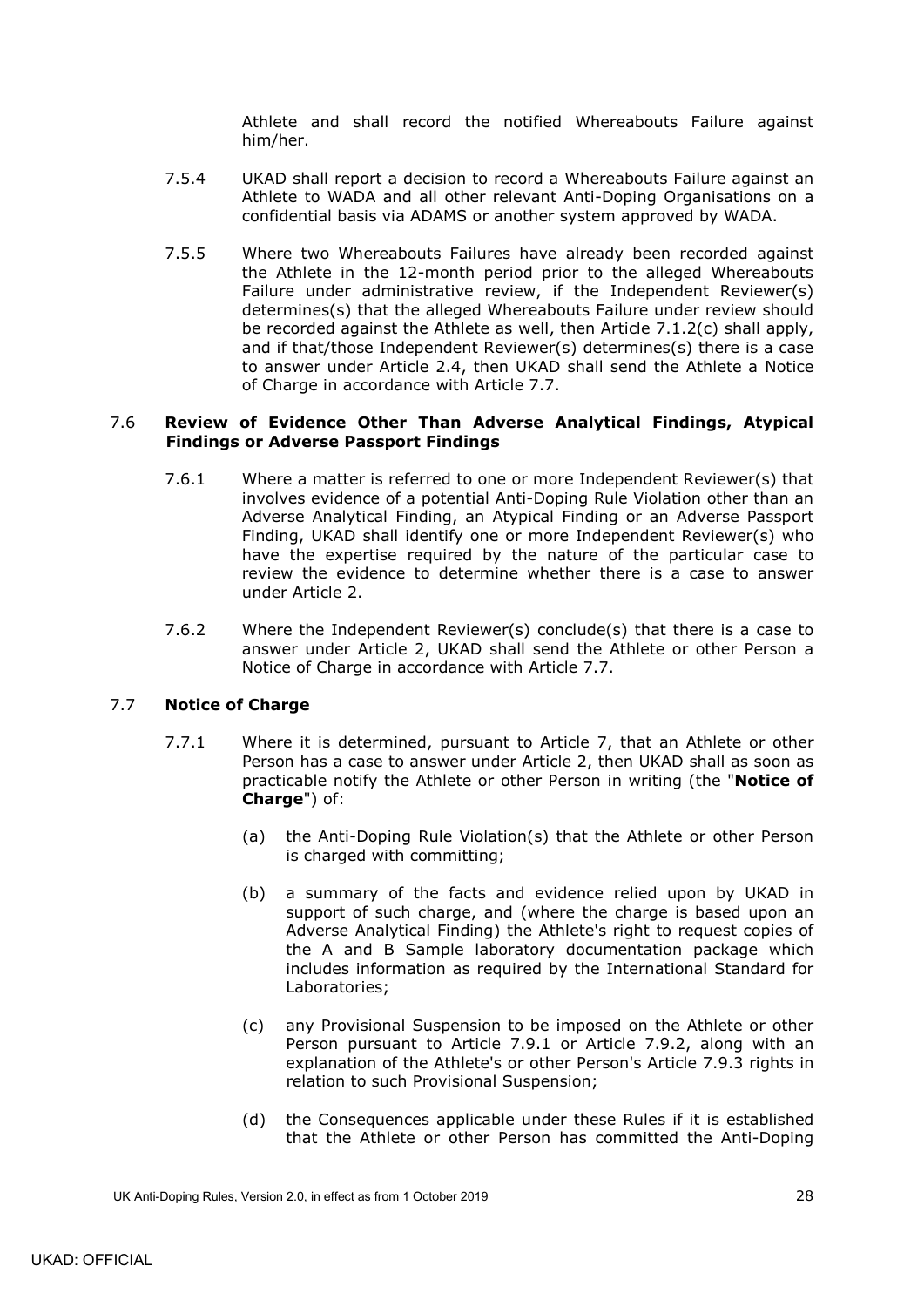Athlete and shall record the notified Whereabouts Failure against him/her.

7.5.4 UKAD shall report a decision to record a Whereabouts Failure against an Athlete to WADA and all other relevant Anti-Doping Organisations on a confidential basis via ADAMS or another system approved by WADA.

7.5.5 Where two Whereabouts Failures have already been recorded against the Athlete in the 12-month period prior to the alleged Whereabouts Failure under administrative review, if the Independent Reviewer(s) determines(s) that the alleged Whereabouts Failure under review should be recorded against the Athlete as well, then Article 7.1.2(c) shall apply, and if that/those Independent Reviewer(s) determines(s) there is a case to answer under Article 2.4, then UKAD shall send the Athlete a Notice of Charge in accordance with Article 7.7.

### 7.6 Review of Evidence Other Than Adverse Analytical Findings, Atypical Findings or Adverse Passport Findings

7.6.1 Where a matter is referred to one or more Independent Reviewer(s) that involves evidence of a potential Anti-Doping Rule Violation other than an Adverse Analytical Finding, an Atypical Finding or an Adverse Passport Finding, UKAD shall identify one or more Independent Reviewer(s) who have the expertise required by the nature of the particular case to review the evidence to determine whether there is a case to answer under Article 2.

7.6.2 Where the Independent Reviewer(s) conclude(s) that there is a case to answer under Article 2, UKAD shall send the Athlete or other Person a Notice of Charge in accordance with Article 7.7.

### 7.7 Notice of Charge

7.7.1 Where it is determined, pursuant to Article 7, that an Athlete or other Person has a case to answer under Article 2, then UKAD shall as soon as practicable notify the Athlete or other Person in writing (the "**Notice of Charge**") of:

(a) the Anti-Doping Rule Violation(s) that the Athlete or other Person is charged with committing;

(b) a summary of the facts and evidence relied upon by UKAD in support of such charge, and (where the charge is based upon an Adverse Analytical Finding) the Athlete's right to request copies of the A and B Sample laboratory documentation package which includes information as required by the International Standard for Laboratories;

(c) any Provisional Suspension to be imposed on the Athlete or other Person pursuant to Article 7.9.1 or Article 7.9.2, along with an explanation of the Athlete's or other Person's Article 7.9.3 rights in relation to such Provisional Suspension;

(d) the Consequences applicable under these Rules if it is established that the Athlete or other Person has committed the Anti-Doping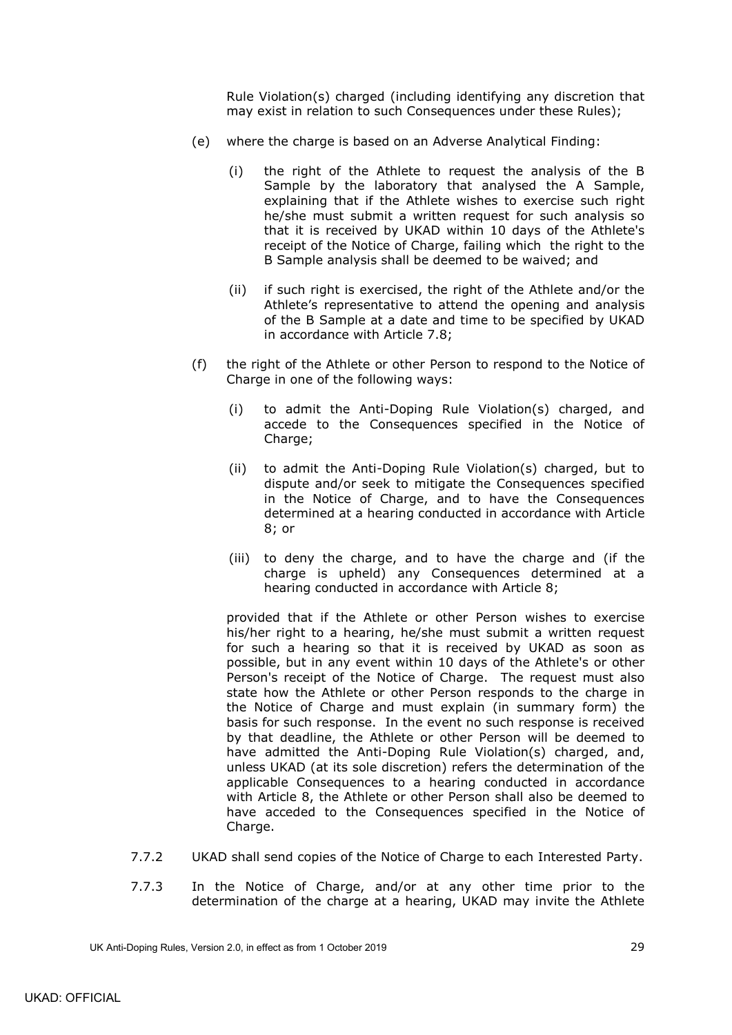Rule Violation(s) charged (including identifying any discretion that may exist in relation to such Consequences under these Rules);

(e) where the charge is based on an Adverse Analytical Finding:

(i) the right of the Athlete to request the analysis of the B Sample by the laboratory that analysed the A Sample, explaining that if the Athlete wishes to exercise such right he/she must submit a written request for such analysis so that it is received by UKAD within 10 days of the Athlete's receipt of the Notice of Charge, failing which the right to the B Sample analysis shall be deemed to be waived; and

(ii) if such right is exercised, the right of the Athlete and/or the Athlete's representative to attend the opening and analysis of the B Sample at a date and time to be specified by UKAD in accordance with Article 7.8;

(f) the right of the Athlete or other Person to respond to the Notice of Charge in one of the following ways:

(i) to admit the Anti-Doping Rule Violation(s) charged, and accede to the Consequences specified in the Notice of Charge;

(ii) to admit the Anti-Doping Rule Violation(s) charged, but to dispute and/or seek to mitigate the Consequences specified in the Notice of Charge, and to have the Consequences determined at a hearing conducted in accordance with Article 8; or

(iii) to deny the charge, and to have the charge and (if the charge is upheld) any Consequences determined at a hearing conducted in accordance with Article 8;

provided that if the Athlete or other Person wishes to exercise his/her right to a hearing, he/she must submit a written request for such a hearing so that it is received by UKAD as soon as possible, but in any event within 10 days of the Athlete's or other Person's receipt of the Notice of Charge. The request must also state how the Athlete or other Person responds to the charge in the Notice of Charge and must explain (in summary form) the basis for such response. In the event no such response is received by that deadline, the Athlete or other Person will be deemed to have admitted the Anti-Doping Rule Violation(s) charged, and, unless UKAD (at its sole discretion) refers the determination of the applicable Consequences to a hearing conducted in accordance with Article 8, the Athlete or other Person shall also be deemed to have acceded to the Consequences specified in the Notice of Charge.

7.7.2 UKAD shall send copies of the Notice of Charge to each Interested Party.

7.7.3 In the Notice of Charge, and/or at any other time prior to the determination of the charge at a hearing, UKAD may invite the Athlete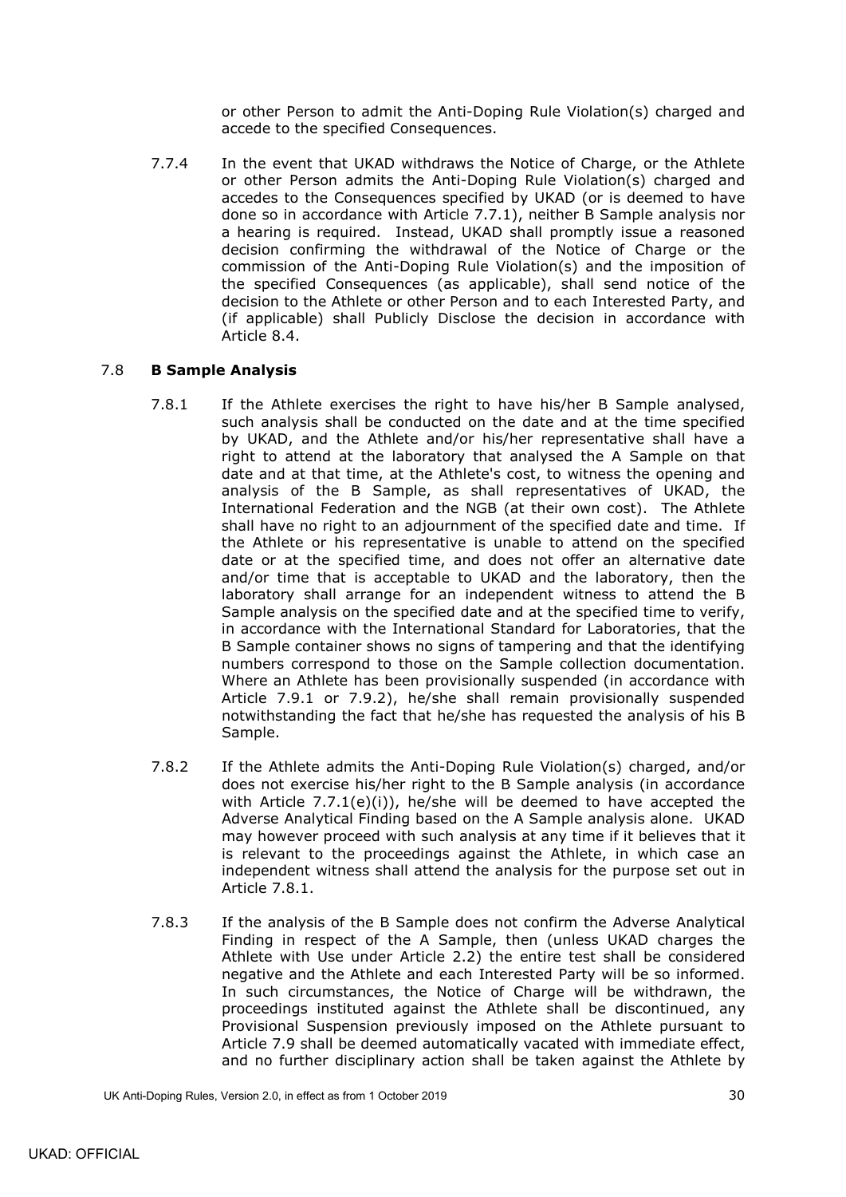or other Person to admit the Anti-Doping Rule Violation(s) charged and accede to the specified Consequences.

7.7.4 In the event that UKAD withdraws the Notice of Charge, or the Athlete or other Person admits the Anti-Doping Rule Violation(s) charged and accedes to the Consequences specified by UKAD (or is deemed to have done so in accordance with Article 7.7.1), neither B Sample analysis nor a hearing is required. Instead, UKAD shall promptly issue a reasoned decision confirming the withdrawal of the Notice of Charge or the commission of the Anti-Doping Rule Violation(s) and the imposition of the specified Consequences (as applicable), shall send notice of the decision to the Athlete or other Person and to each Interested Party, and (if applicable) shall Publicly Disclose the decision in accordance with Article 8.4.

### 7.8 **B Sample Analysis**

7.8.1 If the Athlete exercises the right to have his/her B Sample analysed, such analysis shall be conducted on the date and at the time specified by UKAD, and the Athlete and/or his/her representative shall have a right to attend at the laboratory that analysed the A Sample on that date and at that time, at the Athlete's cost, to witness the opening and analysis of the B Sample, as shall representatives of UKAD, the International Federation and the NGB (at their own cost). The Athlete shall have no right to an adjournment of the specified date and time. If the Athlete or his representative is unable to attend on the specified date or at the specified time, and does not offer an alternative date and/or time that is acceptable to UKAD and the laboratory, then the laboratory shall arrange for an independent witness to attend the B Sample analysis on the specified date and at the specified time to verify, in accordance with the International Standard for Laboratories, that the B Sample container shows no signs of tampering and that the identifying numbers correspond to those on the Sample collection documentation. Where an Athlete has been provisionally suspended (in accordance with Article 7.9.1 or 7.9.2), he/she shall remain provisionally suspended notwithstanding the fact that he/she has requested the analysis of his B Sample.

7.8.2 If the Athlete admits the Anti-Doping Rule Violation(s) charged, and/or does not exercise his/her right to the B Sample analysis (in accordance with Article 7.7.1(e)(i)), he/she will be deemed to have accepted the Adverse Analytical Finding based on the A Sample analysis alone. UKAD may however proceed with such analysis at any time if it believes that it is relevant to the proceedings against the Athlete, in which case an independent witness shall attend the analysis for the purpose set out in Article 7.8.1.

7.8.3 If the analysis of the B Sample does not confirm the Adverse Analytical Finding in respect of the A Sample, then (unless UKAD charges the Athlete with Use under Article 2.2) the entire test shall be considered negative and the Athlete and each Interested Party will be so informed. In such circumstances, the Notice of Charge will be withdrawn, the proceedings instituted against the Athlete shall be discontinued, any Provisional Suspension previously imposed on the Athlete pursuant to Article 7.9 shall be deemed automatically vacated with immediate effect, and no further disciplinary action shall be taken against the Athlete by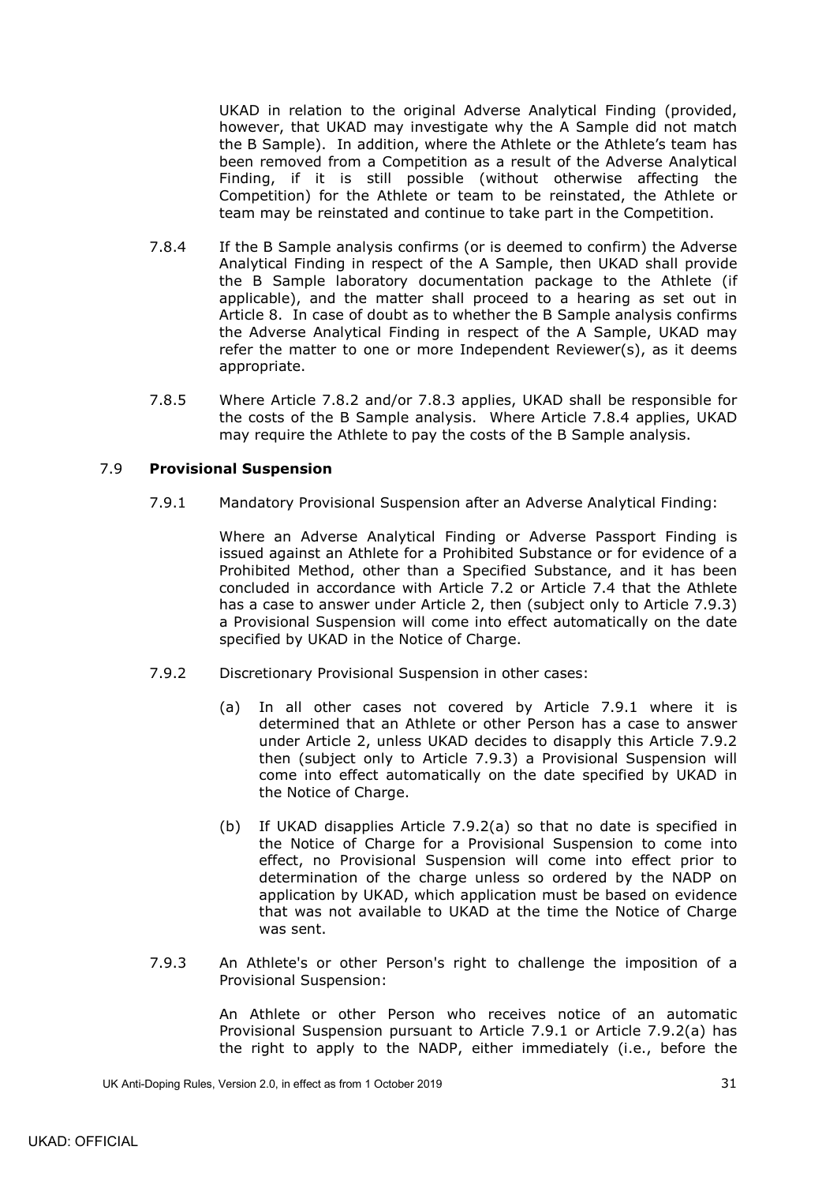UKAD in relation to the original Adverse Analytical Finding (provided, however, that UKAD may investigate why the A Sample did not match the B Sample). In addition, where the Athlete or the Athlete's team has been removed from a Competition as a result of the Adverse Analytical Finding, if it is still possible (without otherwise affecting the Competition) for the Athlete or team to be reinstated, the Athlete or team may be reinstated and continue to take part in the Competition.

7.8.4 If the B Sample analysis confirms (or is deemed to confirm) the Adverse Analytical Finding in respect of the A Sample, then UKAD shall provide the B Sample laboratory documentation package to the Athlete (if applicable), and the matter shall proceed to a hearing as set out in Article 8. In case of doubt as to whether the B Sample analysis confirms the Adverse Analytical Finding in respect of the A Sample, UKAD may refer the matter to one or more Independent Reviewer(s), as it deems appropriate.

7.8.5 Where Article 7.8.2 and/or 7.8.3 applies, UKAD shall be responsible for the costs of the B Sample analysis. Where Article 7.8.4 applies, UKAD may require the Athlete to pay the costs of the B Sample analysis.

7.9 **Provisional Suspension**

7.9.1 Mandatory Provisional Suspension after an Adverse Analytical Finding:

Where an Adverse Analytical Finding or Adverse Passport Finding is issued against an Athlete for a Prohibited Substance or for evidence of a Prohibited Method, other than a Specified Substance, and it has been concluded in accordance with Article 7.2 or Article 7.4 that the Athlete has a case to answer under Article 2, then (subject only to Article 7.9.3) a Provisional Suspension will come into effect automatically on the date specified by UKAD in the Notice of Charge.

7.9.2 Discretionary Provisional Suspension in other cases:

(a) In all other cases not covered by Article 7.9.1 where it is determined that an Athlete or other Person has a case to answer under Article 2, unless UKAD decides to disapply this Article 7.9.2 then (subject only to Article 7.9.3) a Provisional Suspension will come into effect automatically on the date specified by UKAD in the Notice of Charge.

(b) If UKAD disapplies Article 7.9.2(a) so that no date is specified in the Notice of Charge for a Provisional Suspension to come into effect, no Provisional Suspension will come into effect prior to determination of the charge unless so ordered by the NADP on application by UKAD, which application must be based on evidence that was not available to UKAD at the time the Notice of Charge was sent.

7.9.3 An Athlete's or other Person's right to challenge the imposition of a Provisional Suspension:

An Athlete or other Person who receives notice of an automatic Provisional Suspension pursuant to Article 7.9.1 or Article 7.9.2(a) has the right to apply to the NADP, either immediately (i.e., before the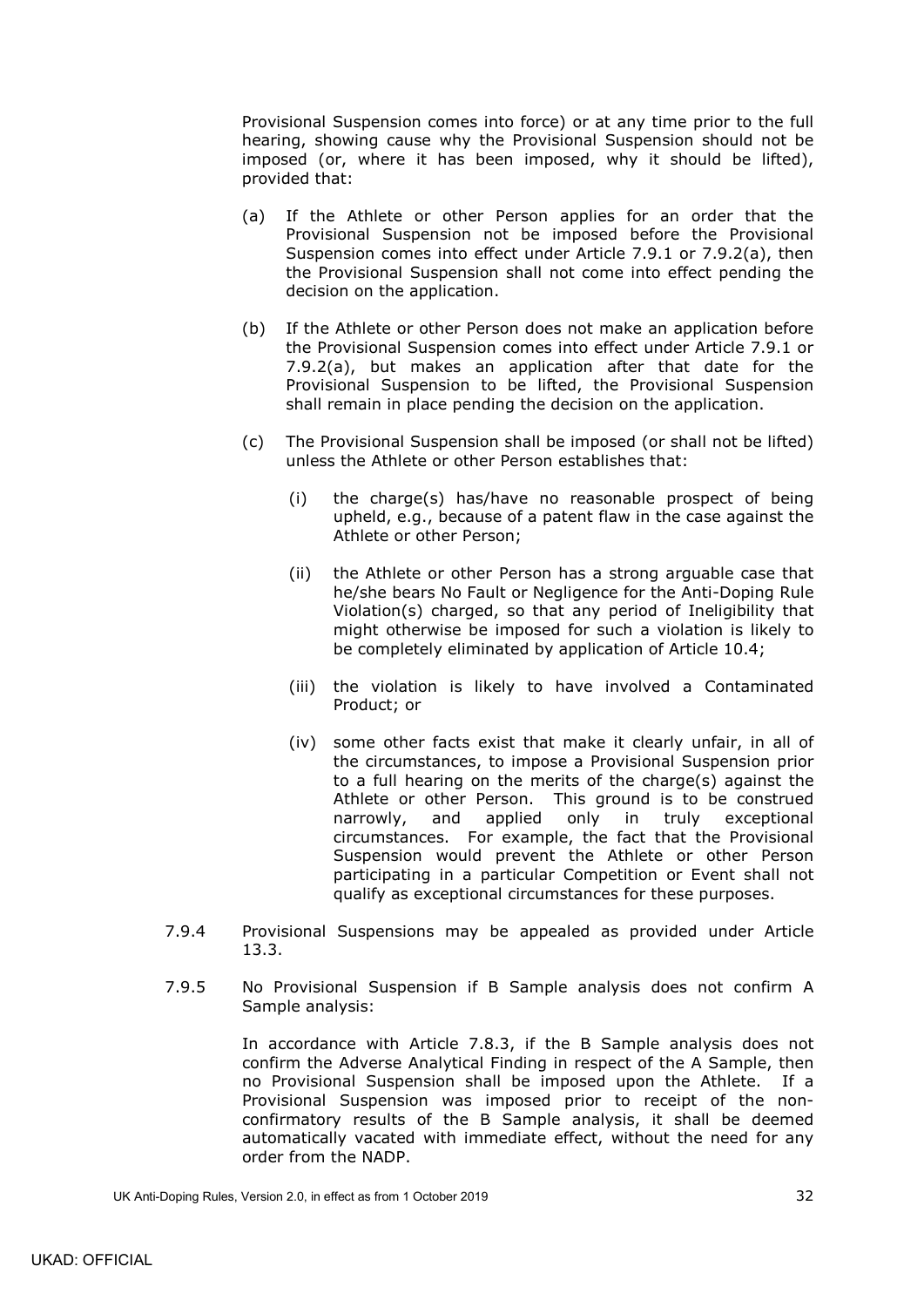Provisional Suspension comes into force) or at any time prior to the full hearing, showing cause why the Provisional Suspension should not be imposed (or, where it has been imposed, why it should be lifted), provided that:

(a) If the Athlete or other Person applies for an order that the Provisional Suspension not be imposed before the Provisional Suspension comes into effect under Article 7.9.1 or 7.9.2(a), then the Provisional Suspension shall not come into effect pending the decision on the application.

(b) If the Athlete or other Person does not make an application before the Provisional Suspension comes into effect under Article 7.9.1 or 7.9.2(a), but makes an application after that date for the Provisional Suspension to be lifted, the Provisional Suspension shall remain in place pending the decision on the application.

(c) The Provisional Suspension shall be imposed (or shall not be lifted) unless the Athlete or other Person establishes that:

   (i) the charge(s) has/have no reasonable prospect of being upheld, e.g., because of a patent flaw in the case against the Athlete or other Person;

   (ii) the Athlete or other Person has a strong arguable case that he/she bears No Fault or Negligence for the Anti-Doping Rule Violation(s) charged, so that any period of Ineligibility that might otherwise be imposed for such a violation is likely to be completely eliminated by application of Article 10.4;

   (iii) the violation is likely to have involved a Contaminated Product; or

   (iv) some other facts exist that make it clearly unfair, in all of the circumstances, to impose a Provisional Suspension prior to a full hearing on the merits of the charge(s) against the Athlete or other Person. This ground is to be construed narrowly, and applied only in truly exceptional circumstances. For example, the fact that the Provisional Suspension would prevent the Athlete or other Person participating in a particular Competition or Event shall not qualify as exceptional circumstances for these purposes.

7.9.4 Provisional Suspensions may be appealed as provided under Article 13.3.

7.9.5 No Provisional Suspension if B Sample analysis does not confirm A Sample analysis:

In accordance with Article 7.8.3, if the B Sample analysis does not confirm the Adverse Analytical Finding in respect of the A Sample, then no Provisional Suspension shall be imposed upon the Athlete. If a Provisional Suspension was imposed prior to receipt of the non-confirmatory results of the B Sample analysis, it shall be deemed automatically vacated with immediate effect, without the need for any order from the NADP.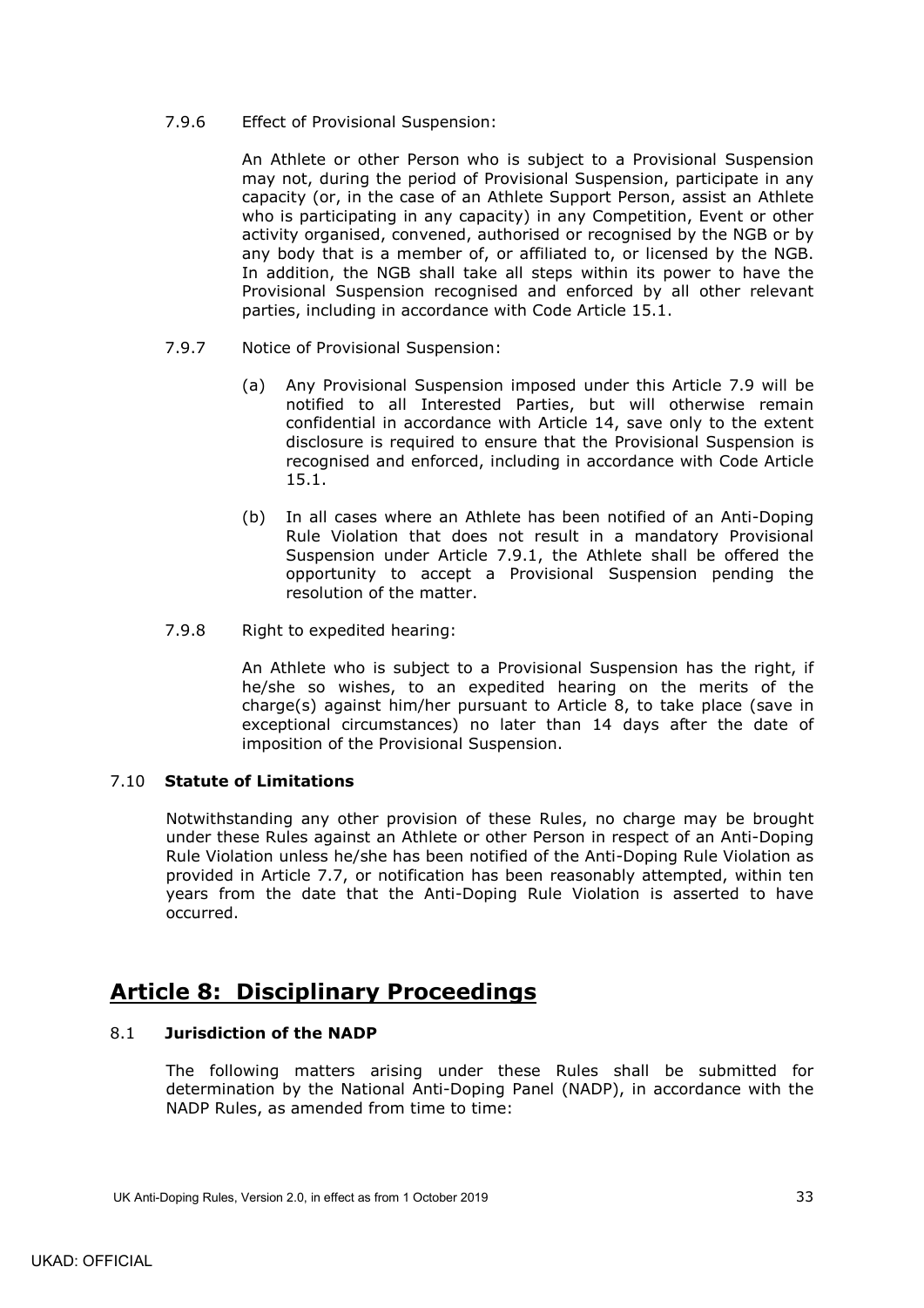7.9.6 Effect of Provisional Suspension:

An Athlete or other Person who is subject to a Provisional Suspension may not, during the period of Provisional Suspension, participate in any capacity (or, in the case of an Athlete Support Person, assist an Athlete who is participating in any capacity) in any Competition, Event or other activity organised, convened, authorised or recognised by the NGB or by any body that is a member of, or affiliated to, or licensed by the NGB. In addition, the NGB shall take all steps within its power to have the Provisional Suspension recognised and enforced by all other relevant parties, including in accordance with Code Article 15.1.

7.9.7 Notice of Provisional Suspension:

(a) Any Provisional Suspension imposed under this Article 7.9 will be notified to all Interested Parties, but will otherwise remain confidential in accordance with Article 14, save only to the extent disclosure is required to ensure that the Provisional Suspension is recognised and enforced, including in accordance with Code Article 15.1.

(b) In all cases where an Athlete has been notified of an Anti-Doping Rule Violation that does not result in a mandatory Provisional Suspension under Article 7.9.1, the Athlete shall be offered the opportunity to accept a Provisional Suspension pending the resolution of the matter.

7.9.8 Right to expedited hearing:

An Athlete who is subject to a Provisional Suspension has the right, if he/she so wishes, to an expedited hearing on the merits of the charge(s) against him/her pursuant to Article 8, to take place (save in exceptional circumstances) no later than 14 days after the date of imposition of the Provisional Suspension.

7.10 **Statute of Limitations**

Notwithstanding any other provision of these Rules, no charge may be brought under these Rules against an Athlete or other Person in respect of an Anti-Doping Rule Violation unless he/she has been notified of the Anti-Doping Rule Violation as provided in Article 7.7, or notification has been reasonably attempted, within ten years from the date that the Anti-Doping Rule Violation is asserted to have occurred.

# Article 8: Disciplinary Proceedings

8.1 **Jurisdiction of the NADP**

The following matters arising under these Rules shall be submitted for determination by the National Anti-Doping Panel (NADP), in accordance with the NADP Rules, as amended from time to time: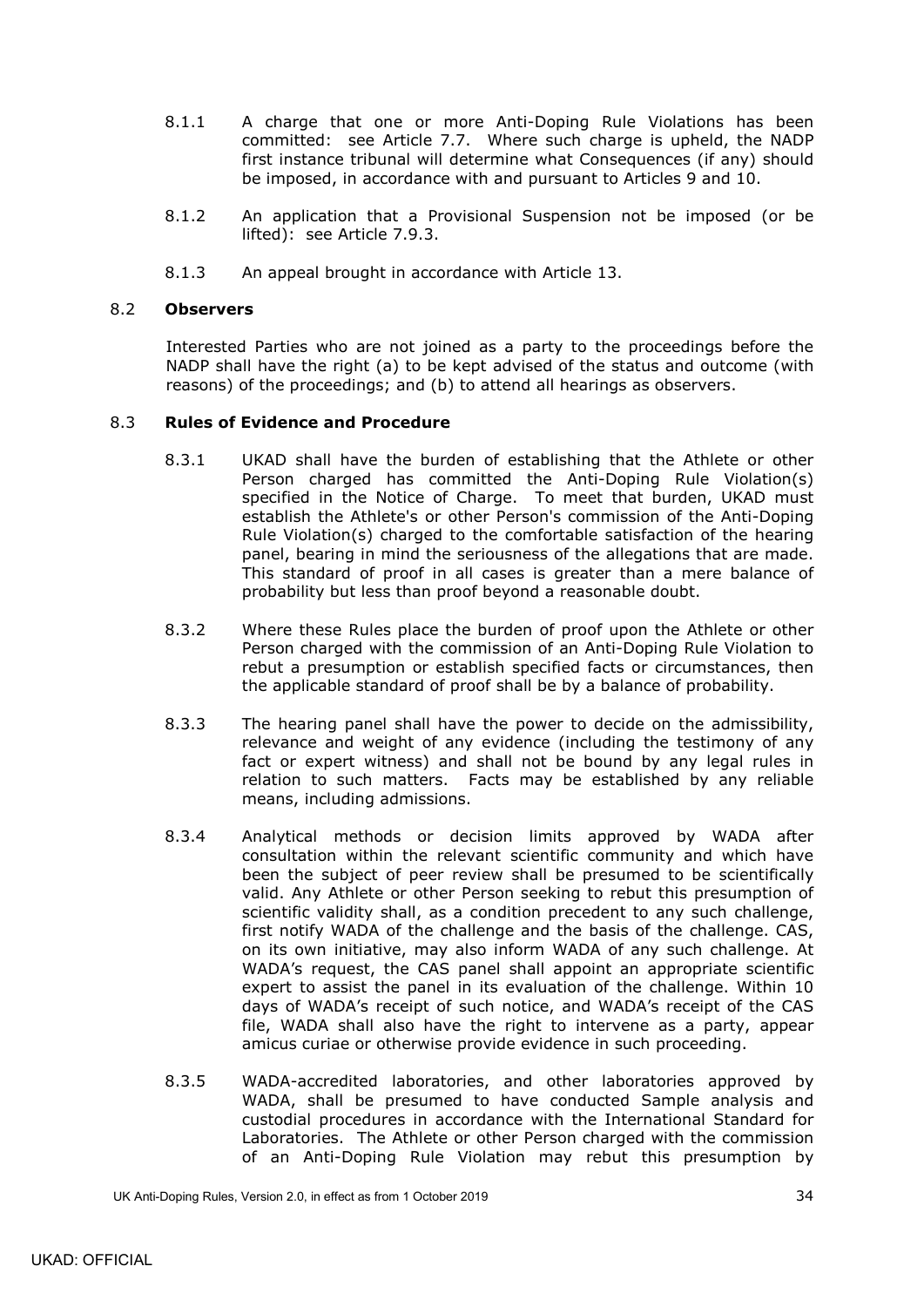8.1.1 A charge that one or more Anti-Doping Rule Violations has been committed: see Article 7.7. Where such charge is upheld, the NADP first instance tribunal will determine what Consequences (if any) should be imposed, in accordance with and pursuant to Articles 9 and 10.

8.1.2 An application that a Provisional Suspension not be imposed (or be lifted): see Article 7.9.3.

8.1.3 An appeal brought in accordance with Article 13.

## 8.2 **Observers**

Interested Parties who are not joined as a party to the proceedings before the NADP shall have the right (a) to be kept advised of the status and outcome (with reasons) of the proceedings; and (b) to attend all hearings as observers.

## 8.3 **Rules of Evidence and Procedure**

8.3.1 UKAD shall have the burden of establishing that the Athlete or other Person charged has committed the Anti-Doping Rule Violation(s) specified in the Notice of Charge. To meet that burden, UKAD must establish the Athlete's or other Person's commission of the Anti-Doping Rule Violation(s) charged to the comfortable satisfaction of the hearing panel, bearing in mind the seriousness of the allegations that are made. This standard of proof in all cases is greater than a mere balance of probability but less than proof beyond a reasonable doubt.

8.3.2 Where these Rules place the burden of proof upon the Athlete or other Person charged with the commission of an Anti-Doping Rule Violation to rebut a presumption or establish specified facts or circumstances, then the applicable standard of proof shall be by a balance of probability.

8.3.3 The hearing panel shall have the power to decide on the admissibility, relevance and weight of any evidence (including the testimony of any fact or expert witness) and shall not be bound by any legal rules in relation to such matters. Facts may be established by any reliable means, including admissions.

8.3.4 Analytical methods or decision limits approved by WADA after consultation within the relevant scientific community and which have been the subject of peer review shall be presumed to be scientifically valid. Any Athlete or other Person seeking to rebut this presumption of scientific validity shall, as a condition precedent to any such challenge, first notify WADA of the challenge and the basis of the challenge. CAS, on its own initiative, may also inform WADA of any such challenge. At WADA's request, the CAS panel shall appoint an appropriate scientific expert to assist the panel in its evaluation of the challenge. Within 10 days of WADA's receipt of such notice, and WADA's receipt of the CAS file, WADA shall also have the right to intervene as a party, appear amicus curiae or otherwise provide evidence in such proceeding.

8.3.5 WADA-accredited laboratories, and other laboratories approved by WADA, shall be presumed to have conducted Sample analysis and custodial procedures in accordance with the International Standard for Laboratories. The Athlete or other Person charged with the commission of an Anti-Doping Rule Violation may rebut this presumption by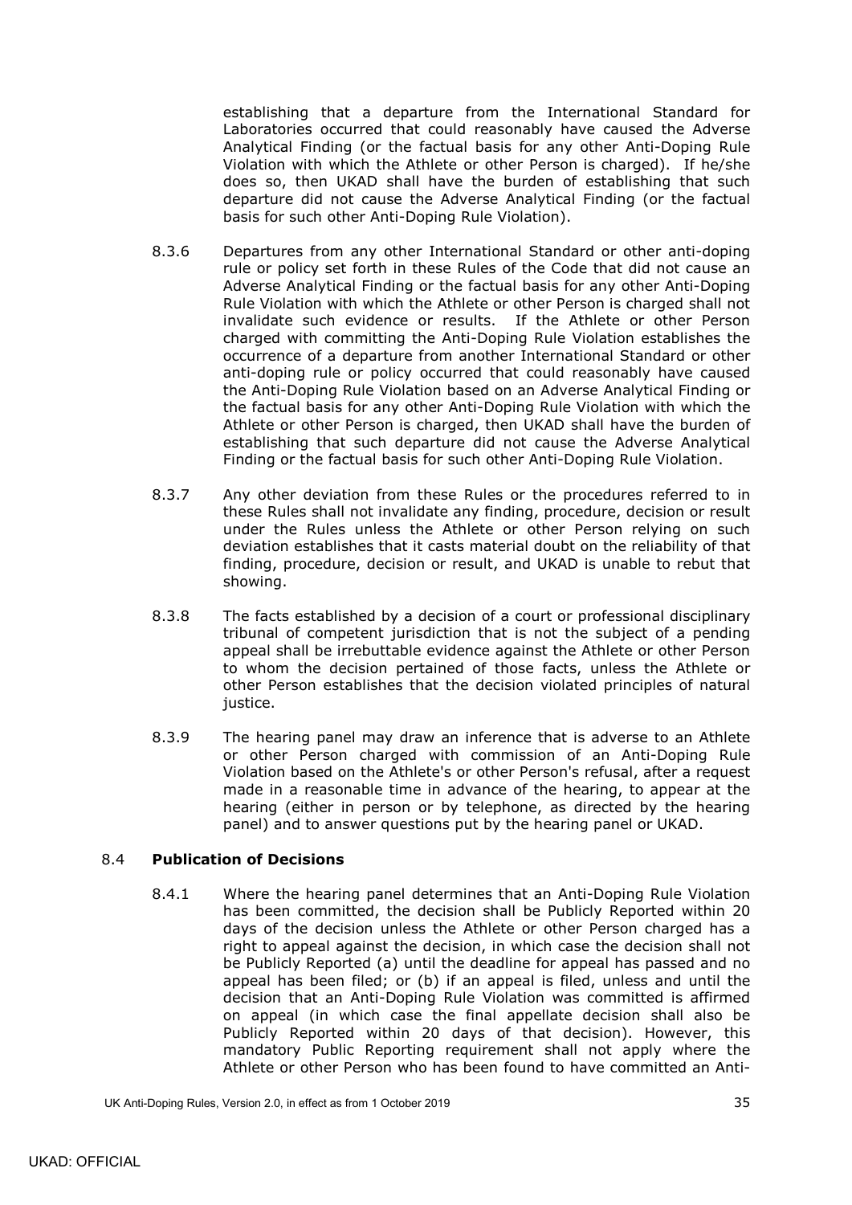establishing that a departure from the International Standard for Laboratories occurred that could reasonably have caused the Adverse Analytical Finding (or the factual basis for any other Anti-Doping Rule Violation with which the Athlete or other Person is charged). If he/she does so, then UKAD shall have the burden of establishing that such departure did not cause the Adverse Analytical Finding (or the factual basis for such other Anti-Doping Rule Violation).

8.3.6 Departures from any other International Standard or other anti-doping rule or policy set forth in these Rules of the Code that did not cause an Adverse Analytical Finding or the factual basis for any other Anti-Doping Rule Violation with which the Athlete or other Person is charged shall not invalidate such evidence or results. If the Athlete or other Person charged with committing the Anti-Doping Rule Violation establishes the occurrence of a departure from another International Standard or other anti-doping rule or policy occurred that could reasonably have caused the Anti-Doping Rule Violation based on an Adverse Analytical Finding or the factual basis for any other Anti-Doping Rule Violation with which the Athlete or other Person is charged, then UKAD shall have the burden of establishing that such departure did not cause the Adverse Analytical Finding or the factual basis for such other Anti-Doping Rule Violation.

8.3.7 Any other deviation from these Rules or the procedures referred to in these Rules shall not invalidate any finding, procedure, decision or result under the Rules unless the Athlete or other Person relying on such deviation establishes that it casts material doubt on the reliability of that finding, procedure, decision or result, and UKAD is unable to rebut that showing.

8.3.8 The facts established by a decision of a court or professional disciplinary tribunal of competent jurisdiction that is not the subject of a pending appeal shall be irrebuttable evidence against the Athlete or other Person to whom the decision pertained of those facts, unless the Athlete or other Person establishes that the decision violated principles of natural justice.

8.3.9 The hearing panel may draw an inference that is adverse to an Athlete or other Person charged with commission of an Anti-Doping Rule Violation based on the Athlete's or other Person's refusal, after a request made in a reasonable time in advance of the hearing, to appear at the hearing (either in person or by telephone, as directed by the hearing panel) and to answer questions put by the hearing panel or UKAD.

8.4 **Publication of Decisions**

8.4.1 Where the hearing panel determines that an Anti-Doping Rule Violation has been committed, the decision shall be Publicly Reported within 20 days of the decision unless the Athlete or other Person charged has a right to appeal against the decision, in which case the decision shall not be Publicly Reported (a) until the deadline for appeal has passed and no appeal has been filed; or (b) if an appeal is filed, unless and until the decision that an Anti-Doping Rule Violation was committed is affirmed on appeal (in which case the final appellate decision shall also be Publicly Reported within 20 days of that decision). However, this mandatory Public Reporting requirement shall not apply where the Athlete or other Person who has been found to have committed an Anti-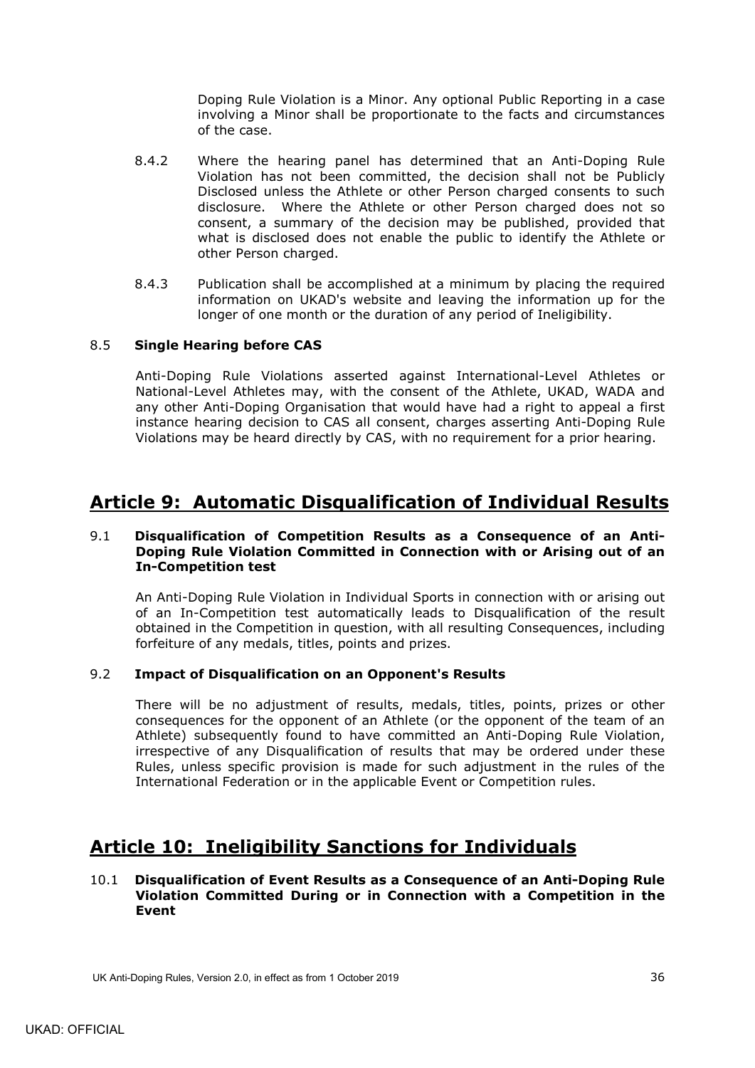Doping Rule Violation is a Minor. Any optional Public Reporting in a case involving a Minor shall be proportionate to the facts and circumstances of the case.

8.4.2 Where the hearing panel has determined that an Anti-Doping Rule Violation has not been committed, the decision shall not be Publicly Disclosed unless the Athlete or other Person charged consents to such disclosure. Where the Athlete or other Person charged does not so consent, a summary of the decision may be published, provided that what is disclosed does not enable the public to identify the Athlete or other Person charged.

8.4.3 Publication shall be accomplished at a minimum by placing the required information on UKAD's website and leaving the information up for the longer of one month or the duration of any period of Ineligibility.

### 8.5 Single Hearing before CAS

Anti-Doping Rule Violations asserted against International-Level Athletes or National-Level Athletes may, with the consent of the Athlete, UKAD, WADA and any other Anti-Doping Organisation that would have had a right to appeal a first instance hearing decision to CAS all consent, charges asserting Anti-Doping Rule Violations may be heard directly by CAS, with no requirement for a prior hearing.

## Article 9: Automatic Disqualification of Individual Results

### 9.1 Disqualification of Competition Results as a Consequence of an Anti-Doping Rule Violation Committed in Connection with or Arising out of an In-Competition test

An Anti-Doping Rule Violation in Individual Sports in connection with or arising out of an In-Competition test automatically leads to Disqualification of the result obtained in the Competition in question, with all resulting Consequences, including forfeiture of any medals, titles, points and prizes.

### 9.2 Impact of Disqualification on an Opponent's Results

There will be no adjustment of results, medals, titles, points, prizes or other consequences for the opponent of an Athlete (or the opponent of the team of an Athlete) subsequently found to have committed an Anti-Doping Rule Violation, irrespective of any Disqualification of results that may be ordered under these Rules, unless specific provision is made for such adjustment in the rules of the International Federation or in the applicable Event or Competition rules.

## Article 10: Ineligibility Sanctions for Individuals

### 10.1 Disqualification of Event Results as a Consequence of an Anti-Doping Rule Violation Committed During or in Connection with a Competition in the Event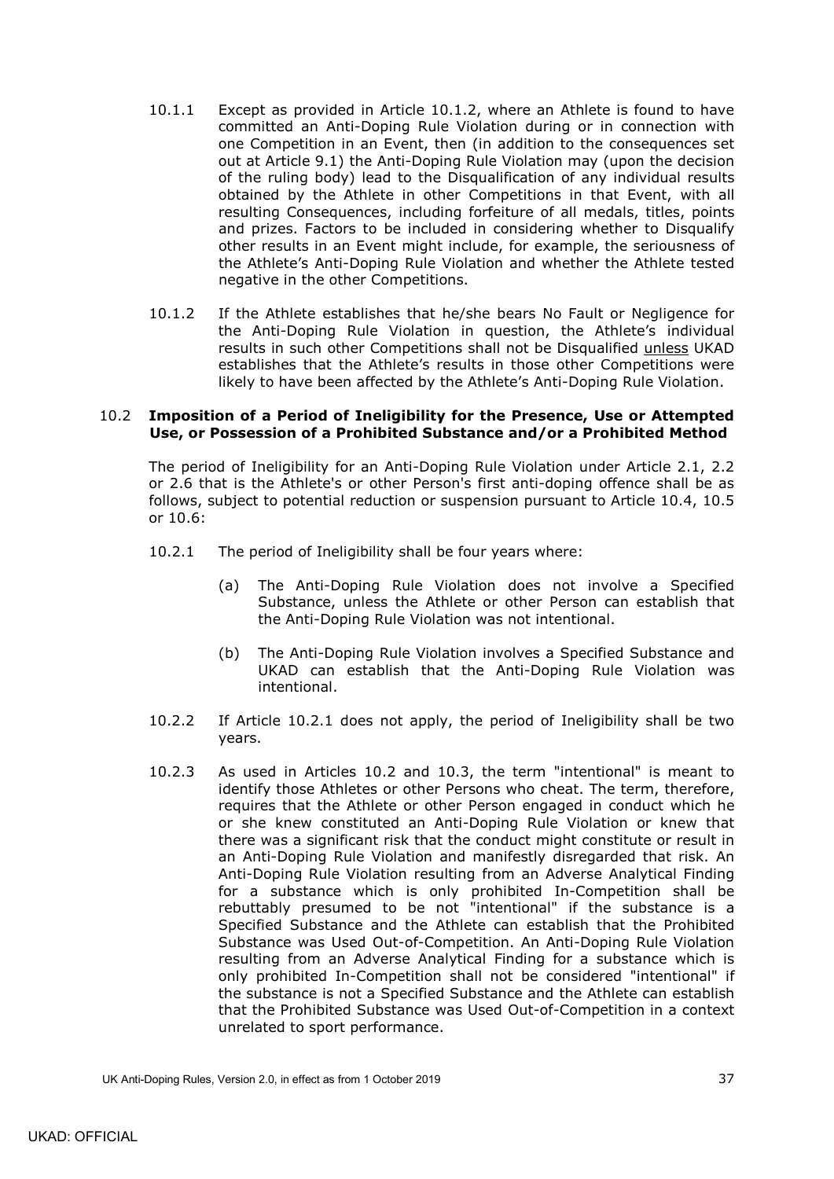10.1.1 Except as provided in Article 10.1.2, where an Athlete is found to have committed an Anti-Doping Rule Violation during or in connection with one Competition in an Event, then (in addition to the consequences set out at Article 9.1) the Anti-Doping Rule Violation may (upon the decision of the ruling body) lead to the Disqualification of any individual results obtained by the Athlete in other Competitions in that Event, with all resulting Consequences, including forfeiture of all medals, titles, points and prizes. Factors to be included in considering whether to Disqualify other results in an Event might include, for example, the seriousness of the Athlete's Anti-Doping Rule Violation and whether the Athlete tested negative in the other Competitions.

10.1.2 If the Athlete establishes that he/she bears No Fault or Negligence for the Anti-Doping Rule Violation in question, the Athlete's individual results in such other Competitions shall not be Disqualified unless UKAD establishes that the Athlete's results in those other Competitions were likely to have been affected by the Athlete's Anti-Doping Rule Violation.

### 10.2 Imposition of a Period of Ineligibility for the Presence, Use or Attempted Use, or Possession of a Prohibited Substance and/or a Prohibited Method

The period of Ineligibility for an Anti-Doping Rule Violation under Article 2.1, 2.2 or 2.6 that is the Athlete's or other Person's first anti-doping offence shall be as follows, subject to potential reduction or suspension pursuant to Article 10.4, 10.5 or 10.6:

10.2.1 The period of Ineligibility shall be four years where:

(a) The Anti-Doping Rule Violation does not involve a Specified Substance, unless the Athlete or other Person can establish that the Anti-Doping Rule Violation was not intentional.

(b) The Anti-Doping Rule Violation involves a Specified Substance and UKAD can establish that the Anti-Doping Rule Violation was intentional.

10.2.2 If Article 10.2.1 does not apply, the period of Ineligibility shall be two years.

10.2.3 As used in Articles 10.2 and 10.3, the term "intentional" is meant to identify those Athletes or other Persons who cheat. The term, therefore, requires that the Athlete or other Person engaged in conduct which he or she knew constituted an Anti-Doping Rule Violation or knew that there was a significant risk that the conduct might constitute or result in an Anti-Doping Rule Violation and manifestly disregarded that risk. An Anti-Doping Rule Violation resulting from an Adverse Analytical Finding for a substance which is only prohibited In-Competition shall be rebuttably presumed to be not "intentional" if the substance is a Specified Substance and the Athlete can establish that the Prohibited Substance was Used Out-of-Competition. An Anti-Doping Rule Violation resulting from an Adverse Analytical Finding for a substance which is only prohibited In-Competition shall not be considered "intentional" if the substance is not a Specified Substance and the Athlete can establish that the Prohibited Substance was Used Out-of-Competition in a context unrelated to sport performance.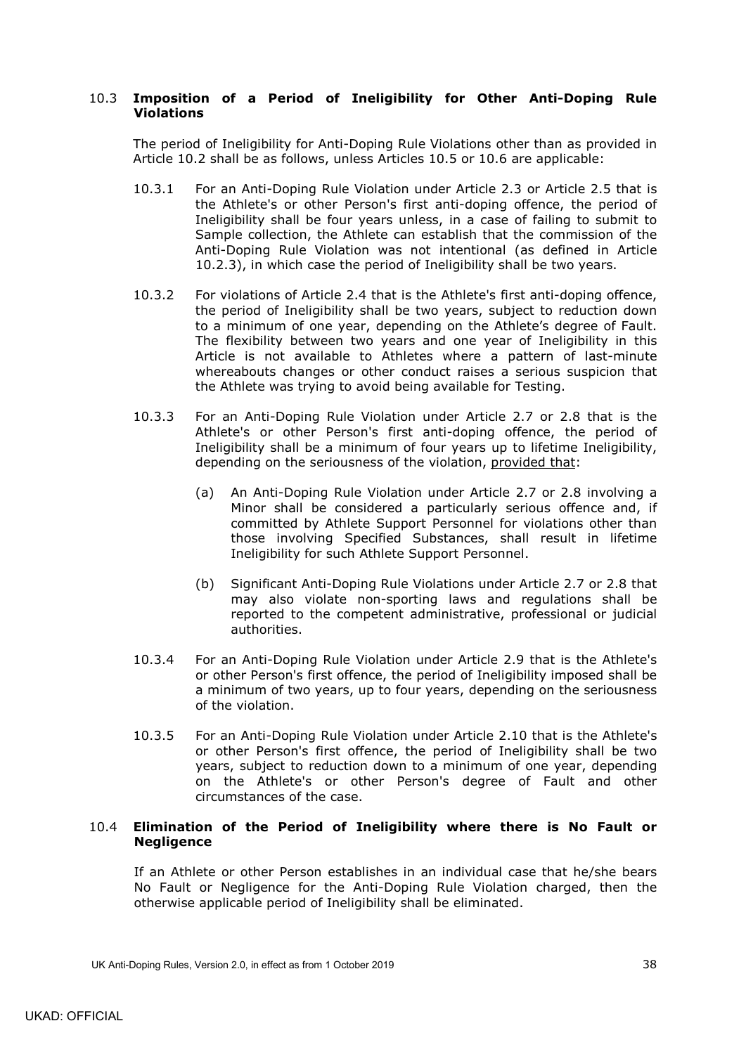### 10.3 **Imposition of a Period of Ineligibility for Other Anti-Doping Rule Violations**

The period of Ineligibility for Anti-Doping Rule Violations other than as provided in Article 10.2 shall be as follows, unless Articles 10.5 or 10.6 are applicable:

10.3.1 For an Anti-Doping Rule Violation under Article 2.3 or Article 2.5 that is the Athlete's or other Person's first anti-doping offence, the period of Ineligibility shall be four years unless, in a case of failing to submit to Sample collection, the Athlete can establish that the commission of the Anti-Doping Rule Violation was not intentional (as defined in Article 10.2.3), in which case the period of Ineligibility shall be two years.

10.3.2 For violations of Article 2.4 that is the Athlete's first anti-doping offence, the period of Ineligibility shall be two years, subject to reduction down to a minimum of one year, depending on the Athlete's degree of Fault. The flexibility between two years and one year of Ineligibility in this Article is not available to Athletes where a pattern of last-minute whereabouts changes or other conduct raises a serious suspicion that the Athlete was trying to avoid being available for Testing.

10.3.3 For an Anti-Doping Rule Violation under Article 2.7 or 2.8 that is the Athlete's or other Person's first anti-doping offence, the period of Ineligibility shall be a minimum of four years up to lifetime Ineligibility, depending on the seriousness of the violation, provided that:

(a) An Anti-Doping Rule Violation under Article 2.7 or 2.8 involving a Minor shall be considered a particularly serious offence and, if committed by Athlete Support Personnel for violations other than those involving Specified Substances, shall result in lifetime Ineligibility for such Athlete Support Personnel.

(b) Significant Anti-Doping Rule Violations under Article 2.7 or 2.8 that may also violate non-sporting laws and regulations shall be reported to the competent administrative, professional or judicial authorities.

10.3.4 For an Anti-Doping Rule Violation under Article 2.9 that is the Athlete's or other Person's first offence, the period of Ineligibility imposed shall be a minimum of two years, up to four years, depending on the seriousness of the violation.

10.3.5 For an Anti-Doping Rule Violation under Article 2.10 that is the Athlete's or other Person's first offence, the period of Ineligibility shall be two years, subject to reduction down to a minimum of one year, depending on the Athlete's or other Person's degree of Fault and other circumstances of the case.

### 10.4 **Elimination of the Period of Ineligibility where there is No Fault or Negligence**

If an Athlete or other Person establishes in an individual case that he/she bears No Fault or Negligence for the Anti-Doping Rule Violation charged, then the otherwise applicable period of Ineligibility shall be eliminated.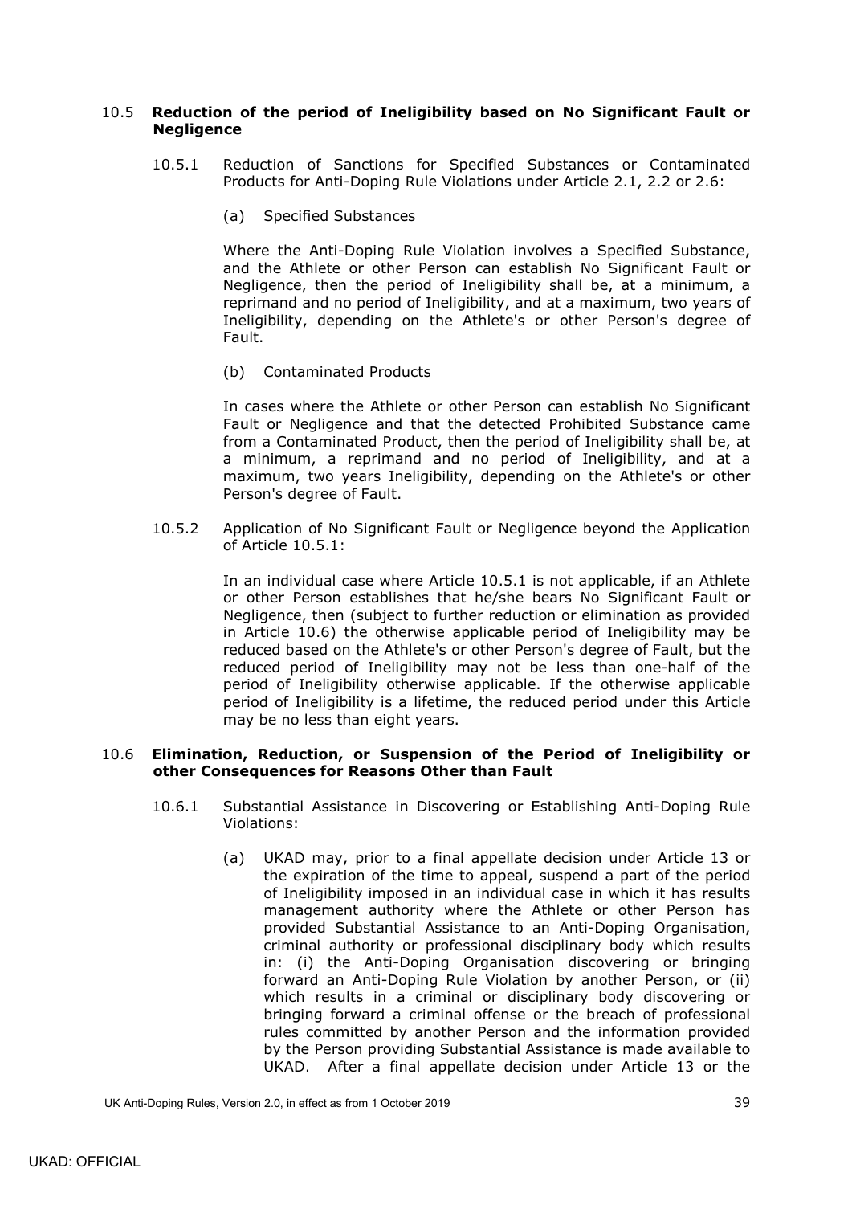### 10.5 **Reduction of the period of Ineligibility based on No Significant Fault or Negligence**

10.5.1 Reduction of Sanctions for Specified Substances or Contaminated Products for Anti-Doping Rule Violations under Article 2.1, 2.2 or 2.6:

(a) Specified Substances

Where the Anti-Doping Rule Violation involves a Specified Substance, and the Athlete or other Person can establish No Significant Fault or Negligence, then the period of Ineligibility shall be, at a minimum, a reprimand and no period of Ineligibility, and at a maximum, two years of Ineligibility, depending on the Athlete's or other Person's degree of Fault.

(b) Contaminated Products

In cases where the Athlete or other Person can establish No Significant Fault or Negligence and that the detected Prohibited Substance came from a Contaminated Product, then the period of Ineligibility shall be, at a minimum, a reprimand and no period of Ineligibility, and at a maximum, two years Ineligibility, depending on the Athlete's or other Person's degree of Fault.

10.5.2 Application of No Significant Fault or Negligence beyond the Application of Article 10.5.1:

In an individual case where Article 10.5.1 is not applicable, if an Athlete or other Person establishes that he/she bears No Significant Fault or Negligence, then (subject to further reduction or elimination as provided in Article 10.6) the otherwise applicable period of Ineligibility may be reduced based on the Athlete's or other Person's degree of Fault, but the reduced period of Ineligibility may not be less than one-half of the period of Ineligibility otherwise applicable. If the otherwise applicable period of Ineligibility is a lifetime, the reduced period under this Article may be no less than eight years.

### 10.6 **Elimination, Reduction, or Suspension of the Period of Ineligibility or other Consequences for Reasons Other than Fault**

10.6.1 Substantial Assistance in Discovering or Establishing Anti-Doping Rule Violations:

(a) UKAD may, prior to a final appellate decision under Article 13 or the expiration of the time to appeal, suspend a part of the period of Ineligibility imposed in an individual case in which it has results management authority where the Athlete or other Person has provided Substantial Assistance to an Anti-Doping Organisation, criminal authority or professional disciplinary body which results in: (i) the Anti-Doping Organisation discovering or bringing forward an Anti-Doping Rule Violation by another Person, or (ii) which results in a criminal or disciplinary body discovering or bringing forward a criminal offense or the breach of professional rules committed by another Person and the information provided by the Person providing Substantial Assistance is made available to UKAD. After a final appellate decision under Article 13 or the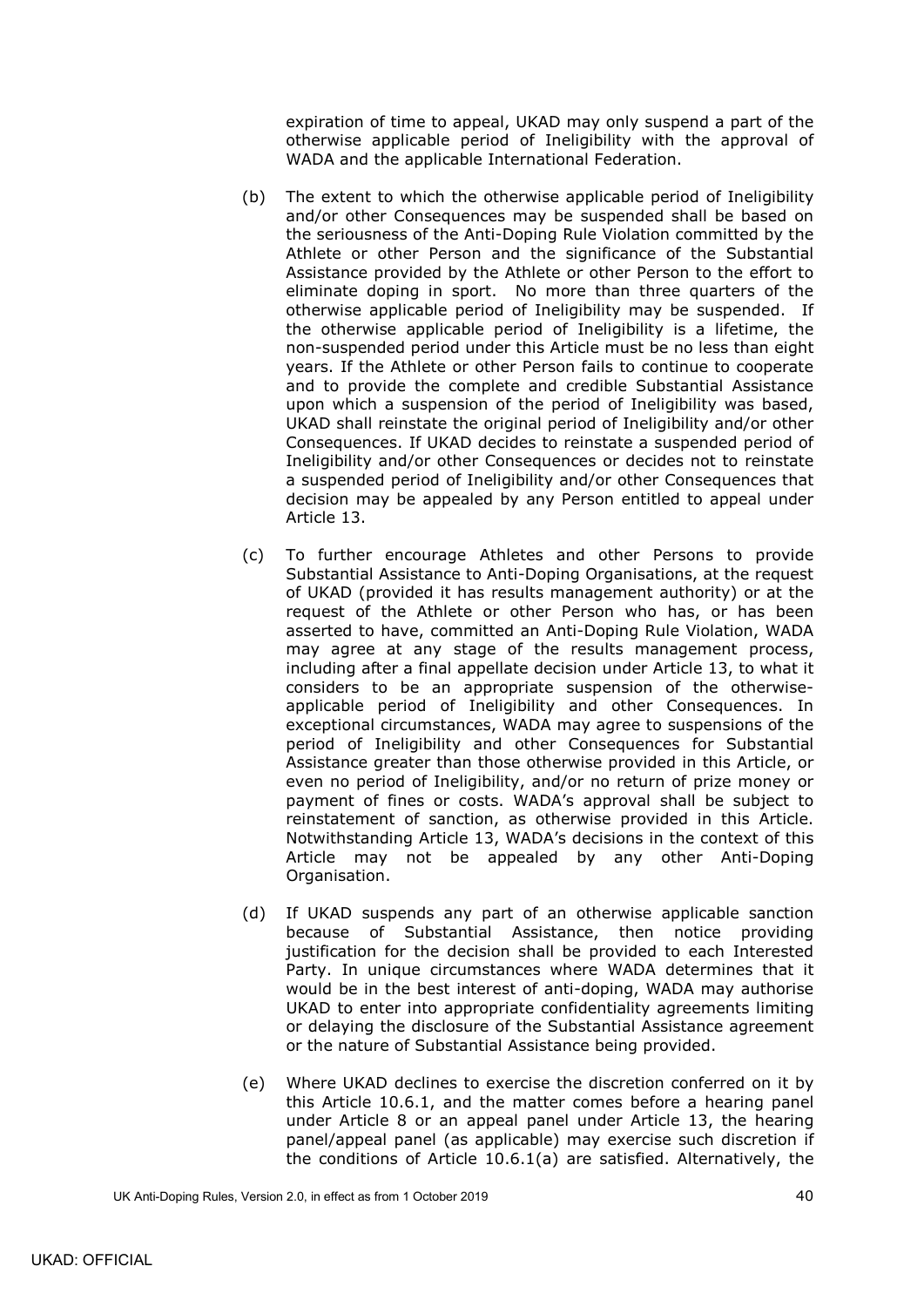expiration of time to appeal, UKAD may only suspend a part of the otherwise applicable period of Ineligibility with the approval of WADA and the applicable International Federation.

(b) The extent to which the otherwise applicable period of Ineligibility and/or other Consequences may be suspended shall be based on the seriousness of the Anti-Doping Rule Violation committed by the Athlete or other Person and the significance of the Substantial Assistance provided by the Athlete or other Person to the effort to eliminate doping in sport. No more than three quarters of the otherwise applicable period of Ineligibility may be suspended. If the otherwise applicable period of Ineligibility is a lifetime, the non-suspended period under this Article must be no less than eight years. If the Athlete or other Person fails to continue to cooperate and to provide the complete and credible Substantial Assistance upon which a suspension of the period of Ineligibility was based, UKAD shall reinstate the original period of Ineligibility and/or other Consequences. If UKAD decides to reinstate a suspended period of Ineligibility and/or other Consequences or decides not to reinstate a suspended period of Ineligibility and/or other Consequences that decision may be appealed by any Person entitled to appeal under Article 13.

(c) To further encourage Athletes and other Persons to provide Substantial Assistance to Anti-Doping Organisations, at the request of UKAD (provided it has results management authority) or at the request of the Athlete or other Person who has, or has been asserted to have, committed an Anti-Doping Rule Violation, WADA may agree at any stage of the results management process, including after a final appellate decision under Article 13, to what it considers to be an appropriate suspension of the otherwise-applicable period of Ineligibility and other Consequences. In exceptional circumstances, WADA may agree to suspensions of the period of Ineligibility and other Consequences for Substantial Assistance greater than those otherwise provided in this Article, or even no period of Ineligibility, and/or no return of prize money or payment of fines or costs. WADA's approval shall be subject to reinstatement of sanction, as otherwise provided in this Article. Notwithstanding Article 13, WADA's decisions in the context of this Article may not be appealed by any other Anti-Doping Organisation.

(d) If UKAD suspends any part of an otherwise applicable sanction because of Substantial Assistance, then notice providing justification for the decision shall be provided to each Interested Party. In unique circumstances where WADA determines that it would be in the best interest of anti-doping, WADA may authorise UKAD to enter into appropriate confidentiality agreements limiting or delaying the disclosure of the Substantial Assistance agreement or the nature of Substantial Assistance being provided.

(e) Where UKAD declines to exercise the discretion conferred on it by this Article 10.6.1, and the matter comes before a hearing panel under Article 8 or an appeal panel under Article 13, the hearing panel/appeal panel (as applicable) may exercise such discretion if the conditions of Article 10.6.1(a) are satisfied. Alternatively, the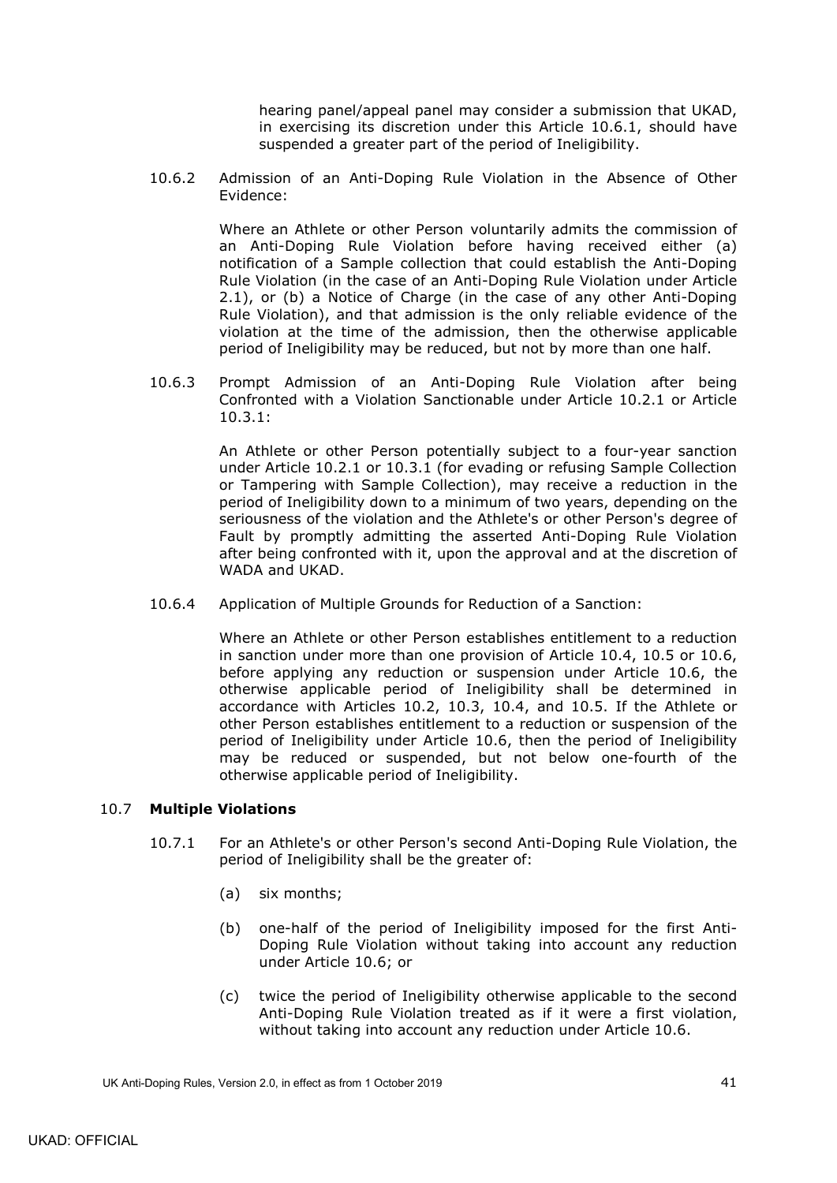hearing panel/appeal panel may consider a submission that UKAD, in exercising its discretion under this Article 10.6.1, should have suspended a greater part of the period of Ineligibility.

10.6.2 Admission of an Anti-Doping Rule Violation in the Absence of Other Evidence:

Where an Athlete or other Person voluntarily admits the commission of an Anti-Doping Rule Violation before having received either (a) notification of a Sample collection that could establish the Anti-Doping Rule Violation (in the case of an Anti-Doping Rule Violation under Article 2.1), or (b) a Notice of Charge (in the case of any other Anti-Doping Rule Violation), and that admission is the only reliable evidence of the violation at the time of the admission, then the otherwise applicable period of Ineligibility may be reduced, but not by more than one half.

10.6.3 Prompt Admission of an Anti-Doping Rule Violation after being Confronted with a Violation Sanctionable under Article 10.2.1 or Article 10.3.1:

An Athlete or other Person potentially subject to a four-year sanction under Article 10.2.1 or 10.3.1 (for evading or refusing Sample Collection or Tampering with Sample Collection), may receive a reduction in the period of Ineligibility down to a minimum of two years, depending on the seriousness of the violation and the Athlete's or other Person's degree of Fault by promptly admitting the asserted Anti-Doping Rule Violation after being confronted with it, upon the approval and at the discretion of WADA and UKAD.

10.6.4 Application of Multiple Grounds for Reduction of a Sanction:

Where an Athlete or other Person establishes entitlement to a reduction in sanction under more than one provision of Article 10.4, 10.5 or 10.6, before applying any reduction or suspension under Article 10.6, the otherwise applicable period of Ineligibility shall be determined in accordance with Articles 10.2, 10.3, 10.4, and 10.5. If the Athlete or other Person establishes entitlement to a reduction or suspension of the period of Ineligibility under Article 10.6, then the period of Ineligibility may be reduced or suspended, but not below one-fourth of the otherwise applicable period of Ineligibility.

10.7 **Multiple Violations**

10.7.1 For an Athlete's or other Person's second Anti-Doping Rule Violation, the period of Ineligibility shall be the greater of:

(a) six months;

(b) one-half of the period of Ineligibility imposed for the first Anti-Doping Rule Violation without taking into account any reduction under Article 10.6; or

(c) twice the period of Ineligibility otherwise applicable to the second Anti-Doping Rule Violation treated as if it were a first violation, without taking into account any reduction under Article 10.6.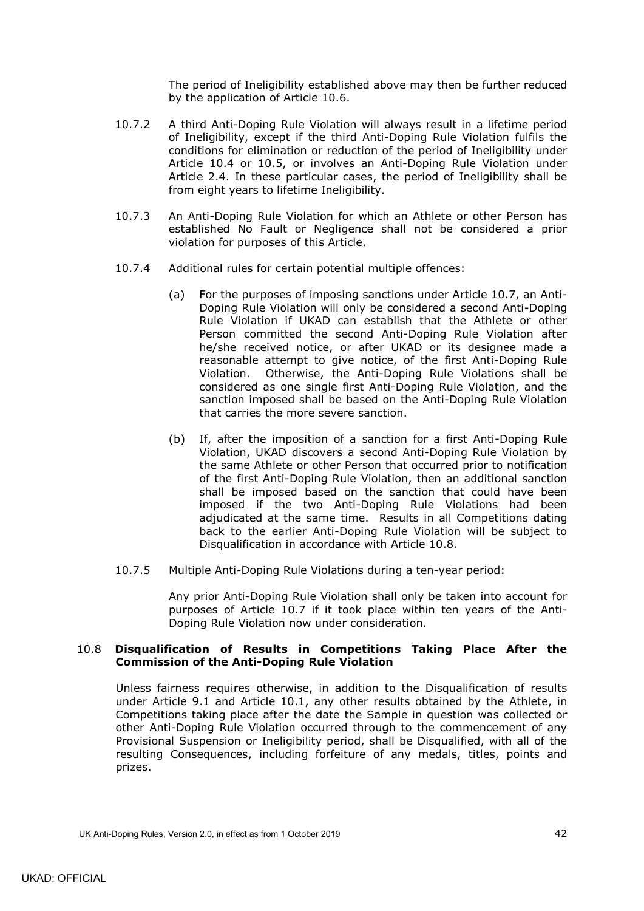The period of Ineligibility established above may then be further reduced by the application of Article 10.6.

10.7.2 A third Anti-Doping Rule Violation will always result in a lifetime period of Ineligibility, except if the third Anti-Doping Rule Violation fulfils the conditions for elimination or reduction of the period of Ineligibility under Article 10.4 or 10.5, or involves an Anti-Doping Rule Violation under Article 2.4. In these particular cases, the period of Ineligibility shall be from eight years to lifetime Ineligibility.

10.7.3 An Anti-Doping Rule Violation for which an Athlete or other Person has established No Fault or Negligence shall not be considered a prior violation for purposes of this Article.

10.7.4 Additional rules for certain potential multiple offences:

(a) For the purposes of imposing sanctions under Article 10.7, an Anti-Doping Rule Violation will only be considered a second Anti-Doping Rule Violation if UKAD can establish that the Athlete or other Person committed the second Anti-Doping Rule Violation after he/she received notice, or after UKAD or its designee made a reasonable attempt to give notice, of the first Anti-Doping Rule Violation. Otherwise, the Anti-Doping Rule Violations shall be considered as one single first Anti-Doping Rule Violation, and the sanction imposed shall be based on the Anti-Doping Rule Violation that carries the more severe sanction.

(b) If, after the imposition of a sanction for a first Anti-Doping Rule Violation, UKAD discovers a second Anti-Doping Rule Violation by the same Athlete or other Person that occurred prior to notification of the first Anti-Doping Rule Violation, then an additional sanction shall be imposed based on the sanction that could have been imposed if the two Anti-Doping Rule Violations had been adjudicated at the same time. Results in all Competitions dating back to the earlier Anti-Doping Rule Violation will be subject to Disqualification in accordance with Article 10.8.

10.7.5 Multiple Anti-Doping Rule Violations during a ten-year period:

Any prior Anti-Doping Rule Violation shall only be taken into account for purposes of Article 10.7 if it took place within ten years of the Anti-Doping Rule Violation now under consideration.

### 10.8 Disqualification of Results in Competitions Taking Place After the Commission of the Anti-Doping Rule Violation

Unless fairness requires otherwise, in addition to the Disqualification of results under Article 9.1 and Article 10.1, any other results obtained by the Athlete, in Competitions taking place after the date the Sample in question was collected or other Anti-Doping Rule Violation occurred through to the commencement of any Provisional Suspension or Ineligibility period, shall be Disqualified, with all of the resulting Consequences, including forfeiture of any medals, titles, points and prizes.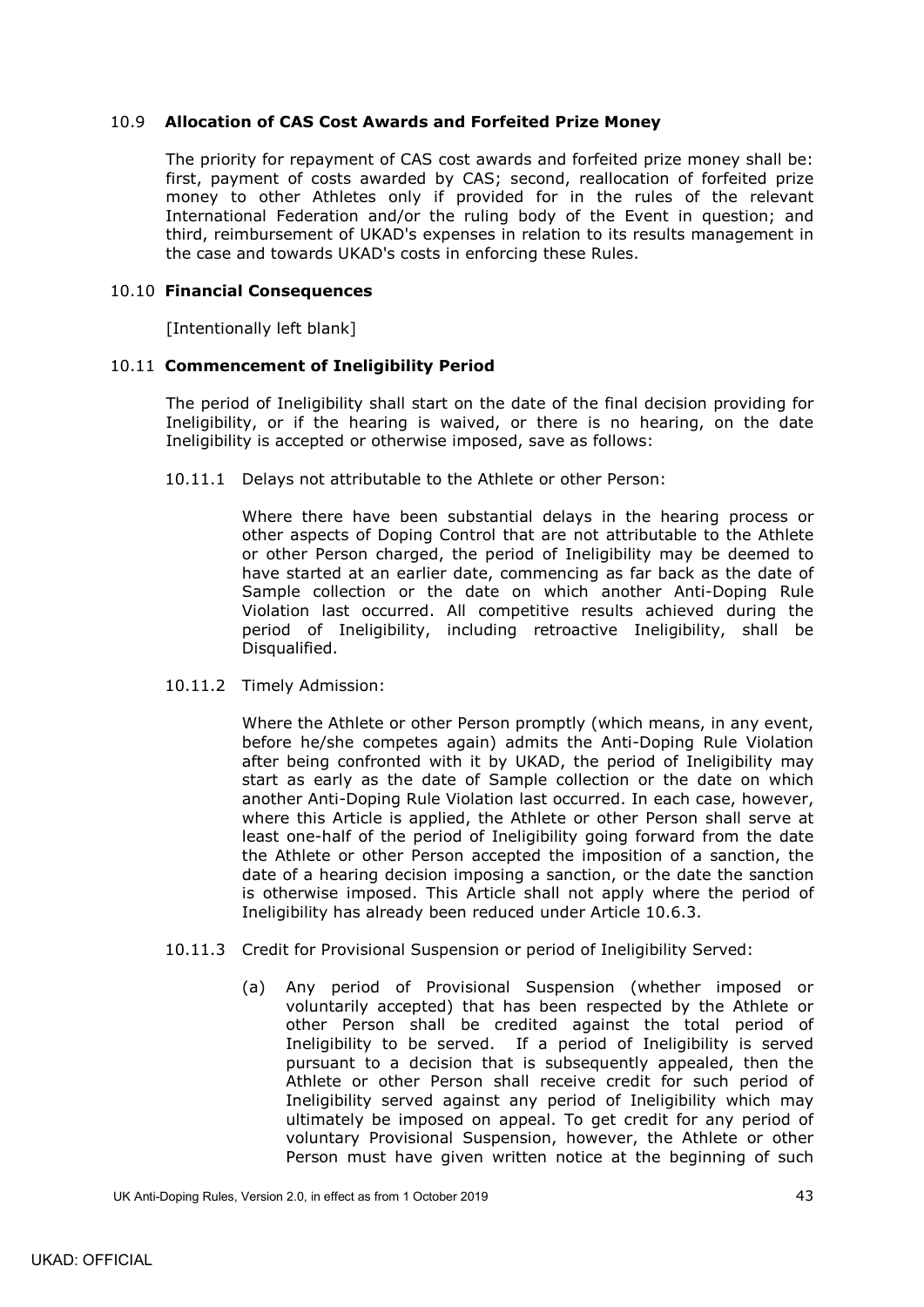### 10.9 **Allocation of CAS Cost Awards and Forfeited Prize Money**

The priority for repayment of CAS cost awards and forfeited prize money shall be: first, payment of costs awarded by CAS; second, reallocation of forfeited prize money to other Athletes only if provided for in the rules of the relevant International Federation and/or the ruling body of the Event in question; and third, reimbursement of UKAD's expenses in relation to its results management in the case and towards UKAD's costs in enforcing these Rules.

### 10.10 **Financial Consequences**

[Intentionally left blank]

### 10.11 **Commencement of Ineligibility Period**

The period of Ineligibility shall start on the date of the final decision providing for Ineligibility, or if the hearing is waived, or there is no hearing, on the date Ineligibility is accepted or otherwise imposed, save as follows:

10.11.1 Delays not attributable to the Athlete or other Person:

Where there have been substantial delays in the hearing process or other aspects of Doping Control that are not attributable to the Athlete or other Person charged, the period of Ineligibility may be deemed to have started at an earlier date, commencing as far back as the date of Sample collection or the date on which another Anti-Doping Rule Violation last occurred. All competitive results achieved during the period of Ineligibility, including retroactive Ineligibility, shall be Disqualified.

10.11.2 Timely Admission:

Where the Athlete or other Person promptly (which means, in any event, before he/she competes again) admits the Anti-Doping Rule Violation after being confronted with it by UKAD, the period of Ineligibility may start as early as the date of Sample collection or the date on which another Anti-Doping Rule Violation last occurred. In each case, however, where this Article is applied, the Athlete or other Person shall serve at least one-half of the period of Ineligibility going forward from the date the Athlete or other Person accepted the imposition of a sanction, the date of a hearing decision imposing a sanction, or the date the sanction is otherwise imposed. This Article shall not apply where the period of Ineligibility has already been reduced under Article 10.6.3.

10.11.3 Credit for Provisional Suspension or period of Ineligibility Served:

(a) Any period of Provisional Suspension (whether imposed or voluntarily accepted) that has been respected by the Athlete or other Person shall be credited against the total period of Ineligibility to be served. If a period of Ineligibility is served pursuant to a decision that is subsequently appealed, then the Athlete or other Person shall receive credit for such period of Ineligibility served against any period of Ineligibility which may ultimately be imposed on appeal. To get credit for any period of voluntary Provisional Suspension, however, the Athlete or other Person must have given written notice at the beginning of such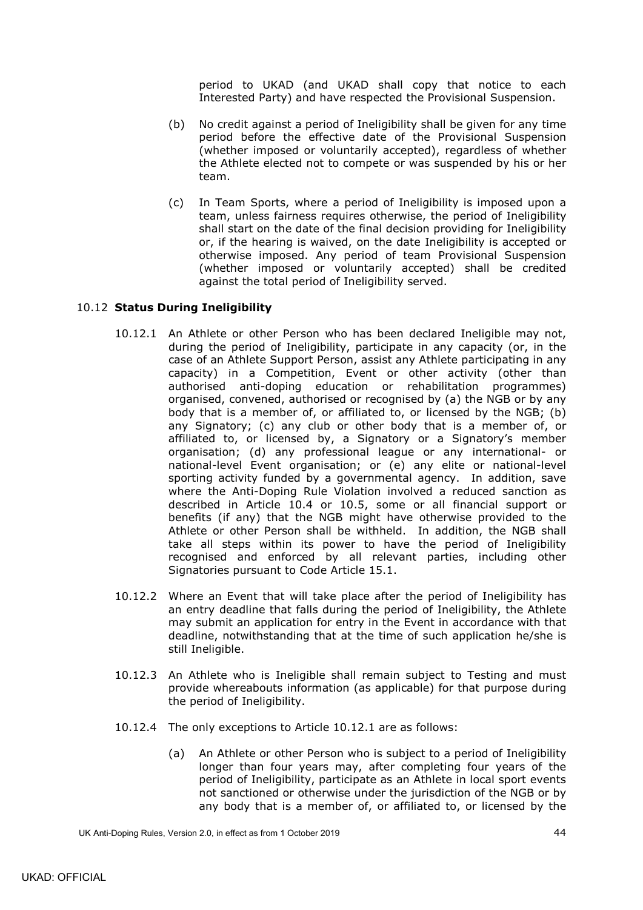period to UKAD (and UKAD shall copy that notice to each Interested Party) and have respected the Provisional Suspension.

(b) No credit against a period of Ineligibility shall be given for any time period before the effective date of the Provisional Suspension (whether imposed or voluntarily accepted), regardless of whether the Athlete elected not to compete or was suspended by his or her team.

(c) In Team Sports, where a period of Ineligibility is imposed upon a team, unless fairness requires otherwise, the period of Ineligibility shall start on the date of the final decision providing for Ineligibility or, if the hearing is waived, on the date Ineligibility is accepted or otherwise imposed. Any period of team Provisional Suspension (whether imposed or voluntarily accepted) shall be credited against the total period of Ineligibility served.

### 10.12 **Status During Ineligibility**

10.12.1 An Athlete or other Person who has been declared Ineligible may not, during the period of Ineligibility, participate in any capacity (or, in the case of an Athlete Support Person, assist any Athlete participating in any capacity) in a Competition, Event or other activity (other than authorised anti-doping education or rehabilitation programmes) organised, convened, authorised or recognised by (a) the NGB or by any body that is a member of, or affiliated to, or licensed by the NGB; (b) any Signatory; (c) any club or other body that is a member of, or affiliated to, or licensed by, a Signatory or a Signatory's member organisation; (d) any professional league or any international- or national-level Event organisation; or (e) any elite or national-level sporting activity funded by a governmental agency. In addition, save where the Anti-Doping Rule Violation involved a reduced sanction as described in Article 10.4 or 10.5, some or all financial support or benefits (if any) that the NGB might have otherwise provided to the Athlete or other Person shall be withheld. In addition, the NGB shall take all steps within its power to have the period of Ineligibility recognised and enforced by all relevant parties, including other Signatories pursuant to Code Article 15.1.

10.12.2 Where an Event that will take place after the period of Ineligibility has an entry deadline that falls during the period of Ineligibility, the Athlete may submit an application for entry in the Event in accordance with that deadline, notwithstanding that at the time of such application he/she is still Ineligible.

10.12.3 An Athlete who is Ineligible shall remain subject to Testing and must provide whereabouts information (as applicable) for that purpose during the period of Ineligibility.

10.12.4 The only exceptions to Article 10.12.1 are as follows:

(a) An Athlete or other Person who is subject to a period of Ineligibility longer than four years may, after completing four years of the period of Ineligibility, participate as an Athlete in local sport events not sanctioned or otherwise under the jurisdiction of the NGB or by any body that is a member of, or affiliated to, or licensed by the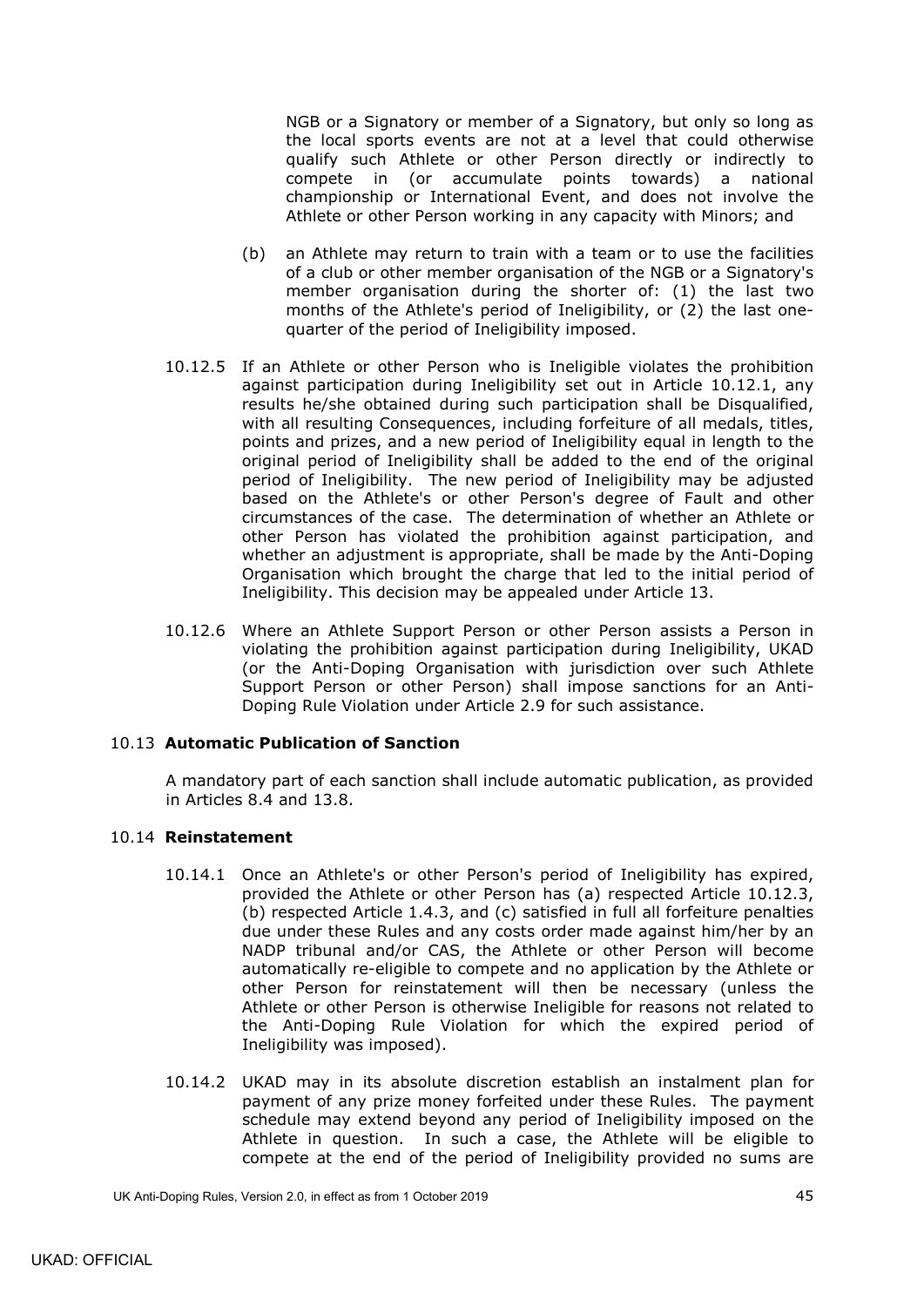NGB or a Signatory or member of a Signatory, but only so long as the local sports events are not at a level that could otherwise qualify such Athlete or other Person directly or indirectly to compete in (or accumulate points towards) a national championship or International Event, and does not involve the Athlete or other Person working in any capacity with Minors; and

(b) an Athlete may return to train with a team or to use the facilities of a club or other member organisation of the NGB or a Signatory's member organisation during the shorter of: (1) the last two months of the Athlete's period of Ineligibility, or (2) the last one-quarter of the period of Ineligibility imposed.

10.12.5 If an Athlete or other Person who is Ineligible violates the prohibition against participation during Ineligibility set out in Article 10.12.1, any results he/she obtained during such participation shall be Disqualified, with all resulting Consequences, including forfeiture of all medals, titles, points and prizes, and a new period of Ineligibility equal in length to the original period of Ineligibility shall be added to the end of the original period of Ineligibility. The new period of Ineligibility may be adjusted based on the Athlete's or other Person's degree of Fault and other circumstances of the case. The determination of whether an Athlete or other Person has violated the prohibition against participation, and whether an adjustment is appropriate, shall be made by the Anti-Doping Organisation which brought the charge that led to the initial period of Ineligibility. This decision may be appealed under Article 13.

10.12.6 Where an Athlete Support Person or other Person assists a Person in violating the prohibition against participation during Ineligibility, UKAD (or the Anti-Doping Organisation with jurisdiction over such Athlete Support Person or other Person) shall impose sanctions for an Anti-Doping Rule Violation under Article 2.9 for such assistance.

10.13 **Automatic Publication of Sanction**

A mandatory part of each sanction shall include automatic publication, as provided in Articles 8.4 and 13.8.

10.14 **Reinstatement**

10.14.1 Once an Athlete's or other Person's period of Ineligibility has expired, provided the Athlete or other Person has (a) respected Article 10.12.3, (b) respected Article 1.4.3, and (c) satisfied in full all forfeiture penalties due under these Rules and any costs order made against him/her by an NADP tribunal and/or CAS, the Athlete or other Person will become automatically re-eligible to compete and no application by the Athlete or other Person for reinstatement will then be necessary (unless the Athlete or other Person is otherwise Ineligible for reasons not related to the Anti-Doping Rule Violation for which the expired period of Ineligibility was imposed).

10.14.2 UKAD may in its absolute discretion establish an instalment plan for payment of any prize money forfeited under these Rules. The payment schedule may extend beyond any period of Ineligibility imposed on the Athlete in question. In such a case, the Athlete will be eligible to compete at the end of the period of Ineligibility provided no sums are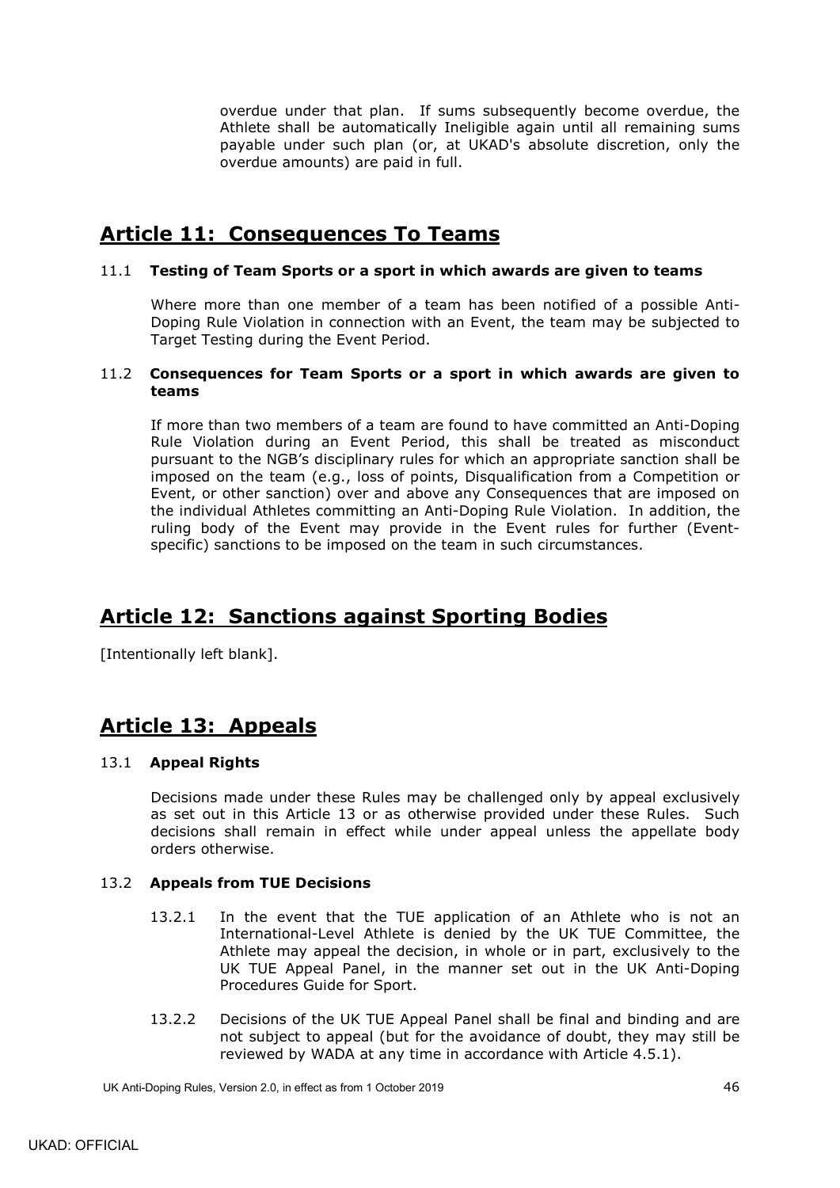overdue under that plan. If sums subsequently become overdue, the Athlete shall be automatically Ineligible again until all remaining sums payable under such plan (or, at UKAD's absolute discretion, only the overdue amounts) are paid in full.

## Article 11: Consequences To Teams

### 11.1 Testing of Team Sports or a sport in which awards are given to teams

Where more than one member of a team has been notified of a possible Anti-Doping Rule Violation in connection with an Event, the team may be subjected to Target Testing during the Event Period.

### 11.2 Consequences for Team Sports or a sport in which awards are given to teams

If more than two members of a team are found to have committed an Anti-Doping Rule Violation during an Event Period, this shall be treated as misconduct pursuant to the NGB's disciplinary rules for which an appropriate sanction shall be imposed on the team (e.g., loss of points, Disqualification from a Competition or Event, or other sanction) over and above any Consequences that are imposed on the individual Athletes committing an Anti-Doping Rule Violation. In addition, the ruling body of the Event may provide in the Event rules for further (Event-specific) sanctions to be imposed on the team in such circumstances.

## Article 12: Sanctions against Sporting Bodies

[Intentionally left blank].

## Article 13: Appeals

### 13.1 Appeal Rights

Decisions made under these Rules may be challenged only by appeal exclusively as set out in this Article 13 or as otherwise provided under these Rules. Such decisions shall remain in effect while under appeal unless the appellate body orders otherwise.

### 13.2 Appeals from TUE Decisions

13.2.1 In the event that the TUE application of an Athlete who is not an International-Level Athlete is denied by the UK TUE Committee, the Athlete may appeal the decision, in whole or in part, exclusively to the UK TUE Appeal Panel, in the manner set out in the UK Anti-Doping Procedures Guide for Sport.

13.2.2 Decisions of the UK TUE Appeal Panel shall be final and binding and are not subject to appeal (but for the avoidance of doubt, they may still be reviewed by WADA at any time in accordance with Article 4.5.1).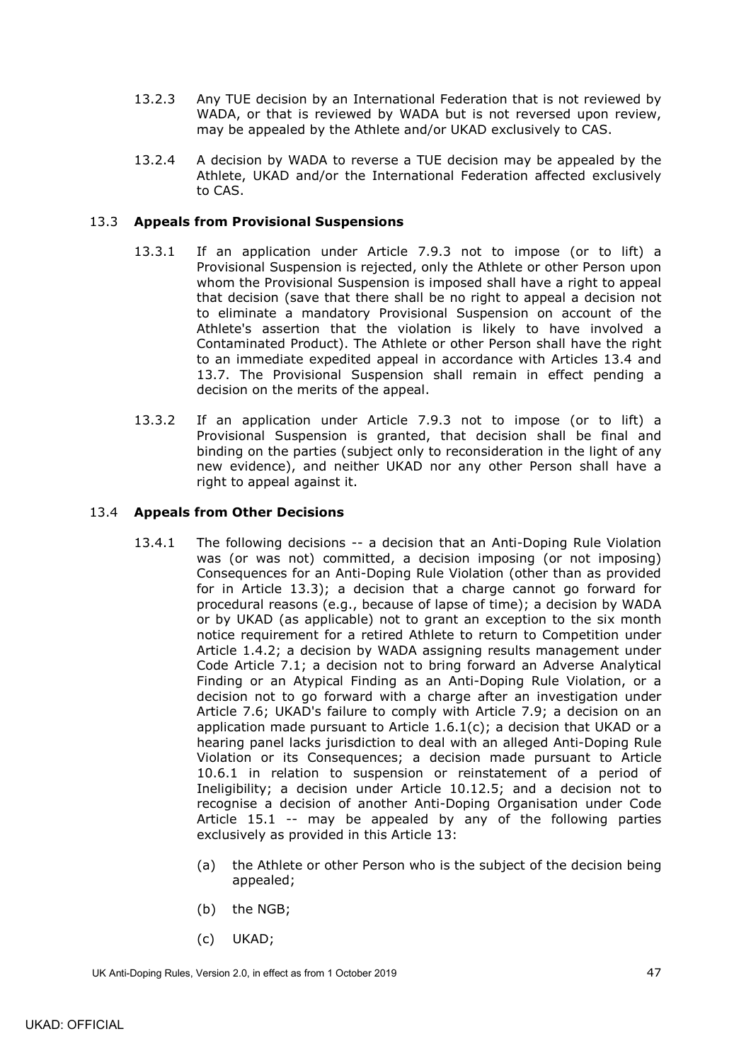13.2.3 Any TUE decision by an International Federation that is not reviewed by WADA, or that is reviewed by WADA but is not reversed upon review, may be appealed by the Athlete and/or UKAD exclusively to CAS.

13.2.4 A decision by WADA to reverse a TUE decision may be appealed by the Athlete, UKAD and/or the International Federation affected exclusively to CAS.

13.3 **Appeals from Provisional Suspensions**

13.3.1 If an application under Article 7.9.3 not to impose (or to lift) a Provisional Suspension is rejected, only the Athlete or other Person upon whom the Provisional Suspension is imposed shall have a right to appeal that decision (save that there shall be no right to appeal a decision not to eliminate a mandatory Provisional Suspension on account of the Athlete's assertion that the violation is likely to have involved a Contaminated Product). The Athlete or other Person shall have the right to an immediate expedited appeal in accordance with Articles 13.4 and 13.7. The Provisional Suspension shall remain in effect pending a decision on the merits of the appeal.

13.3.2 If an application under Article 7.9.3 not to impose (or to lift) a Provisional Suspension is granted, that decision shall be final and binding on the parties (subject only to reconsideration in the light of any new evidence), and neither UKAD nor any other Person shall have a right to appeal against it.

13.4 **Appeals from Other Decisions**

13.4.1 The following decisions -- a decision that an Anti-Doping Rule Violation was (or was not) committed, a decision imposing (or not imposing) Consequences for an Anti-Doping Rule Violation (other than as provided for in Article 13.3); a decision that a charge cannot go forward for procedural reasons (e.g., because of lapse of time); a decision by WADA or by UKAD (as applicable) not to grant an exception to the six month notice requirement for a retired Athlete to return to Competition under Article 1.4.2; a decision by WADA assigning results management under Code Article 7.1; a decision not to bring forward an Adverse Analytical Finding or an Atypical Finding as an Anti-Doping Rule Violation, or a decision not to go forward with a charge after an investigation under Article 7.6; UKAD's failure to comply with Article 7.9; a decision on an application made pursuant to Article 1.6.1(c); a decision that UKAD or a hearing panel lacks jurisdiction to deal with an alleged Anti-Doping Rule Violation or its Consequences; a decision made pursuant to Article 10.6.1 in relation to suspension or reinstatement of a period of Ineligibility; a decision under Article 10.12.5; and a decision not to recognise a decision of another Anti-Doping Organisation under Code Article 15.1 -- may be appealed by any of the following parties exclusively as provided in this Article 13:

(a) the Athlete or other Person who is the subject of the decision being appealed;

(b) the NGB;

(c) UKAD;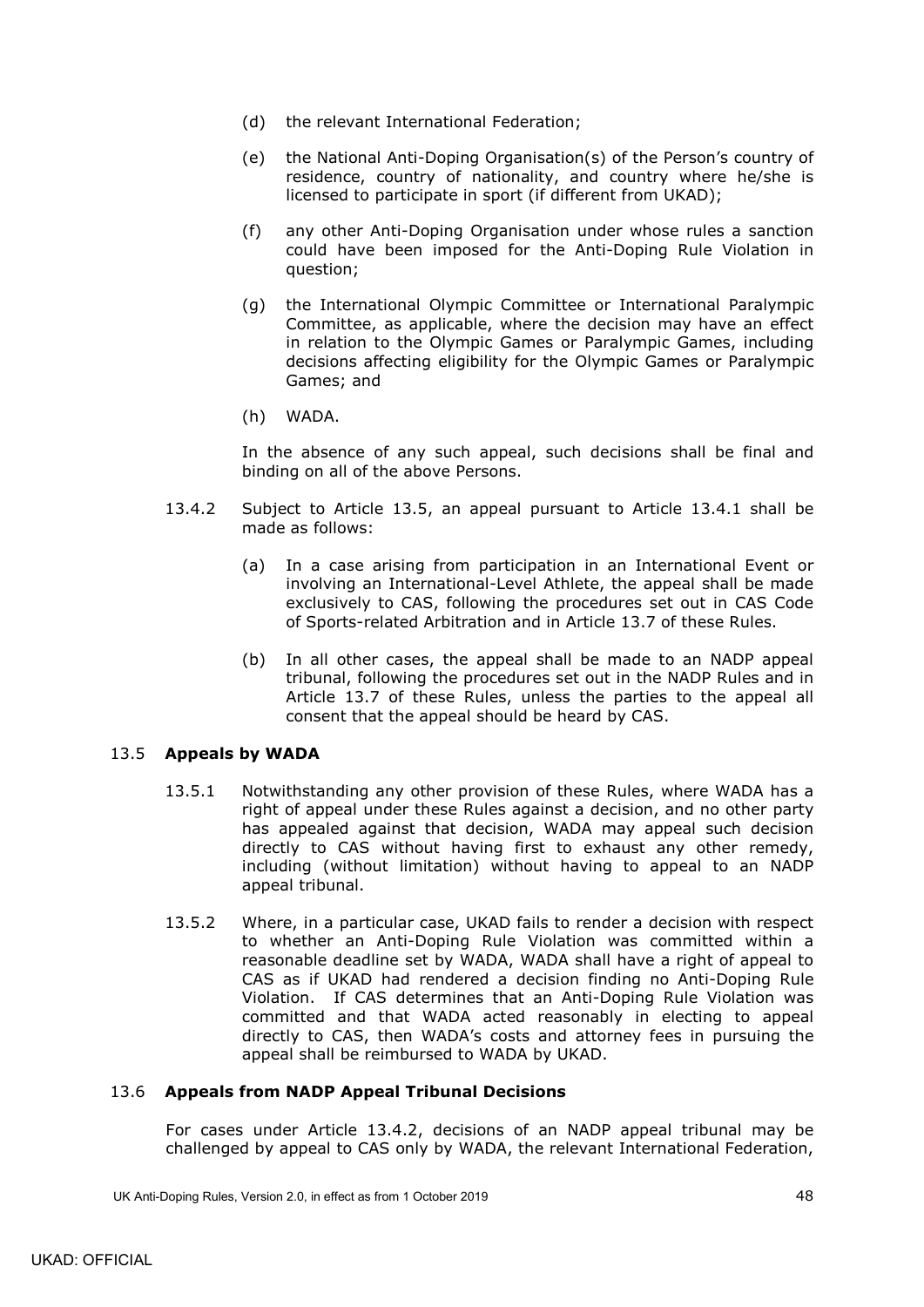(d) the relevant International Federation;

(e) the National Anti-Doping Organisation(s) of the Person's country of residence, country of nationality, and country where he/she is licensed to participate in sport (if different from UKAD);

(f) any other Anti-Doping Organisation under whose rules a sanction could have been imposed for the Anti-Doping Rule Violation in question;

(g) the International Olympic Committee or International Paralympic Committee, as applicable, where the decision may have an effect in relation to the Olympic Games or Paralympic Games, including decisions affecting eligibility for the Olympic Games or Paralympic Games; and

(h) WADA.

In the absence of any such appeal, such decisions shall be final and binding on all of the above Persons.

13.4.2 Subject to Article 13.5, an appeal pursuant to Article 13.4.1 shall be made as follows:

(a) In a case arising from participation in an International Event or involving an International-Level Athlete, the appeal shall be made exclusively to CAS, following the procedures set out in CAS Code of Sports-related Arbitration and in Article 13.7 of these Rules.

(b) In all other cases, the appeal shall be made to an NADP appeal tribunal, following the procedures set out in the NADP Rules and in Article 13.7 of these Rules, unless the parties to the appeal all consent that the appeal should be heard by CAS.

### 13.5 Appeals by WADA

13.5.1 Notwithstanding any other provision of these Rules, where WADA has a right of appeal under these Rules against a decision, and no other party has appealed against that decision, WADA may appeal such decision directly to CAS without having first to exhaust any other remedy, including (without limitation) without having to appeal to an NADP appeal tribunal.

13.5.2 Where, in a particular case, UKAD fails to render a decision with respect to whether an Anti-Doping Rule Violation was committed within a reasonable deadline set by WADA, WADA shall have a right of appeal to CAS as if UKAD had rendered a decision finding no Anti-Doping Rule Violation. If CAS determines that an Anti-Doping Rule Violation was committed and that WADA acted reasonably in electing to appeal directly to CAS, then WADA's costs and attorney fees in pursuing the appeal shall be reimbursed to WADA by UKAD.

### 13.6 Appeals from NADP Appeal Tribunal Decisions

For cases under Article 13.4.2, decisions of an NADP appeal tribunal may be challenged by appeal to CAS only by WADA, the relevant International Federation,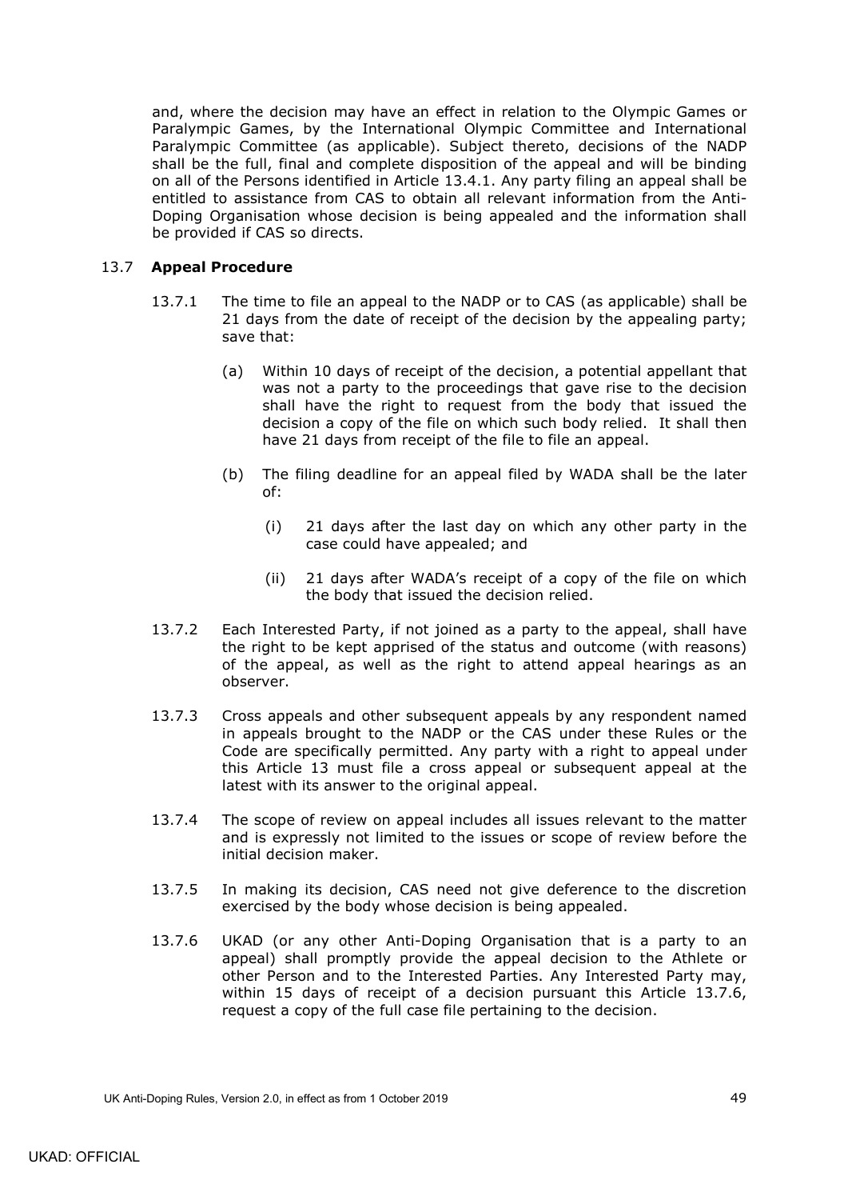and, where the decision may have an effect in relation to the Olympic Games or Paralympic Games, by the International Olympic Committee and International Paralympic Committee (as applicable). Subject thereto, decisions of the NADP shall be the full, final and complete disposition of the appeal and will be binding on all of the Persons identified in Article 13.4.1. Any party filing an appeal shall be entitled to assistance from CAS to obtain all relevant information from the Anti-Doping Organisation whose decision is being appealed and the information shall be provided if CAS so directs.

### 13.7 **Appeal Procedure**

13.7.1 The time to file an appeal to the NADP or to CAS (as applicable) shall be 21 days from the date of receipt of the decision by the appealing party; save that:

- (a) Within 10 days of receipt of the decision, a potential appellant that was not a party to the proceedings that gave rise to the decision shall have the right to request from the body that issued the decision a copy of the file on which such body relied. It shall then have 21 days from receipt of the file to file an appeal.

- (b) The filing deadline for an appeal filed by WADA shall be the later of:

  - (i) 21 days after the last day on which any other party in the case could have appealed; and

  - (ii) 21 days after WADA's receipt of a copy of the file on which the body that issued the decision relied.

13.7.2 Each Interested Party, if not joined as a party to the appeal, shall have the right to be kept apprised of the status and outcome (with reasons) of the appeal, as well as the right to attend appeal hearings as an observer.

13.7.3 Cross appeals and other subsequent appeals by any respondent named in appeals brought to the NADP or the CAS under these Rules or the Code are specifically permitted. Any party with a right to appeal under this Article 13 must file a cross appeal or subsequent appeal at the latest with its answer to the original appeal.

13.7.4 The scope of review on appeal includes all issues relevant to the matter and is expressly not limited to the issues or scope of review before the initial decision maker.

13.7.5 In making its decision, CAS need not give deference to the discretion exercised by the body whose decision is being appealed.

13.7.6 UKAD (or any other Anti-Doping Organisation that is a party to an appeal) shall promptly provide the appeal decision to the Athlete or other Person and to the Interested Parties. Any Interested Party may, within 15 days of receipt of a decision pursuant this Article 13.7.6, request a copy of the full case file pertaining to the decision.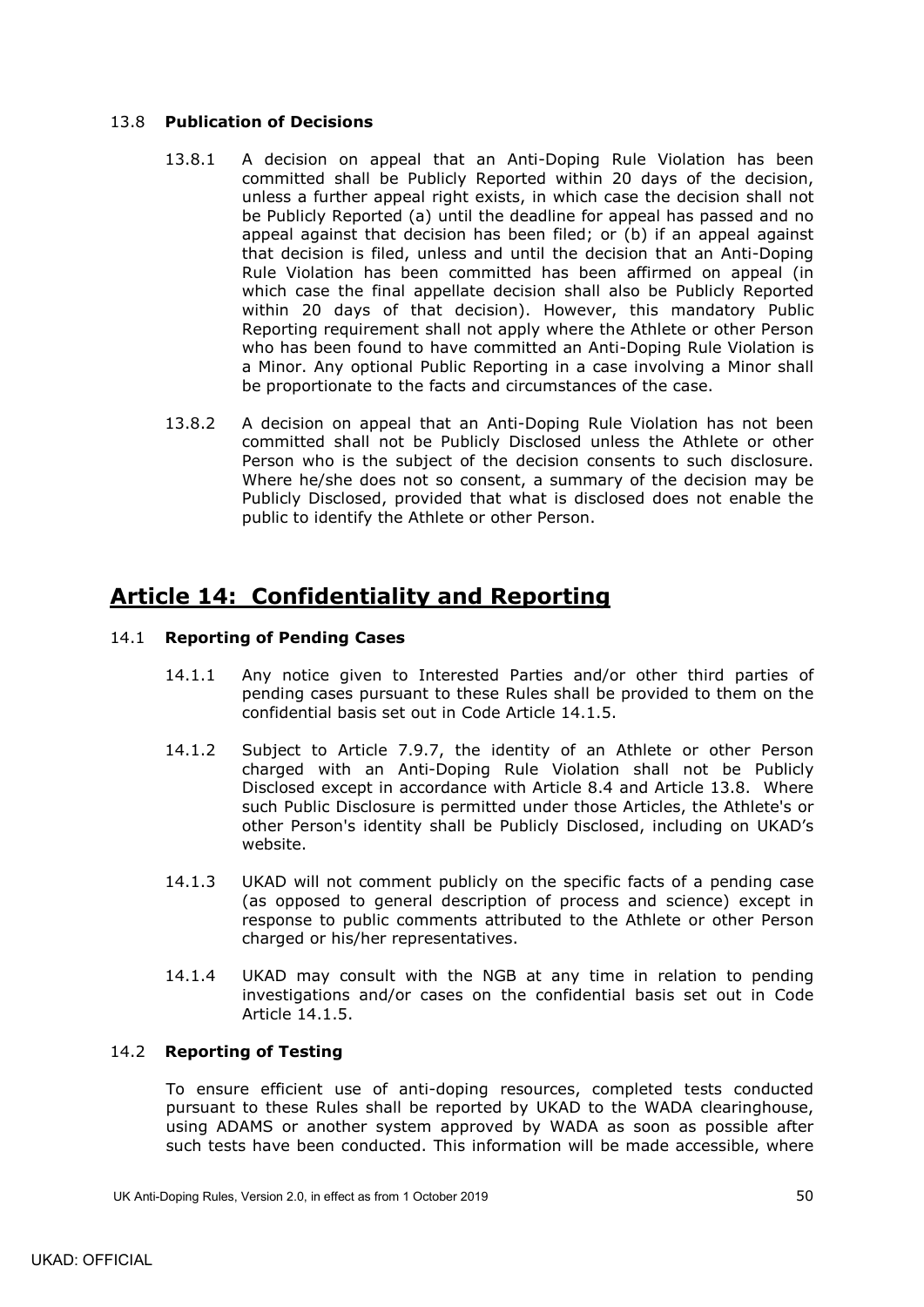### 13.8 **Publication of Decisions**

13.8.1 A decision on appeal that an Anti-Doping Rule Violation has been committed shall be Publicly Reported within 20 days of the decision, unless a further appeal right exists, in which case the decision shall not be Publicly Reported (a) until the deadline for appeal has passed and no appeal against that decision has been filed; or (b) if an appeal against that decision is filed, unless and until the decision that an Anti-Doping Rule Violation has been committed has been affirmed on appeal (in which case the final appellate decision shall also be Publicly Reported within 20 days of that decision). However, this mandatory Public Reporting requirement shall not apply where the Athlete or other Person who has been found to have committed an Anti-Doping Rule Violation is a Minor. Any optional Public Reporting in a case involving a Minor shall be proportionate to the facts and circumstances of the case.

13.8.2 A decision on appeal that an Anti-Doping Rule Violation has not been committed shall not be Publicly Disclosed unless the Athlete or other Person who is the subject of the decision consents to such disclosure. Where he/she does not so consent, a summary of the decision may be Publicly Disclosed, provided that what is disclosed does not enable the public to identify the Athlete or other Person.

## Article 14: Confidentiality and Reporting

### 14.1 **Reporting of Pending Cases**

14.1.1 Any notice given to Interested Parties and/or other third parties of pending cases pursuant to these Rules shall be provided to them on the confidential basis set out in Code Article 14.1.5.

14.1.2 Subject to Article 7.9.7, the identity of an Athlete or other Person charged with an Anti-Doping Rule Violation shall not be Publicly Disclosed except in accordance with Article 8.4 and Article 13.8. Where such Public Disclosure is permitted under those Articles, the Athlete's or other Person's identity shall be Publicly Disclosed, including on UKAD's website.

14.1.3 UKAD will not comment publicly on the specific facts of a pending case (as opposed to general description of process and science) except in response to public comments attributed to the Athlete or other Person charged or his/her representatives.

14.1.4 UKAD may consult with the NGB at any time in relation to pending investigations and/or cases on the confidential basis set out in Code Article 14.1.5.

### 14.2 **Reporting of Testing**

To ensure efficient use of anti-doping resources, completed tests conducted pursuant to these Rules shall be reported by UKAD to the WADA clearinghouse, using ADAMS or another system approved by WADA as soon as possible after such tests have been conducted. This information will be made accessible, where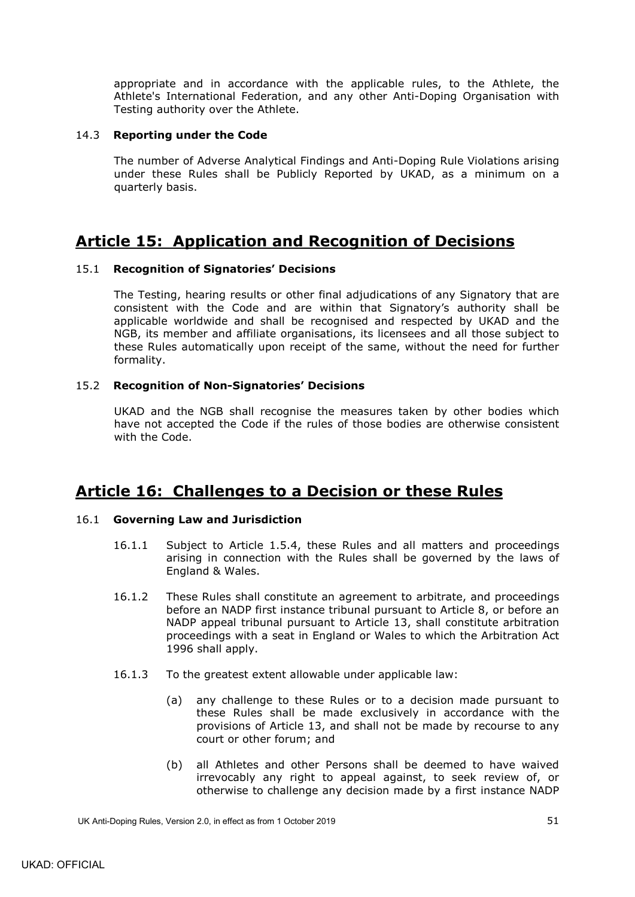appropriate and in accordance with the applicable rules, to the Athlete, the Athlete's International Federation, and any other Anti-Doping Organisation with Testing authority over the Athlete.

14.3 **Reporting under the Code**

The number of Adverse Analytical Findings and Anti-Doping Rule Violations arising under these Rules shall be Publicly Reported by UKAD, as a minimum on a quarterly basis.

# Article 15: Application and Recognition of Decisions

15.1 **Recognition of Signatories' Decisions**

The Testing, hearing results or other final adjudications of any Signatory that are consistent with the Code and are within that Signatory's authority shall be applicable worldwide and shall be recognised and respected by UKAD and the NGB, its member and affiliate organisations, its licensees and all those subject to these Rules automatically upon receipt of the same, without the need for further formality.

15.2 **Recognition of Non-Signatories' Decisions**

UKAD and the NGB shall recognise the measures taken by other bodies which have not accepted the Code if the rules of those bodies are otherwise consistent with the Code.

# Article 16: Challenges to a Decision or these Rules

16.1 **Governing Law and Jurisdiction**

16.1.1 Subject to Article 1.5.4, these Rules and all matters and proceedings arising in connection with the Rules shall be governed by the laws of England & Wales.

16.1.2 These Rules shall constitute an agreement to arbitrate, and proceedings before an NADP first instance tribunal pursuant to Article 8, or before an NADP appeal tribunal pursuant to Article 13, shall constitute arbitration proceedings with a seat in England or Wales to which the Arbitration Act 1996 shall apply.

16.1.3 To the greatest extent allowable under applicable law:

(a) any challenge to these Rules or to a decision made pursuant to these Rules shall be made exclusively in accordance with the provisions of Article 13, and shall not be made by recourse to any court or other forum; and

(b) all Athletes and other Persons shall be deemed to have waived irrevocably any right to appeal against, to seek review of, or otherwise to challenge any decision made by a first instance NADP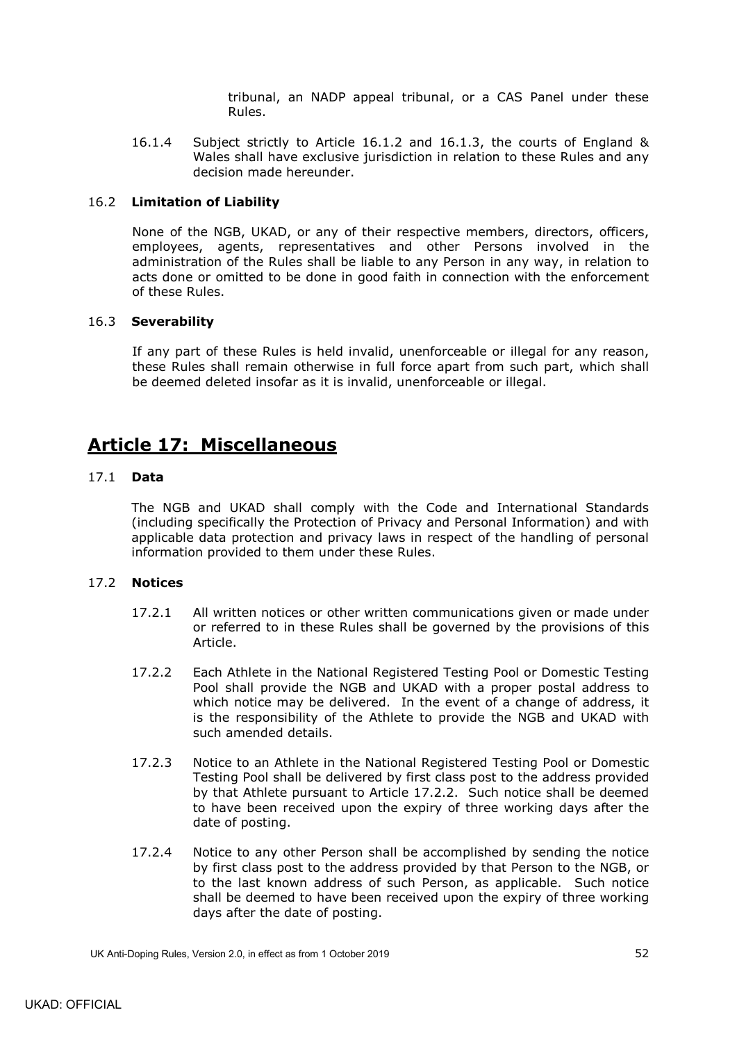tribunal, an NADP appeal tribunal, or a CAS Panel under these Rules.

16.1.4 Subject strictly to Article 16.1.2 and 16.1.3, the courts of England & Wales shall have exclusive jurisdiction in relation to these Rules and any decision made hereunder.

### 16.2 Limitation of Liability

None of the NGB, UKAD, or any of their respective members, directors, officers, employees, agents, representatives and other Persons involved in the administration of the Rules shall be liable to any Person in any way, in relation to acts done or omitted to be done in good faith in connection with the enforcement of these Rules.

### 16.3 Severability

If any part of these Rules is held invalid, unenforceable or illegal for any reason, these Rules shall remain otherwise in full force apart from such part, which shall be deemed deleted insofar as it is invalid, unenforceable or illegal.

## Article 17: Miscellaneous

### 17.1 Data

The NGB and UKAD shall comply with the Code and International Standards (including specifically the Protection of Privacy and Personal Information) and with applicable data protection and privacy laws in respect of the handling of personal information provided to them under these Rules.

### 17.2 Notices

17.2.1 All written notices or other written communications given or made under or referred to in these Rules shall be governed by the provisions of this Article.

17.2.2 Each Athlete in the National Registered Testing Pool or Domestic Testing Pool shall provide the NGB and UKAD with a proper postal address to which notice may be delivered. In the event of a change of address, it is the responsibility of the Athlete to provide the NGB and UKAD with such amended details.

17.2.3 Notice to an Athlete in the National Registered Testing Pool or Domestic Testing Pool shall be delivered by first class post to the address provided by that Athlete pursuant to Article 17.2.2. Such notice shall be deemed to have been received upon the expiry of three working days after the date of posting.

17.2.4 Notice to any other Person shall be accomplished by sending the notice by first class post to the address provided by that Person to the NGB, or to the last known address of such Person, as applicable. Such notice shall be deemed to have been received upon the expiry of three working days after the date of posting.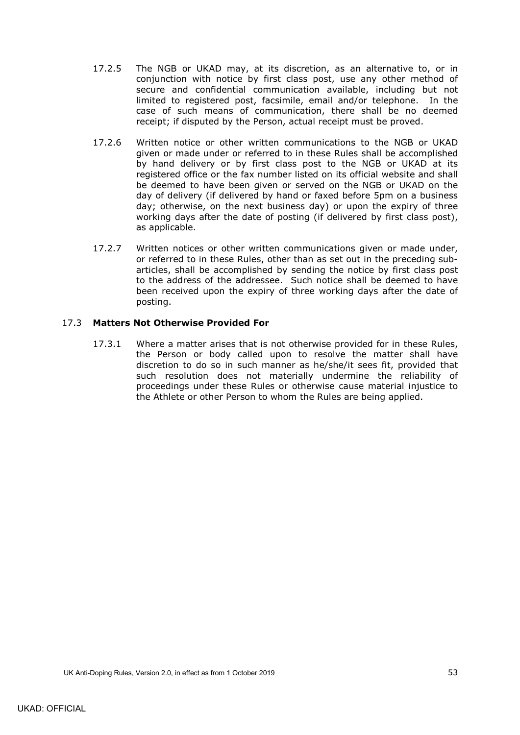17.2.5 The NGB or UKAD may, at its discretion, as an alternative to, or in conjunction with notice by first class post, use any other method of secure and confidential communication available, including but not limited to registered post, facsimile, email and/or telephone. In the case of such means of communication, there shall be no deemed receipt; if disputed by the Person, actual receipt must be proved.

17.2.6 Written notice or other written communications to the NGB or UKAD given or made under or referred to in these Rules shall be accomplished by hand delivery or by first class post to the NGB or UKAD at its registered office or the fax number listed on its official website and shall be deemed to have been given or served on the NGB or UKAD on the day of delivery (if delivered by hand or faxed before 5pm on a business day; otherwise, on the next business day) or upon the expiry of three working days after the date of posting (if delivered by first class post), as applicable.

17.2.7 Written notices or other written communications given or made under, or referred to in these Rules, other than as set out in the preceding sub-articles, shall be accomplished by sending the notice by first class post to the address of the addressee. Such notice shall be deemed to have been received upon the expiry of three working days after the date of posting.

### 17.3 Matters Not Otherwise Provided For

17.3.1 Where a matter arises that is not otherwise provided for in these Rules, the Person or body called upon to resolve the matter shall have discretion to do so in such manner as he/she/it sees fit, provided that such resolution does not materially undermine the reliability of proceedings under these Rules or otherwise cause material injustice to the Athlete or other Person to whom the Rules are being applied.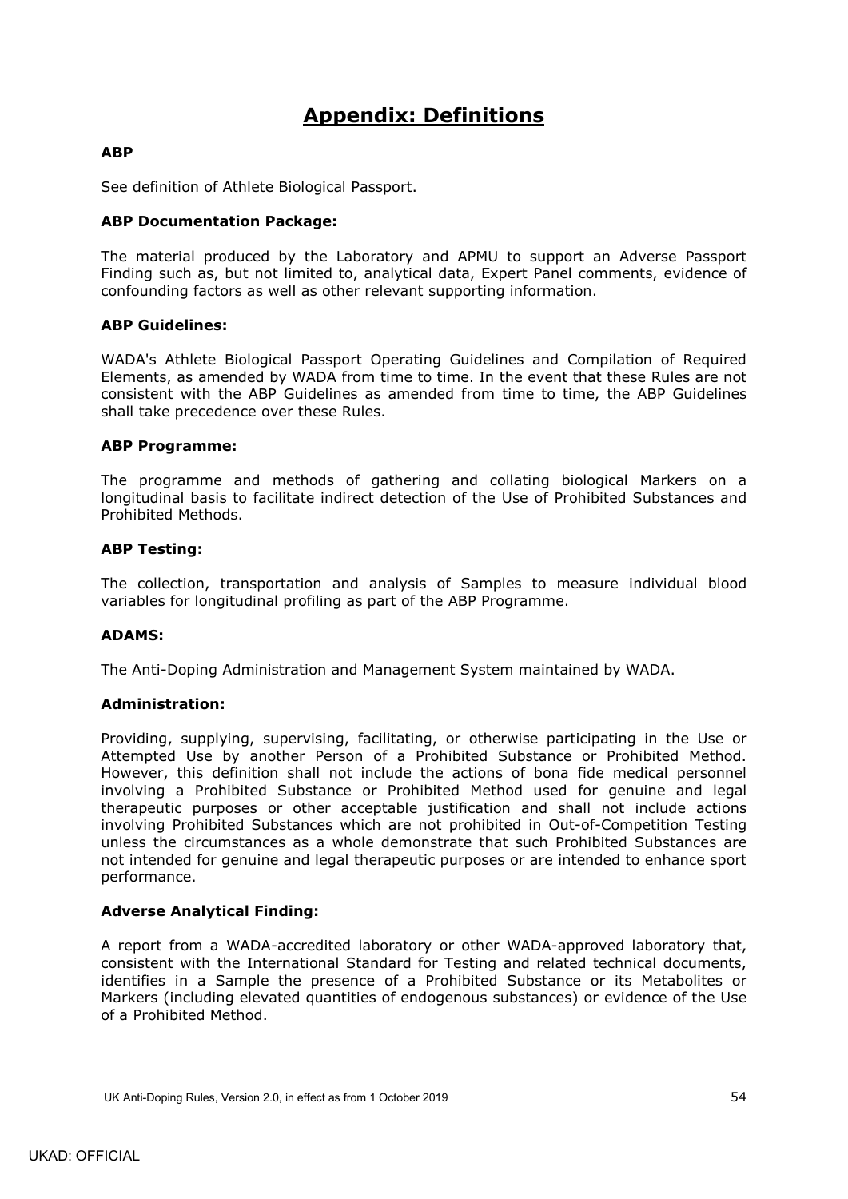# Appendix: Definitions

**ABP**

See definition of Athlete Biological Passport.

**ABP Documentation Package:**

The material produced by the Laboratory and APMU to support an Adverse Passport Finding such as, but not limited to, analytical data, Expert Panel comments, evidence of confounding factors as well as other relevant supporting information.

**ABP Guidelines:**

WADA's Athlete Biological Passport Operating Guidelines and Compilation of Required Elements, as amended by WADA from time to time. In the event that these Rules are not consistent with the ABP Guidelines as amended from time to time, the ABP Guidelines shall take precedence over these Rules.

**ABP Programme:**

The programme and methods of gathering and collating biological Markers on a longitudinal basis to facilitate indirect detection of the Use of Prohibited Substances and Prohibited Methods.

**ABP Testing:**

The collection, transportation and analysis of Samples to measure individual blood variables for longitudinal profiling as part of the ABP Programme.

**ADAMS:**

The Anti-Doping Administration and Management System maintained by WADA.

**Administration:**

Providing, supplying, supervising, facilitating, or otherwise participating in the Use or Attempted Use by another Person of a Prohibited Substance or Prohibited Method. However, this definition shall not include the actions of bona fide medical personnel involving a Prohibited Substance or Prohibited Method used for genuine and legal therapeutic purposes or other acceptable justification and shall not include actions involving Prohibited Substances which are not prohibited in Out-of-Competition Testing unless the circumstances as a whole demonstrate that such Prohibited Substances are not intended for genuine and legal therapeutic purposes or are intended to enhance sport performance.

**Adverse Analytical Finding:**

A report from a WADA-accredited laboratory or other WADA-approved laboratory that, consistent with the International Standard for Testing and related technical documents, identifies in a Sample the presence of a Prohibited Substance or its Metabolites or Markers (including elevated quantities of endogenous substances) or evidence of the Use of a Prohibited Method.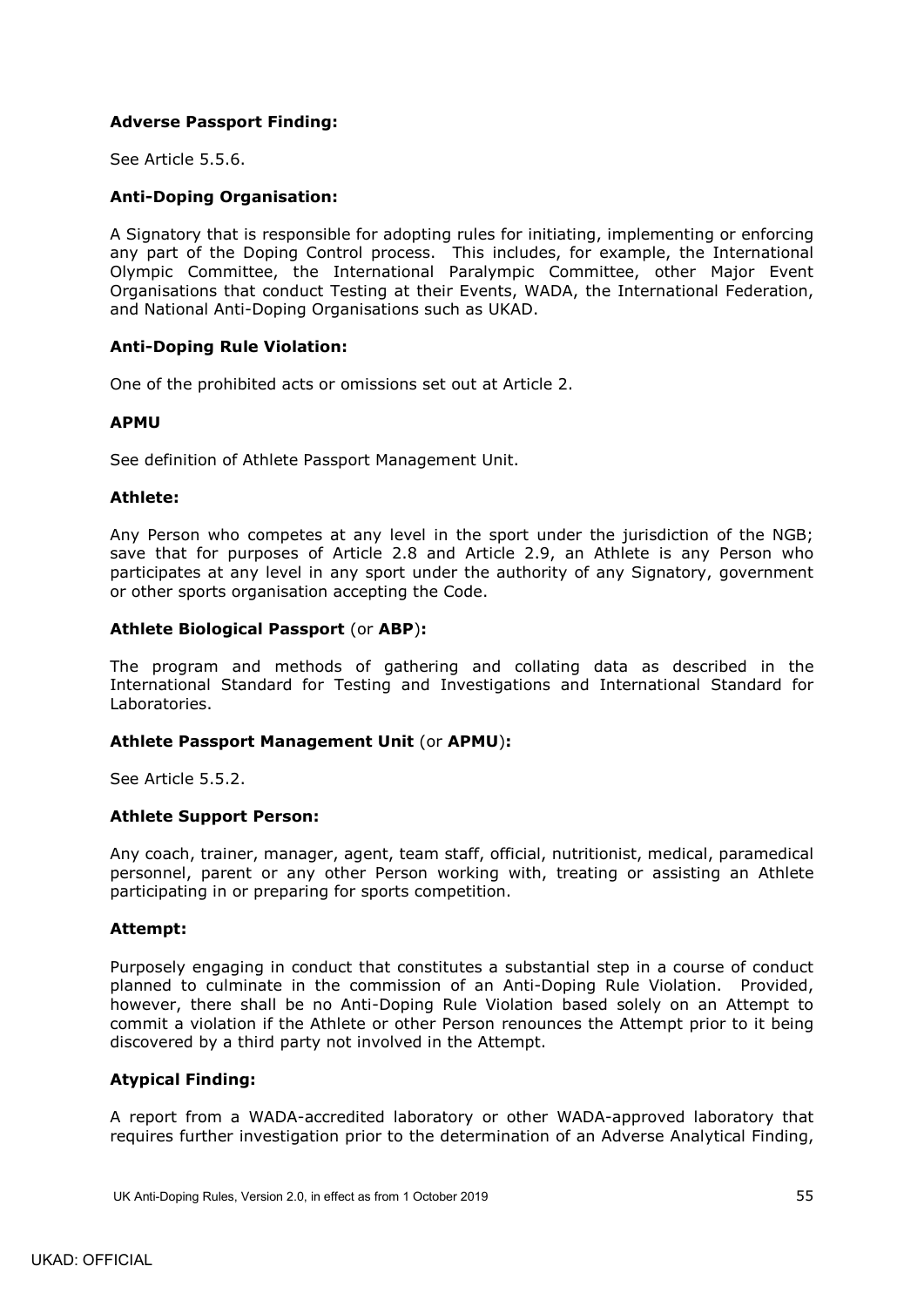**Adverse Passport Finding:**

See Article 5.5.6.

**Anti-Doping Organisation:**

A Signatory that is responsible for adopting rules for initiating, implementing or enforcing any part of the Doping Control process. This includes, for example, the International Olympic Committee, the International Paralympic Committee, other Major Event Organisations that conduct Testing at their Events, WADA, the International Federation, and National Anti-Doping Organisations such as UKAD.

**Anti-Doping Rule Violation:**

One of the prohibited acts or omissions set out at Article 2.

**APMU**

See definition of Athlete Passport Management Unit.

**Athlete:**

Any Person who competes at any level in the sport under the jurisdiction of the NGB; save that for purposes of Article 2.8 and Article 2.9, an Athlete is any Person who participates at any level in any sport under the authority of any Signatory, government or other sports organisation accepting the Code.

**Athlete Biological Passport** (or **ABP**)**:**

The program and methods of gathering and collating data as described in the International Standard for Testing and Investigations and International Standard for Laboratories.

**Athlete Passport Management Unit** (or **APMU**)**:**

See Article 5.5.2.

**Athlete Support Person:**

Any coach, trainer, manager, agent, team staff, official, nutritionist, medical, paramedical personnel, parent or any other Person working with, treating or assisting an Athlete participating in or preparing for sports competition.

**Attempt:**

Purposely engaging in conduct that constitutes a substantial step in a course of conduct planned to culminate in the commission of an Anti-Doping Rule Violation. Provided, however, there shall be no Anti-Doping Rule Violation based solely on an Attempt to commit a violation if the Athlete or other Person renounces the Attempt prior to it being discovered by a third party not involved in the Attempt.

**Atypical Finding:**

A report from a WADA-accredited laboratory or other WADA-approved laboratory that requires further investigation prior to the determination of an Adverse Analytical Finding,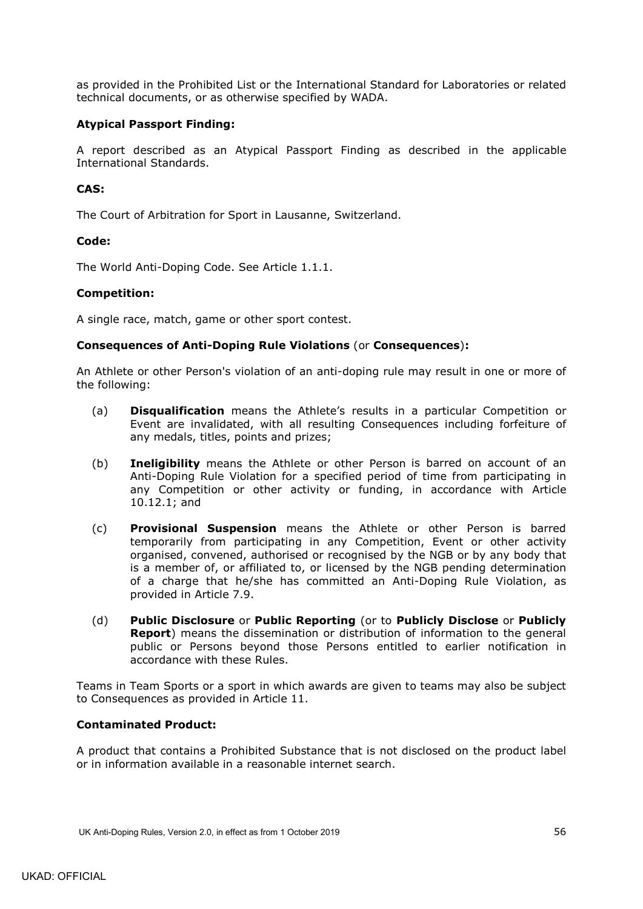as provided in the Prohibited List or the International Standard for Laboratories or related technical documents, or as otherwise specified by WADA.

**Atypical Passport Finding:**

A report described as an Atypical Passport Finding as described in the applicable International Standards.

**CAS:**

The Court of Arbitration for Sport in Lausanne, Switzerland.

**Code:**

The World Anti-Doping Code. See Article 1.1.1.

**Competition:**

A single race, match, game or other sport contest.

**Consequences of Anti-Doping Rule Violations** (or **Consequences**)**:**

An Athlete or other Person's violation of an anti-doping rule may result in one or more of the following:

(a) **Disqualification** means the Athlete's results in a particular Competition or Event are invalidated, with all resulting Consequences including forfeiture of any medals, titles, points and prizes;

(b) **Ineligibility** means the Athlete or other Person is barred on account of an Anti-Doping Rule Violation for a specified period of time from participating in any Competition or other activity or funding, in accordance with Article 10.12.1; and

(c) **Provisional Suspension** means the Athlete or other Person is barred temporarily from participating in any Competition, Event or other activity organised, convened, authorised or recognised by the NGB or by any body that is a member of, or affiliated to, or licensed by the NGB pending determination of a charge that he/she has committed an Anti-Doping Rule Violation, as provided in Article 7.9.

(d) **Public Disclosure** or **Public Reporting** (or to **Publicly Disclose** or **Publicly Report**) means the dissemination or distribution of information to the general public or Persons beyond those Persons entitled to earlier notification in accordance with these Rules.

Teams in Team Sports or a sport in which awards are given to teams may also be subject to Consequences as provided in Article 11.

**Contaminated Product:**

A product that contains a Prohibited Substance that is not disclosed on the product label or in information available in a reasonable internet search.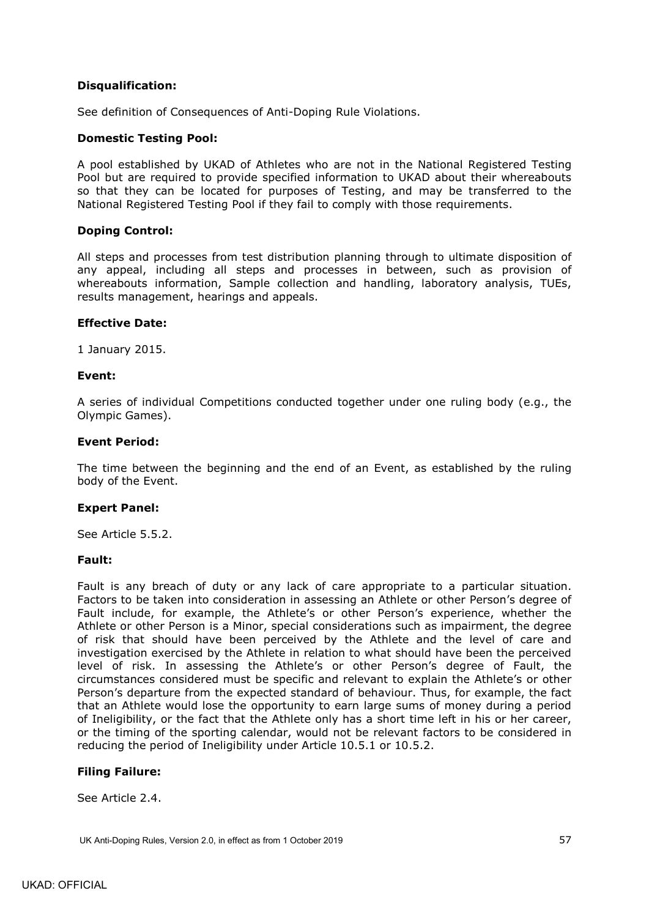**Disqualification:**

See definition of Consequences of Anti-Doping Rule Violations.

**Domestic Testing Pool:**

A pool established by UKAD of Athletes who are not in the National Registered Testing Pool but are required to provide specified information to UKAD about their whereabouts so that they can be located for purposes of Testing, and may be transferred to the National Registered Testing Pool if they fail to comply with those requirements.

**Doping Control:**

All steps and processes from test distribution planning through to ultimate disposition of any appeal, including all steps and processes in between, such as provision of whereabouts information, Sample collection and handling, laboratory analysis, TUEs, results management, hearings and appeals.

**Effective Date:**

1 January 2015.

**Event:**

A series of individual Competitions conducted together under one ruling body (e.g., the Olympic Games).

**Event Period:**

The time between the beginning and the end of an Event, as established by the ruling body of the Event.

**Expert Panel:**

See Article 5.5.2.

**Fault:**

Fault is any breach of duty or any lack of care appropriate to a particular situation. Factors to be taken into consideration in assessing an Athlete or other Person's degree of Fault include, for example, the Athlete's or other Person's experience, whether the Athlete or other Person is a Minor, special considerations such as impairment, the degree of risk that should have been perceived by the Athlete and the level of care and investigation exercised by the Athlete in relation to what should have been the perceived level of risk. In assessing the Athlete's or other Person's degree of Fault, the circumstances considered must be specific and relevant to explain the Athlete's or other Person's departure from the expected standard of behaviour. Thus, for example, the fact that an Athlete would lose the opportunity to earn large sums of money during a period of Ineligibility, or the fact that the Athlete only has a short time left in his or her career, or the timing of the sporting calendar, would not be relevant factors to be considered in reducing the period of Ineligibility under Article 10.5.1 or 10.5.2.

**Filing Failure:**

See Article 2.4.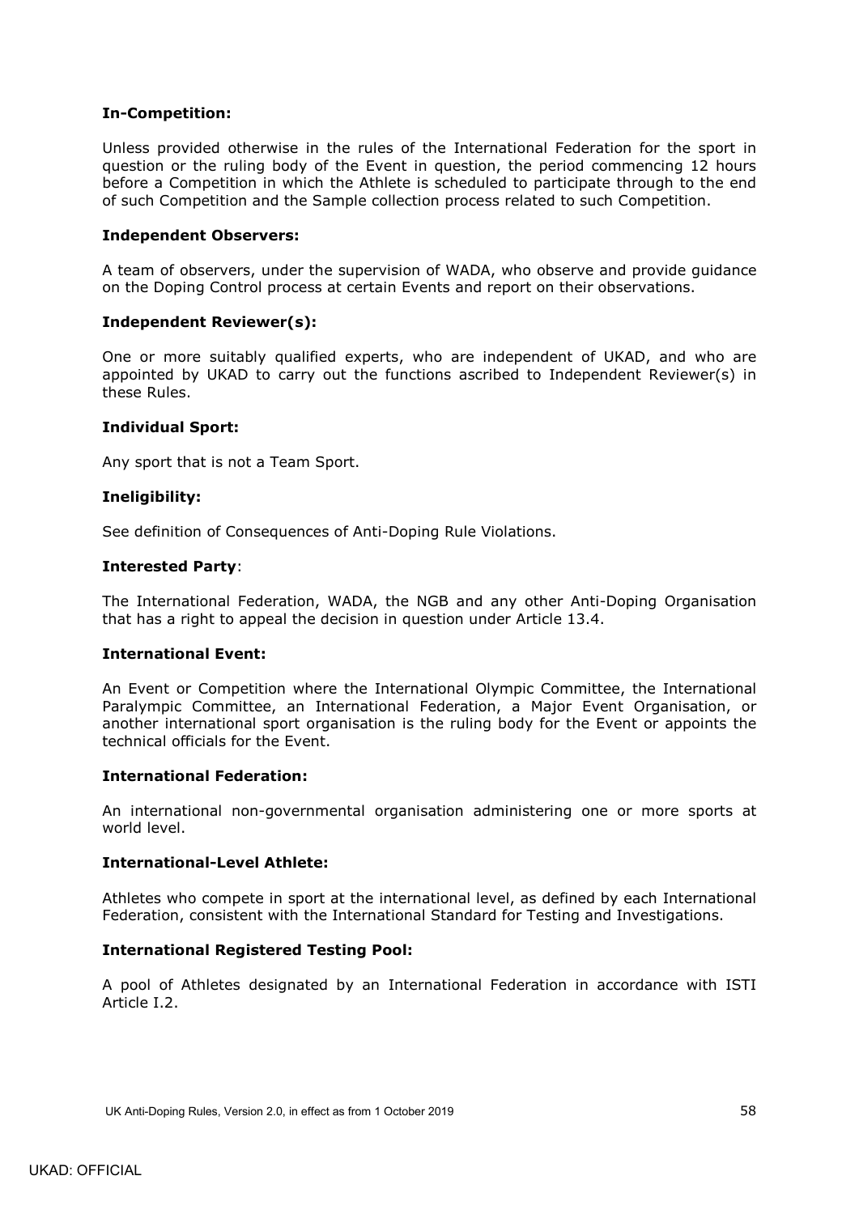**In-Competition:**

Unless provided otherwise in the rules of the International Federation for the sport in question or the ruling body of the Event in question, the period commencing 12 hours before a Competition in which the Athlete is scheduled to participate through to the end of such Competition and the Sample collection process related to such Competition.

**Independent Observers:**

A team of observers, under the supervision of WADA, who observe and provide guidance on the Doping Control process at certain Events and report on their observations.

**Independent Reviewer(s):**

One or more suitably qualified experts, who are independent of UKAD, and who are appointed by UKAD to carry out the functions ascribed to Independent Reviewer(s) in these Rules.

**Individual Sport:**

Any sport that is not a Team Sport.

**Ineligibility:**

See definition of Consequences of Anti-Doping Rule Violations.

**Interested Party**:

The International Federation, WADA, the NGB and any other Anti-Doping Organisation that has a right to appeal the decision in question under Article 13.4.

**International Event:**

An Event or Competition where the International Olympic Committee, the International Paralympic Committee, an International Federation, a Major Event Organisation, or another international sport organisation is the ruling body for the Event or appoints the technical officials for the Event.

**International Federation:**

An international non-governmental organisation administering one or more sports at world level.

**International-Level Athlete:**

Athletes who compete in sport at the international level, as defined by each International Federation, consistent with the International Standard for Testing and Investigations.

**International Registered Testing Pool:**

A pool of Athletes designated by an International Federation in accordance with ISTI Article I.2.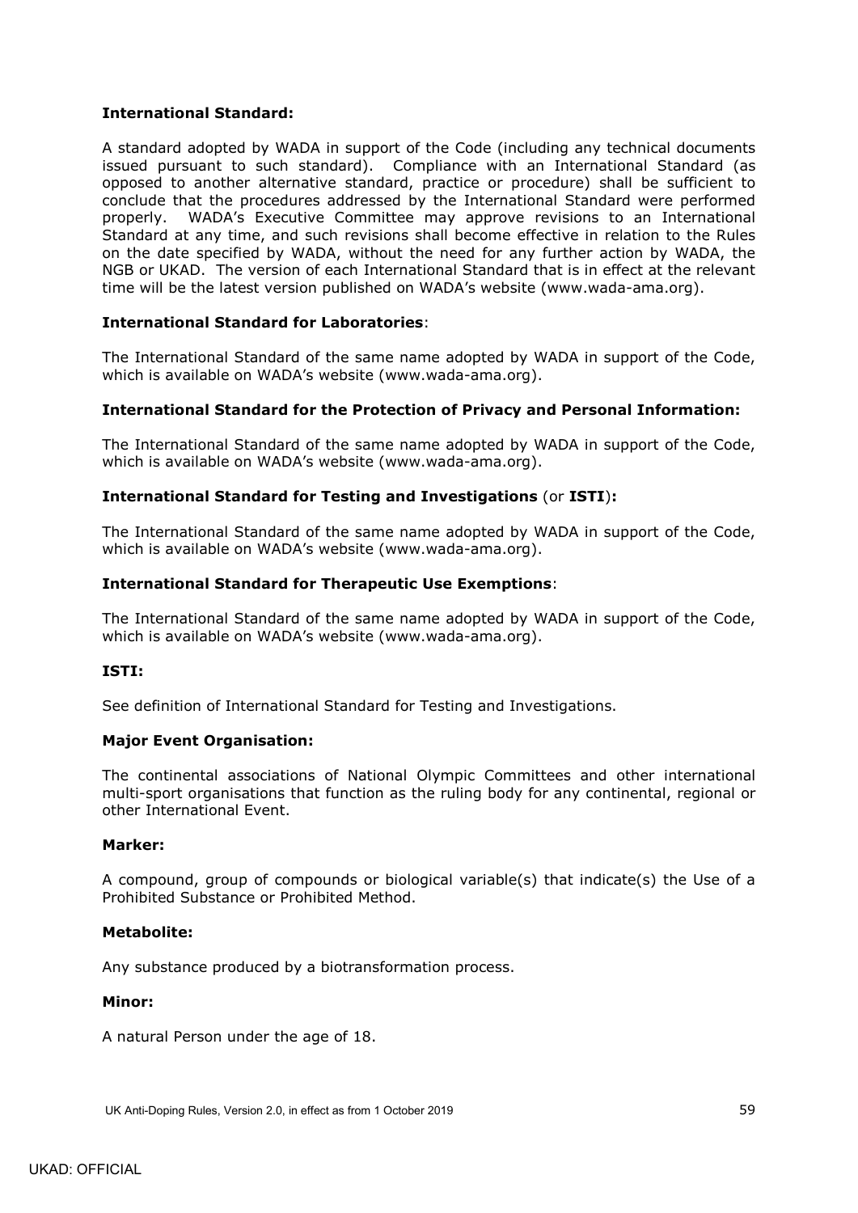**International Standard:**

A standard adopted by WADA in support of the Code (including any technical documents issued pursuant to such standard). Compliance with an International Standard (as opposed to another alternative standard, practice or procedure) shall be sufficient to conclude that the procedures addressed by the International Standard were performed properly. WADA's Executive Committee may approve revisions to an International Standard at any time, and such revisions shall become effective in relation to the Rules on the date specified by WADA, without the need for any further action by WADA, the NGB or UKAD. The version of each International Standard that is in effect at the relevant time will be the latest version published on WADA's website (www.wada-ama.org).

**International Standard for Laboratories**:

The International Standard of the same name adopted by WADA in support of the Code, which is available on WADA's website (www.wada-ama.org).

**International Standard for the Protection of Privacy and Personal Information:**

The International Standard of the same name adopted by WADA in support of the Code, which is available on WADA's website (www.wada-ama.org).

**International Standard for Testing and Investigations** (or **ISTI**)**:**

The International Standard of the same name adopted by WADA in support of the Code, which is available on WADA's website (www.wada-ama.org).

**International Standard for Therapeutic Use Exemptions**:

The International Standard of the same name adopted by WADA in support of the Code, which is available on WADA's website (www.wada-ama.org).

**ISTI:**

See definition of International Standard for Testing and Investigations.

**Major Event Organisation:**

The continental associations of National Olympic Committees and other international multi-sport organisations that function as the ruling body for any continental, regional or other International Event.

**Marker:**

A compound, group of compounds or biological variable(s) that indicate(s) the Use of a Prohibited Substance or Prohibited Method.

**Metabolite:**

Any substance produced by a biotransformation process.

**Minor:**

A natural Person under the age of 18.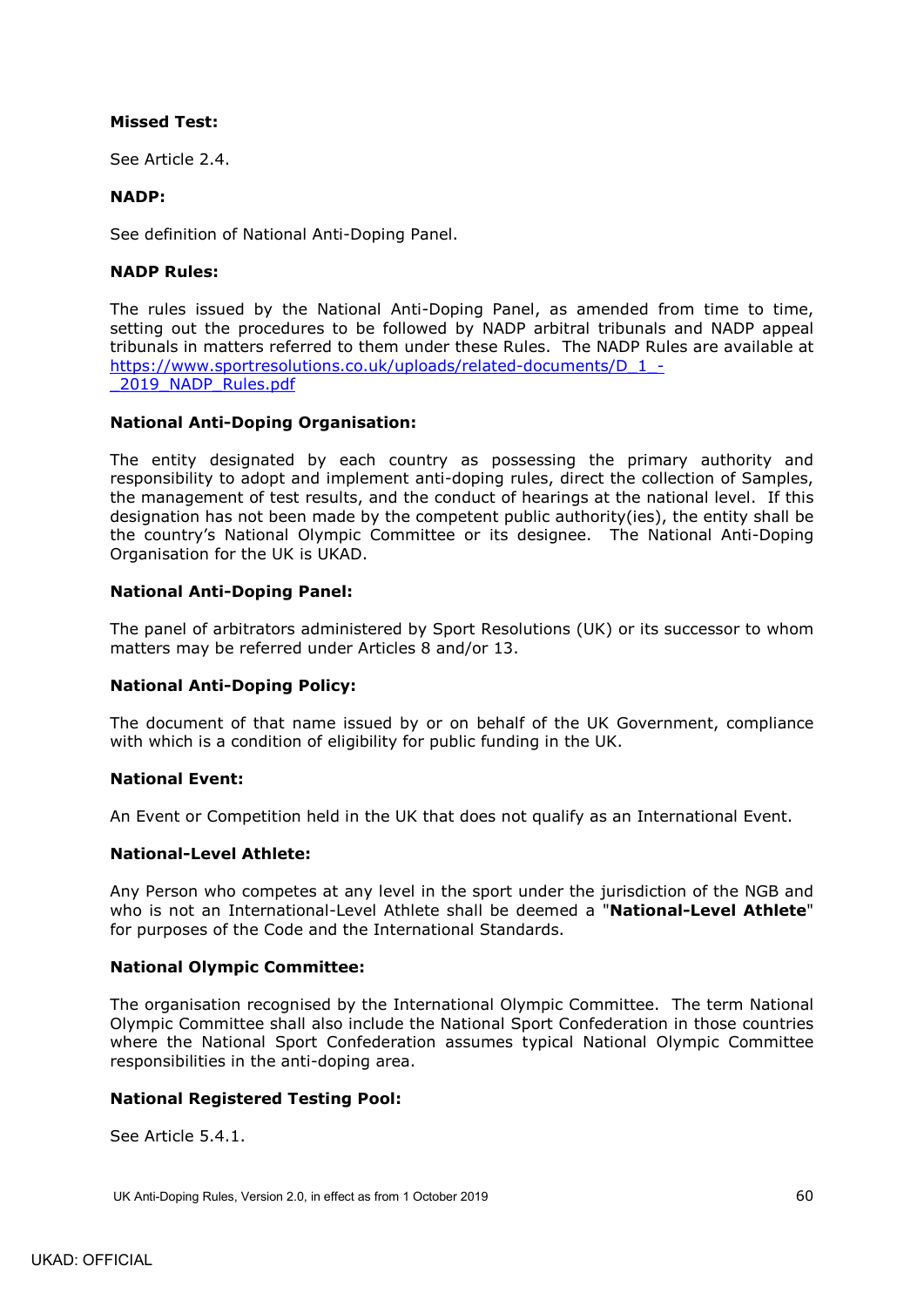**Missed Test:**

See Article 2.4.

**NADP:**

See definition of National Anti-Doping Panel.

**NADP Rules:**

The rules issued by the National Anti-Doping Panel, as amended from time to time, setting out the procedures to be followed by NADP arbitral tribunals and NADP appeal tribunals in matters referred to them under these Rules. The NADP Rules are available at [https://www.sportresolutions.co.uk/uploads/related-documents/D_1_-_2019_NADP_Rules.pdf](https://www.sportresolutions.co.uk/uploads/related-documents/D_1_-_2019_NADP_Rules.pdf)

**National Anti-Doping Organisation:**

The entity designated by each country as possessing the primary authority and responsibility to adopt and implement anti-doping rules, direct the collection of Samples, the management of test results, and the conduct of hearings at the national level. If this designation has not been made by the competent public authority(ies), the entity shall be the country's National Olympic Committee or its designee. The National Anti-Doping Organisation for the UK is UKAD.

**National Anti-Doping Panel:**

The panel of arbitrators administered by Sport Resolutions (UK) or its successor to whom matters may be referred under Articles 8 and/or 13.

**National Anti-Doping Policy:**

The document of that name issued by or on behalf of the UK Government, compliance with which is a condition of eligibility for public funding in the UK.

**National Event:**

An Event or Competition held in the UK that does not qualify as an International Event.

**National-Level Athlete:**

Any Person who competes at any level in the sport under the jurisdiction of the NGB and who is not an International-Level Athlete shall be deemed a "**National-Level Athlete**" for purposes of the Code and the International Standards.

**National Olympic Committee:**

The organisation recognised by the International Olympic Committee. The term National Olympic Committee shall also include the National Sport Confederation in those countries where the National Sport Confederation assumes typical National Olympic Committee responsibilities in the anti-doping area.

**National Registered Testing Pool:**

See Article 5.4.1.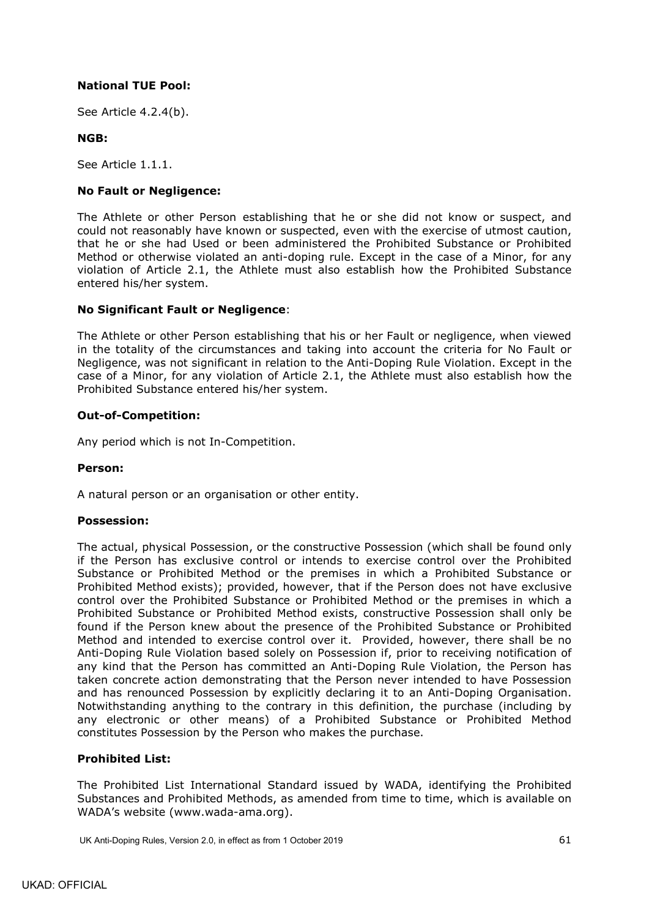**National TUE Pool:**

See Article 4.2.4(b).

**NGB:**

See Article 1.1.1.

**No Fault or Negligence:**

The Athlete or other Person establishing that he or she did not know or suspect, and could not reasonably have known or suspected, even with the exercise of utmost caution, that he or she had Used or been administered the Prohibited Substance or Prohibited Method or otherwise violated an anti-doping rule. Except in the case of a Minor, for any violation of Article 2.1, the Athlete must also establish how the Prohibited Substance entered his/her system.

**No Significant Fault or Negligence**:

The Athlete or other Person establishing that his or her Fault or negligence, when viewed in the totality of the circumstances and taking into account the criteria for No Fault or Negligence, was not significant in relation to the Anti-Doping Rule Violation. Except in the case of a Minor, for any violation of Article 2.1, the Athlete must also establish how the Prohibited Substance entered his/her system.

**Out-of-Competition:**

Any period which is not In-Competition.

**Person:**

A natural person or an organisation or other entity.

**Possession:**

The actual, physical Possession, or the constructive Possession (which shall be found only if the Person has exclusive control or intends to exercise control over the Prohibited Substance or Prohibited Method or the premises in which a Prohibited Substance or Prohibited Method exists); provided, however, that if the Person does not have exclusive control over the Prohibited Substance or Prohibited Method or the premises in which a Prohibited Substance or Prohibited Method exists, constructive Possession shall only be found if the Person knew about the presence of the Prohibited Substance or Prohibited Method and intended to exercise control over it. Provided, however, there shall be no Anti-Doping Rule Violation based solely on Possession if, prior to receiving notification of any kind that the Person has committed an Anti-Doping Rule Violation, the Person has taken concrete action demonstrating that the Person never intended to have Possession and has renounced Possession by explicitly declaring it to an Anti-Doping Organisation. Notwithstanding anything to the contrary in this definition, the purchase (including by any electronic or other means) of a Prohibited Substance or Prohibited Method constitutes Possession by the Person who makes the purchase.

**Prohibited List:**

The Prohibited List International Standard issued by WADA, identifying the Prohibited Substances and Prohibited Methods, as amended from time to time, which is available on WADA's website (www.wada-ama.org).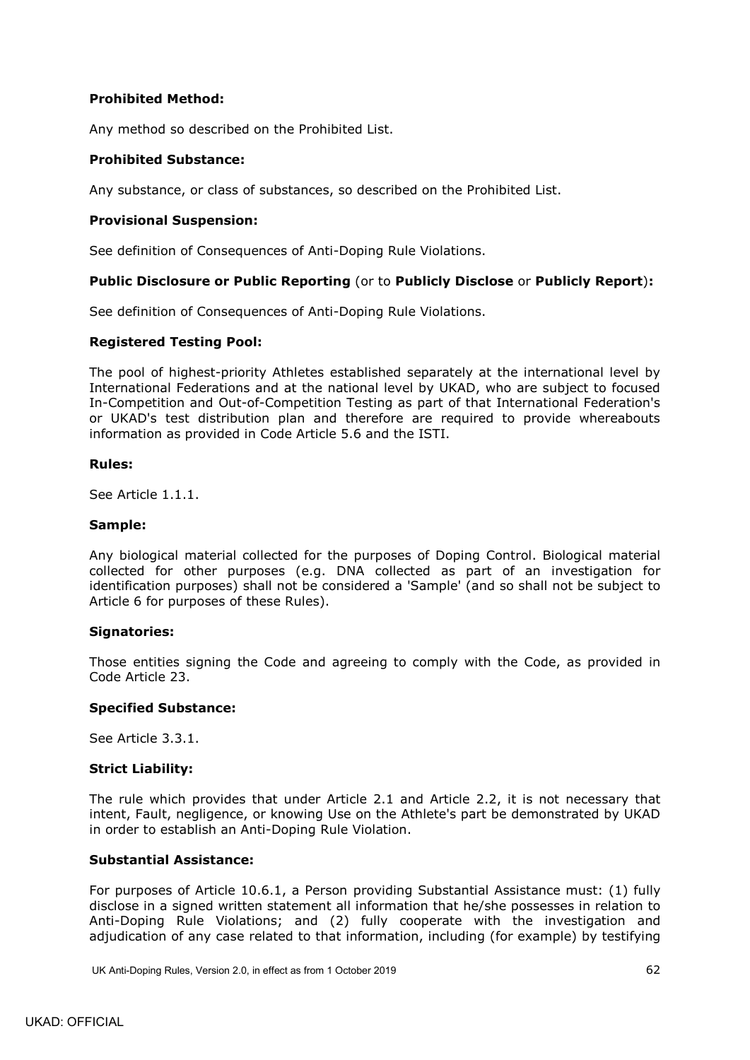**Prohibited Method:**

Any method so described on the Prohibited List.

**Prohibited Substance:**

Any substance, or class of substances, so described on the Prohibited List.

**Provisional Suspension:**

See definition of Consequences of Anti-Doping Rule Violations.

**Public Disclosure or Public Reporting** (or to **Publicly Disclose** or **Publicly Report**)**:**

See definition of Consequences of Anti-Doping Rule Violations.

**Registered Testing Pool:**

The pool of highest-priority Athletes established separately at the international level by International Federations and at the national level by UKAD, who are subject to focused In-Competition and Out-of-Competition Testing as part of that International Federation's or UKAD's test distribution plan and therefore are required to provide whereabouts information as provided in Code Article 5.6 and the ISTI.

**Rules:**

See Article 1.1.1.

**Sample:**

Any biological material collected for the purposes of Doping Control. Biological material collected for other purposes (e.g. DNA collected as part of an investigation for identification purposes) shall not be considered a 'Sample' (and so shall not be subject to Article 6 for purposes of these Rules).

**Signatories:**

Those entities signing the Code and agreeing to comply with the Code, as provided in Code Article 23.

**Specified Substance:**

See Article 3.3.1.

**Strict Liability:**

The rule which provides that under Article 2.1 and Article 2.2, it is not necessary that intent, Fault, negligence, or knowing Use on the Athlete's part be demonstrated by UKAD in order to establish an Anti-Doping Rule Violation.

**Substantial Assistance:**

For purposes of Article 10.6.1, a Person providing Substantial Assistance must: (1) fully disclose in a signed written statement all information that he/she possesses in relation to Anti-Doping Rule Violations; and (2) fully cooperate with the investigation and adjudication of any case related to that information, including (for example) by testifying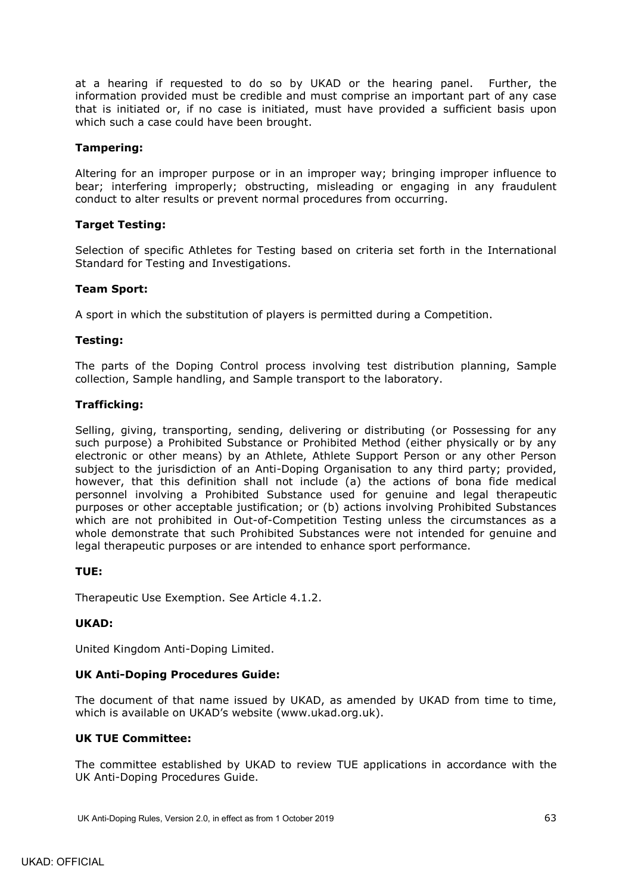at a hearing if requested to do so by UKAD or the hearing panel. Further, the information provided must be credible and must comprise an important part of any case that is initiated or, if no case is initiated, must have provided a sufficient basis upon which such a case could have been brought.

**Tampering:**

Altering for an improper purpose or in an improper way; bringing improper influence to bear; interfering improperly; obstructing, misleading or engaging in any fraudulent conduct to alter results or prevent normal procedures from occurring.

**Target Testing:**

Selection of specific Athletes for Testing based on criteria set forth in the International Standard for Testing and Investigations.

**Team Sport:**

A sport in which the substitution of players is permitted during a Competition.

**Testing:**

The parts of the Doping Control process involving test distribution planning, Sample collection, Sample handling, and Sample transport to the laboratory.

**Trafficking:**

Selling, giving, transporting, sending, delivering or distributing (or Possessing for any such purpose) a Prohibited Substance or Prohibited Method (either physically or by any electronic or other means) by an Athlete, Athlete Support Person or any other Person subject to the jurisdiction of an Anti-Doping Organisation to any third party; provided, however, that this definition shall not include (a) the actions of bona fide medical personnel involving a Prohibited Substance used for genuine and legal therapeutic purposes or other acceptable justification; or (b) actions involving Prohibited Substances which are not prohibited in Out-of-Competition Testing unless the circumstances as a whole demonstrate that such Prohibited Substances were not intended for genuine and legal therapeutic purposes or are intended to enhance sport performance.

**TUE:**

Therapeutic Use Exemption. See Article 4.1.2.

**UKAD:**

United Kingdom Anti-Doping Limited.

**UK Anti-Doping Procedures Guide:**

The document of that name issued by UKAD, as amended by UKAD from time to time, which is available on UKAD's website (www.ukad.org.uk).

**UK TUE Committee:**

The committee established by UKAD to review TUE applications in accordance with the UK Anti-Doping Procedures Guide.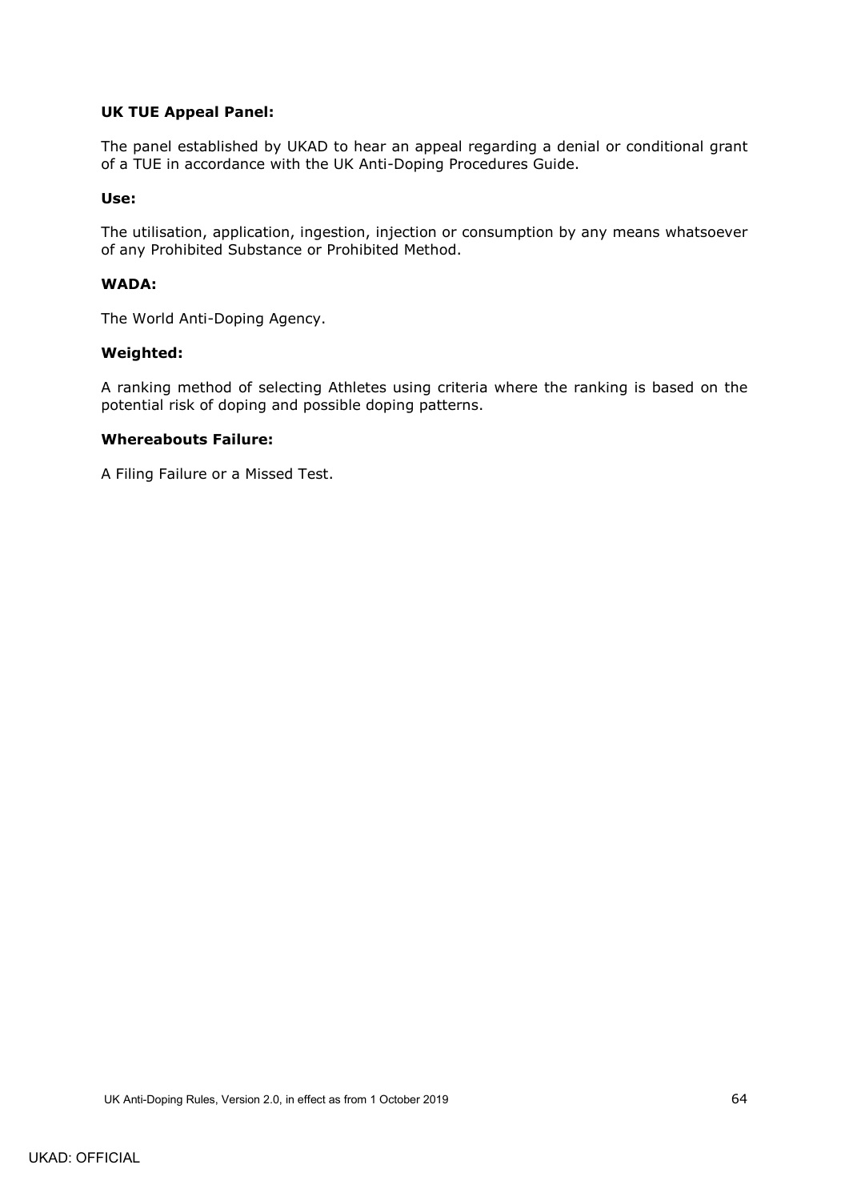**UK TUE Appeal Panel:**

The panel established by UKAD to hear an appeal regarding a denial or conditional grant of a TUE in accordance with the UK Anti-Doping Procedures Guide.

**Use:**

The utilisation, application, ingestion, injection or consumption by any means whatsoever of any Prohibited Substance or Prohibited Method.

**WADA:**

The World Anti-Doping Agency.

**Weighted:**

A ranking method of selecting Athletes using criteria where the ranking is based on the potential risk of doping and possible doping patterns.

**Whereabouts Failure:**

A Filing Failure or a Missed Test.